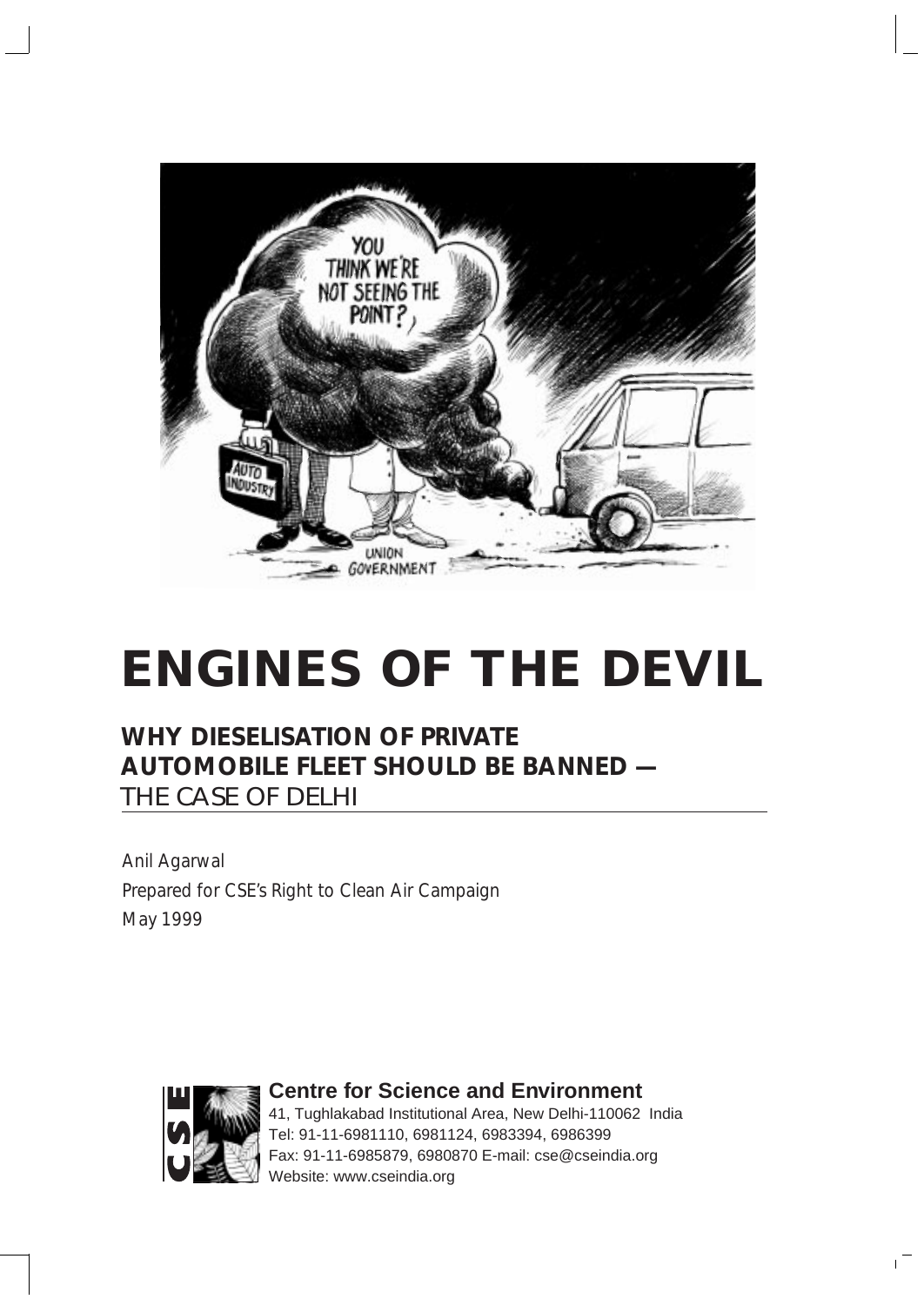# ENGINES OF THE DEVIL

## WHY DIESELISATION OF PRIVATE AUTOMOBILE FLEET SHOULD BE BANNED — THE CASE OF DELHI

Anil Agarwal

Prepared for CSE's Right to Clean Air Campaign

May 1999

**Centre for Science and Environment**

41, Tughlakabad Institutional Area, New Delhi-110062 India

Tel: 91-11-6981110, 6981124, 6983394, 6986399

Fax: 91-11-6985879, 6980870 E-mail: cse@cseindia.org

Website: www.cseindia.org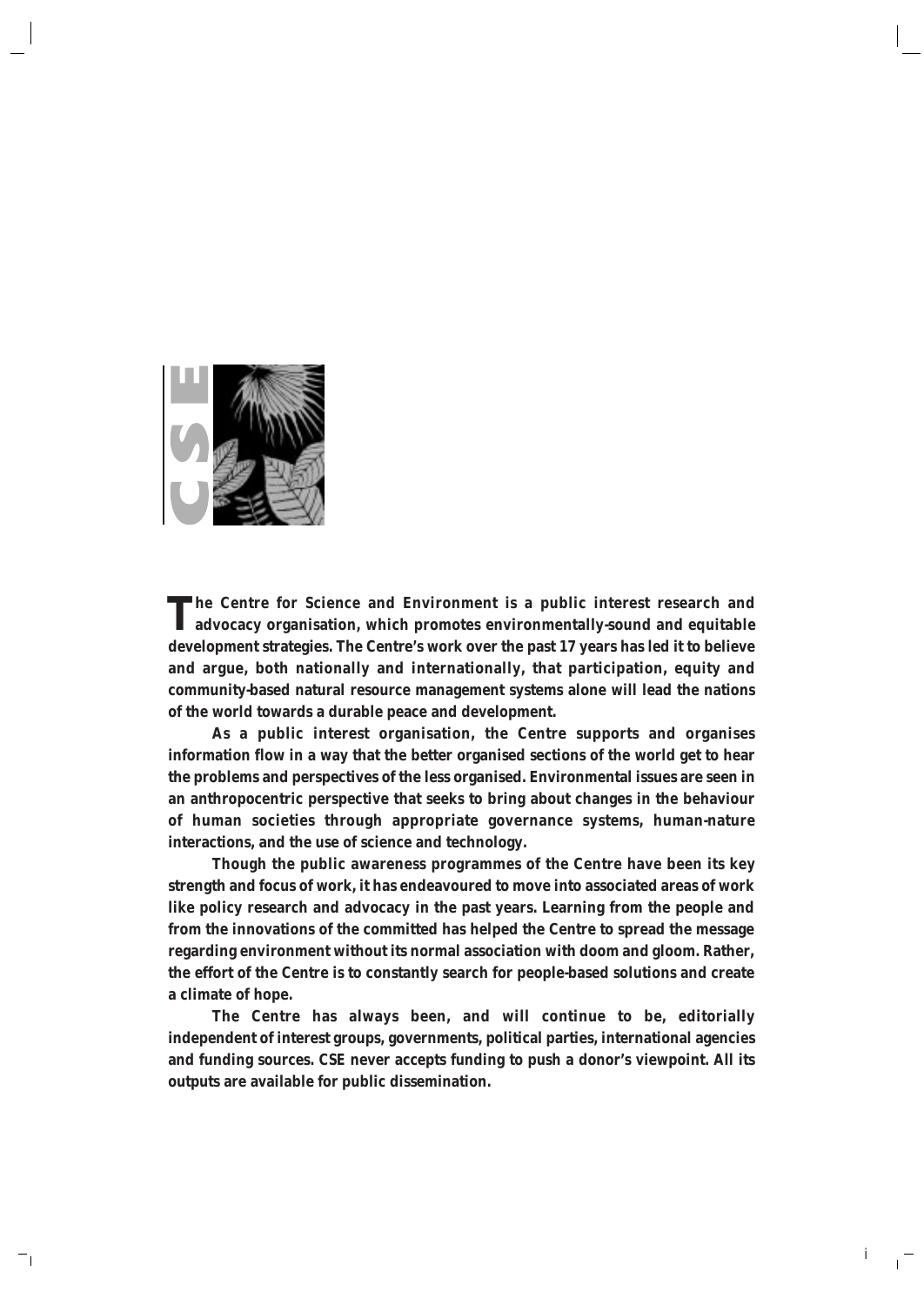**The Centre for Science and Environment is a public interest research and advocacy organisation, which promotes environmentally-sound and equitable development strategies. The Centre's work over the past 17 years has led it to believe and argue, both nationally and internationally, that participation, equity and community-based natural resource management systems alone will lead the nations of the world towards a durable peace and development.**

**As a public interest organisation, the Centre supports and organises information flow in a way that the better organised sections of the world get to hear the problems and perspectives of the less organised. Environmental issues are seen in an anthropocentric perspective that seeks to bring about changes in the behaviour of human societies through appropriate governance systems, human-nature interactions, and the use of science and technology.**

**Though the public awareness programmes of the Centre have been its key strength and focus of work, it has endeavoured to move into associated areas of work like policy research and advocacy in the past years. Learning from the people and from the innovations of the committed has helped the Centre to spread the message regarding environment without its normal association with doom and gloom. Rather, the effort of the Centre is to constantly search for people-based solutions and create a climate of hope.**

**The Centre has always been, and will continue to be, editorially independent of interest groups, governments, political parties, international agencies and funding sources. CSE never accepts funding to push a donor's viewpoint. All its outputs are available for public dissemination.**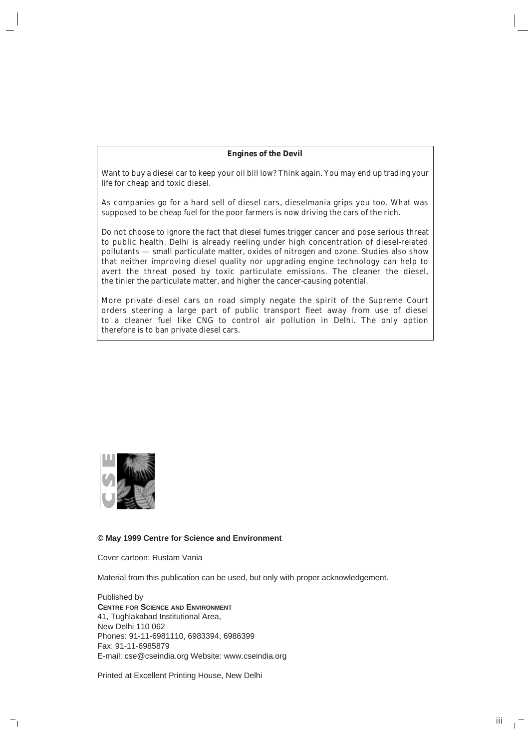**Engines of the Devil**

Want to buy a diesel car to keep your oil bill low? Think again. You may end up trading your life for cheap and toxic diesel.

As companies go for a hard sell of diesel cars, dieselmania grips you too. What was supposed to be cheap fuel for the poor farmers is now driving the cars of the rich.

Do not choose to ignore the fact that diesel fumes trigger cancer and pose serious threat to public health. Delhi is already reeling under high concentration of diesel-related pollutants — small particulate matter, oxides of nitrogen and ozone. Studies also show that neither improving diesel quality nor upgrading engine technology can help to avert the threat posed by toxic particulate emissions. The cleaner the diesel, the tinier the particulate matter, and higher the cancer-causing potential.

More private diesel cars on road simply negate the spirit of the Supreme Court orders steering a large part of public transport fleet away from use of diesel to a cleaner fuel like CNG to control air pollution in Delhi. The only option therefore is to ban private diesel cars.

CSE

**© May 1999 Centre for Science and Environment**

Cover cartoon: Rustam Vania

Material from this publication can be used, but only with proper acknowledgement.

Published by
**CENTRE FOR SCIENCE AND ENVIRONMENT**
41, Tughlakabad Institutional Area,
New Delhi 110 062
Phones: 91-11-6981110, 6983394, 6986399
Fax: 91-11-6985879
E-mail: cse@cseindia.org Website: www.cseindia.org

Printed at Excellent Printing House, New Delhi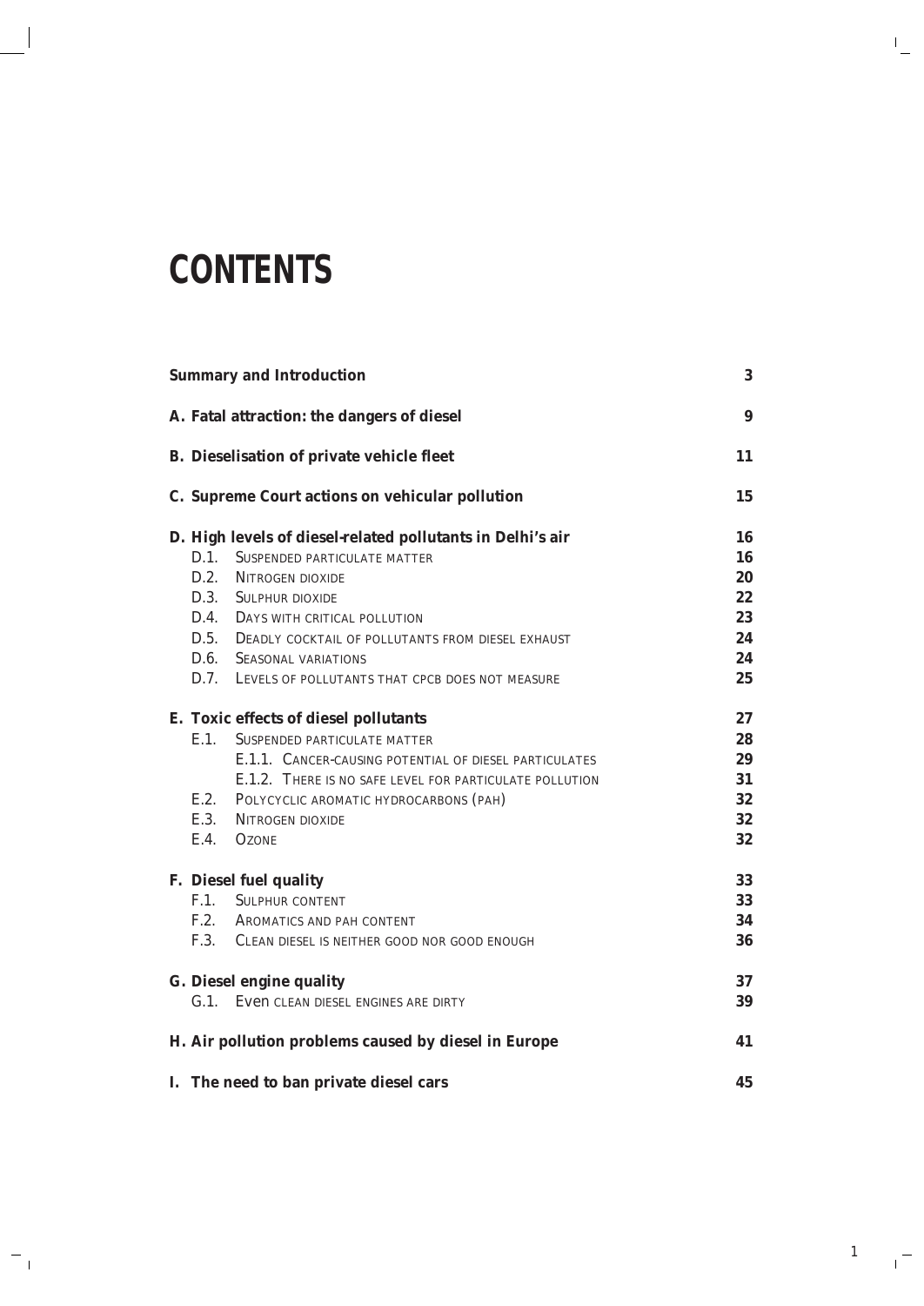# CONTENTS

| | |
|---|---|
| **Summary and Introduction** | **3** |
| **A. Fatal attraction: the dangers of diesel** | **9** |
| **B. Dieselisation of private vehicle fleet** | **11** |
| **C. Supreme Court actions on vehicular pollution** | **15** |
| **D. High levels of diesel-related pollutants in Delhi's air** | **16** |
| D.1. SUSPENDED PARTICULATE MATTER | 16 |
| D.2. NITROGEN DIOXIDE | 20 |
| D.3. SULPHUR DIOXIDE | 22 |
| D.4. DAYS WITH CRITICAL POLLUTION | 23 |
| D.5. DEADLY COCKTAIL OF POLLUTANTS FROM DIESEL EXHAUST | 24 |
| D.6. SEASONAL VARIATIONS | 24 |
| D.7. LEVELS OF POLLUTANTS THAT CPCB DOES NOT MEASURE | 25 |
| **E. Toxic effects of diesel pollutants** | **27** |
| E.1. SUSPENDED PARTICULATE MATTER | 28 |
| E.1.1. CANCER-CAUSING POTENTIAL OF DIESEL PARTICULATES | 29 |
| E.1.2. THERE IS NO SAFE LEVEL FOR PARTICULATE POLLUTION | 31 |
| E.2. POLYCYCLIC AROMATIC HYDROCARBONS (PAH) | 32 |
| E.3. NITROGEN DIOXIDE | 32 |
| E.4. OZONE | 32 |
| **F. Diesel fuel quality** | **33** |
| F.1. SULPHUR CONTENT | 33 |
| F.2. AROMATICS AND PAH CONTENT | 34 |
| F.3. CLEAN DIESEL IS NEITHER GOOD NOR GOOD ENOUGH | 36 |
| **G. Diesel engine quality** | **37** |
| G.1. Even CLEAN DIESEL ENGINES ARE DIRTY | 39 |
| **H. Air pollution problems caused by diesel in Europe** | **41** |
| **I. The need to ban private diesel cars** | **45** |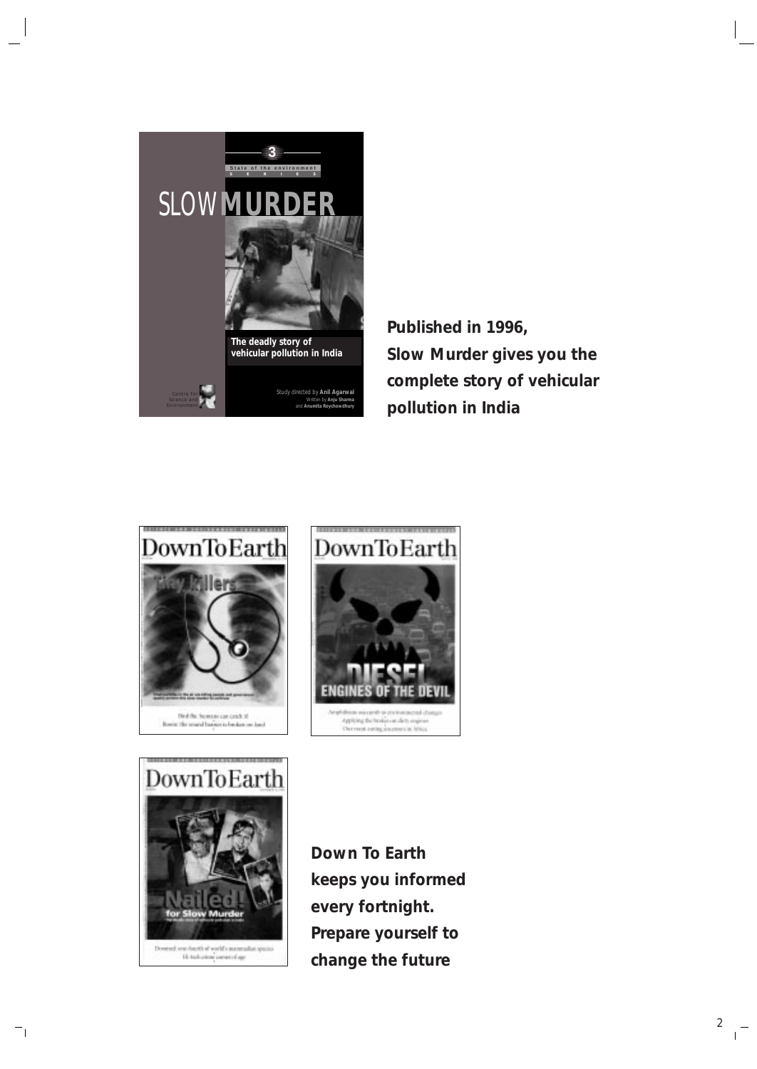**Published in 1996, Slow Murder gives you the complete story of vehicular pollution in India**

**Down To Earth keeps you informed every fortnight. Prepare yourself to change the future**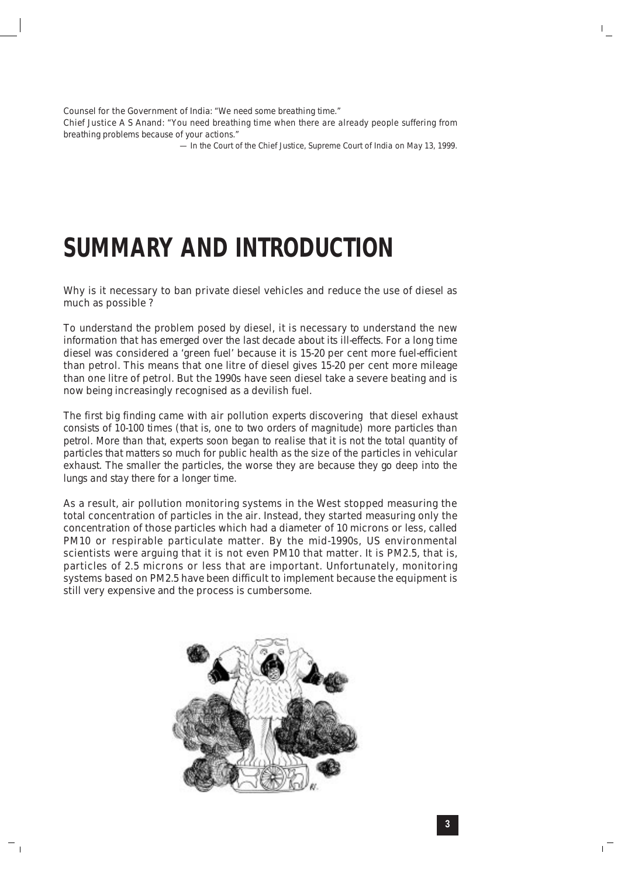*Counsel for the Government of India: "We need some breathing time."*
*Chief Justice A S Anand: "You need breathing time when there are already people suffering from breathing problems because of your actions."*

*— In the Court of the Chief Justice, Supreme Court of India on May 13, 1999.*

# SUMMARY AND INTRODUCTION

Why is it necessary to ban private diesel vehicles and reduce the use of diesel as much as possible ?

To understand the problem posed by diesel, it is necessary to understand the new information that has emerged over the last decade about its ill-effects. For a long time diesel was considered a 'green fuel' because it is 15-20 per cent more fuel-efficient than petrol. This means that one litre of diesel gives 15-20 per cent more mileage than one litre of petrol. But the 1990s have seen diesel take a severe beating and is now being increasingly recognised as a devilish fuel.

The first big finding came with air pollution experts discovering that diesel exhaust consists of 10-100 times (that is, one to two orders of magnitude) more particles than petrol. More than that, experts soon began to realise that it is not the total quantity of particles that matters so much for public health as the size of the particles in vehicular exhaust. The smaller the particles, the worse they are because they go deep into the lungs and stay there for a longer time.

As a result, air pollution monitoring systems in the West stopped measuring the total concentration of particles in the air. Instead, they started measuring only the concentration of those particles which had a diameter of 10 microns or less, called PM10 or respirable particulate matter. By the mid-1990s, US environmental scientists were arguing that it is not even PM10 that matter. It is PM2.5, that is, particles of 2.5 microns or less that are important. Unfortunately, monitoring systems based on PM2.5 have been difficult to implement because the equipment is still very expensive and the process is cumbersome.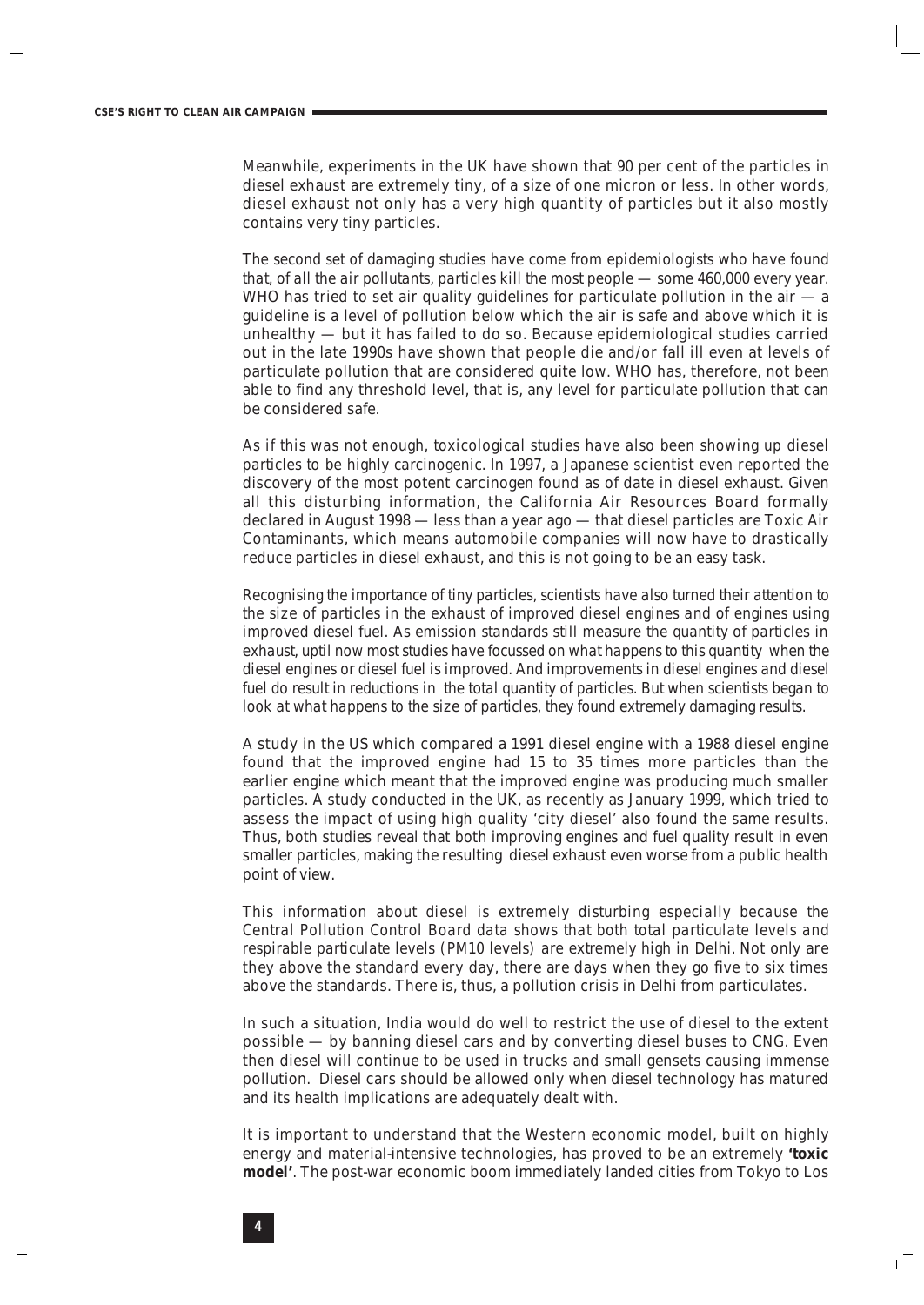Meanwhile, experiments in the UK have shown that 90 per cent of the particles in diesel exhaust are extremely tiny, of a size of one micron or less. In other words, diesel exhaust not only has a very high quantity of particles but it also mostly contains very tiny particles.

The second set of damaging studies have come from epidemiologists who have found that, of all the air pollutants, particles kill the most people — some 460,000 every year. WHO has tried to set air quality guidelines for particulate pollution in the air — a guideline is a level of pollution below which the air is safe and above which it is unhealthy — but it has failed to do so. Because epidemiological studies carried out in the late 1990s have shown that people die and/or fall ill even at levels of particulate pollution that are considered quite low. WHO has, therefore, not been able to find any threshold level, that is, any level for particulate pollution that can be considered safe.

As if this was not enough, toxicological studies have also been showing up diesel particles to be highly carcinogenic. In 1997, a Japanese scientist even reported the discovery of the most potent carcinogen found as of date in diesel exhaust. Given all this disturbing information, the California Air Resources Board formally declared in August 1998 — less than a year ago — that diesel particles are Toxic Air Contaminants, which means automobile companies will now have to drastically reduce particles in diesel exhaust, and this is not going to be an easy task.

Recognising the importance of tiny particles, scientists have also turned their attention to the size of particles in the exhaust of improved diesel engines and of engines using improved diesel fuel. As emission standards still measure the quantity of particles in exhaust, uptil now most studies have focussed on what happens to this quantity when the diesel engines or diesel fuel is improved. And improvements in diesel engines and diesel fuel do result in reductions in the total quantity of particles. But when scientists began to look at what happens to the size of particles, they found extremely damaging results.

A study in the US which compared a 1991 diesel engine with a 1988 diesel engine found that the improved engine had 15 to 35 times more particles than the earlier engine which meant that the improved engine was producing much smaller particles. A study conducted in the UK, as recently as January 1999, which tried to assess the impact of using high quality 'city diesel' also found the same results. Thus, both studies reveal that both improving engines and fuel quality result in even smaller particles, making the resulting diesel exhaust even worse from a public health point of view.

This information about diesel is extremely disturbing especially because the Central Pollution Control Board data shows that both total particulate levels and respirable particulate levels (PM10 levels) are extremely high in Delhi. Not only are they above the standard every day, there are days when they go five to six times above the standards. There is, thus, a pollution crisis in Delhi from particulates.

In such a situation, India would do well to restrict the use of diesel to the extent possible — by banning diesel cars and by converting diesel buses to CNG. Even then diesel will continue to be used in trucks and small gensets causing immense pollution. Diesel cars should be allowed only when diesel technology has matured and its health implications are adequately dealt with.

It is important to understand that the Western economic model, built on highly energy and material-intensive technologies, has proved to be an extremely **'toxic model'**. The post-war economic boom immediately landed cities from Tokyo to Los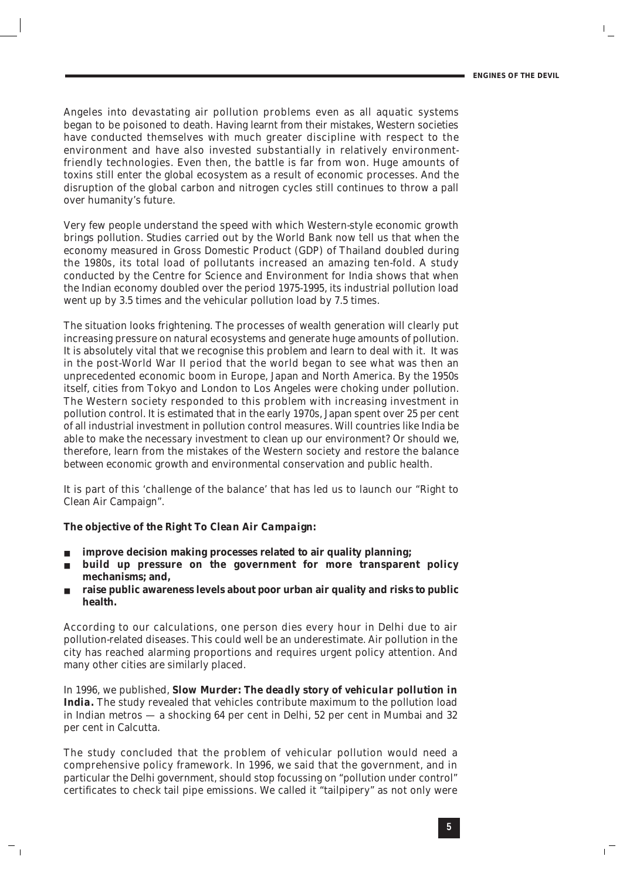Angeles into devastating air pollution problems even as all aquatic systems began to be poisoned to death. Having learnt from their mistakes, Western societies have conducted themselves with much greater discipline with respect to the environment and have also invested substantially in relatively environment-friendly technologies. Even then, the battle is far from won. Huge amounts of toxins still enter the global ecosystem as a result of economic processes. And the disruption of the global carbon and nitrogen cycles still continues to throw a pall over humanity's future.

Very few people understand the speed with which Western-style economic growth brings pollution. Studies carried out by the World Bank now tell us that when the economy measured in Gross Domestic Product (GDP) of Thailand doubled during the 1980s, its total load of pollutants increased an amazing ten-fold. A study conducted by the Centre for Science and Environment for India shows that when the Indian economy doubled over the period 1975-1995, its industrial pollution load went up by 3.5 times and the vehicular pollution load by 7.5 times.

The situation looks frightening. The processes of wealth generation will clearly put increasing pressure on natural ecosystems and generate huge amounts of pollution. It is absolutely vital that we recognise this problem and learn to deal with it. It was in the post-World War II period that the world began to see what was then an unprecedented economic boom in Europe, Japan and North America. By the 1950s itself, cities from Tokyo and London to Los Angeles were choking under pollution. The Western society responded to this problem with increasing investment in pollution control. It is estimated that in the early 1970s, Japan spent over 25 per cent of all industrial investment in pollution control measures. Will countries like India be able to make the necessary investment to clean up our environment? Or should we, therefore, learn from the mistakes of the Western society and restore the balance between economic growth and environmental conservation and public health.

It is part of this 'challenge of the balance' that has led us to launch our "Right to Clean Air Campaign".

**The objective of the *Right To Clean Air Campaign*:**

- **improve decision making processes related to air quality planning;**
- **build up pressure on the government for more transparent policy mechanisms; and,**
- **raise public awareness levels about poor urban air quality and risks to public health.**

According to our calculations, one person dies every hour in Delhi due to air pollution-related diseases. This could well be an underestimate. Air pollution in the city has reached alarming proportions and requires urgent policy attention. And many other cities are similarly placed.

In 1996, we published, ***Slow Murder: The deadly story of vehicular pollution in India.*** The study revealed that vehicles contribute maximum to the pollution load in Indian metros — a shocking 64 per cent in Delhi, 52 per cent in Mumbai and 32 per cent in Calcutta.

The study concluded that the problem of vehicular pollution would need a comprehensive policy framework. In 1996, we said that the government, and in particular the Delhi government, should stop focussing on "pollution under control" certificates to check tail pipe emissions. We called it "tailpipery" as not only were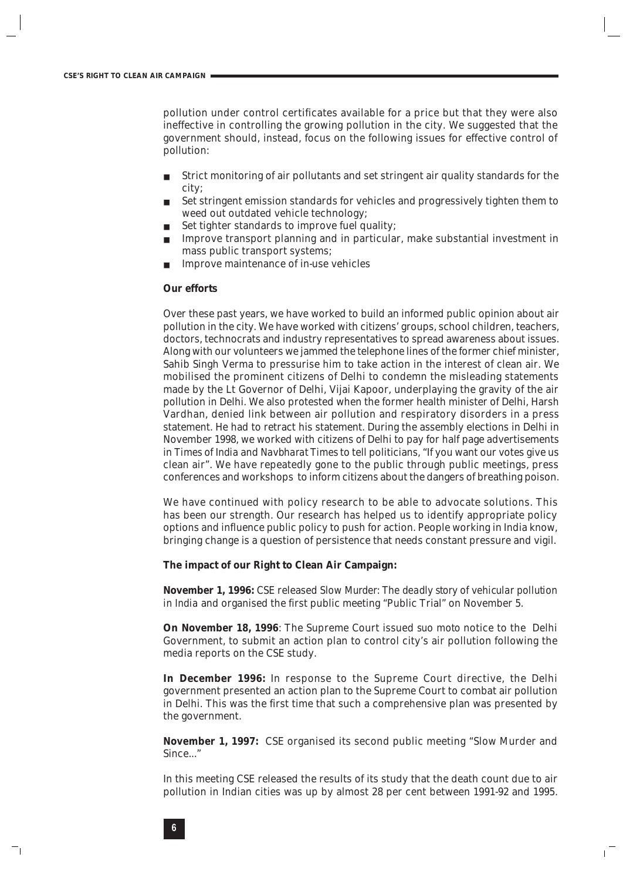pollution under control certificates available for a price but that they were also ineffective in controlling the growing pollution in the city. We suggested that the government should, instead, focus on the following issues for effective control of pollution:

- Strict monitoring of air pollutants and set stringent air quality standards for the city;
- Set stringent emission standards for vehicles and progressively tighten them to weed out outdated vehicle technology;
- Set tighter standards to improve fuel quality;
- Improve transport planning and in particular, make substantial investment in mass public transport systems;
- Improve maintenance of in-use vehicles

**Our efforts**

Over these past years, we have worked to build an informed public opinion about air pollution in the city. We have worked with citizens' groups, school children, teachers, doctors, technocrats and industry representatives to spread awareness about issues. Along with our volunteers we jammed the telephone lines of the former chief minister, Sahib Singh Verma to pressurise him to take action in the interest of clean air. We mobilised the prominent citizens of Delhi to condemn the misleading statements made by the Lt Governor of Delhi, Vijai Kapoor, underplaying the gravity of the air pollution in Delhi. We also protested when the former health minister of Delhi, Harsh Vardhan, denied link between air pollution and respiratory disorders in a press statement. He had to retract his statement. During the assembly elections in Delhi in November 1998, we worked with citizens of Delhi to pay for half page advertisements in *Times of India* and *Navbharat Times* to tell politicians, "If you want our votes give us clean air". We have repeatedly gone to the public through public meetings, press conferences and workshops to inform citizens about the dangers of breathing poison.

We have continued with policy research to be able to advocate solutions. This has been our strength. Our research has helped us to identify appropriate policy options and influence public policy to push for action. People working in India know, bringing change is a question of persistence that needs constant pressure and vigil.

**The impact of our Right to Clean Air Campaign:**

**November 1, 1996:** CSE released *Slow Murder: The deadly story of vehicular pollution in India* and organised the first public meeting "Public Trial" on November 5.

**On November 18, 1996**: The Supreme Court issued *suo moto* notice to the Delhi Government, to submit an action plan to control city's air pollution following the media reports on the CSE study.

**In December 1996:** In response to the Supreme Court directive, the Delhi government presented an action plan to the Supreme Court to combat air pollution in Delhi. This was the first time that such a comprehensive plan was presented by the government.

**November 1, 1997:** CSE organised its second public meeting "Slow Murder and Since..."

In this meeting CSE released the results of its study that the death count due to air pollution in Indian cities was up by almost 28 per cent between 1991-92 and 1995.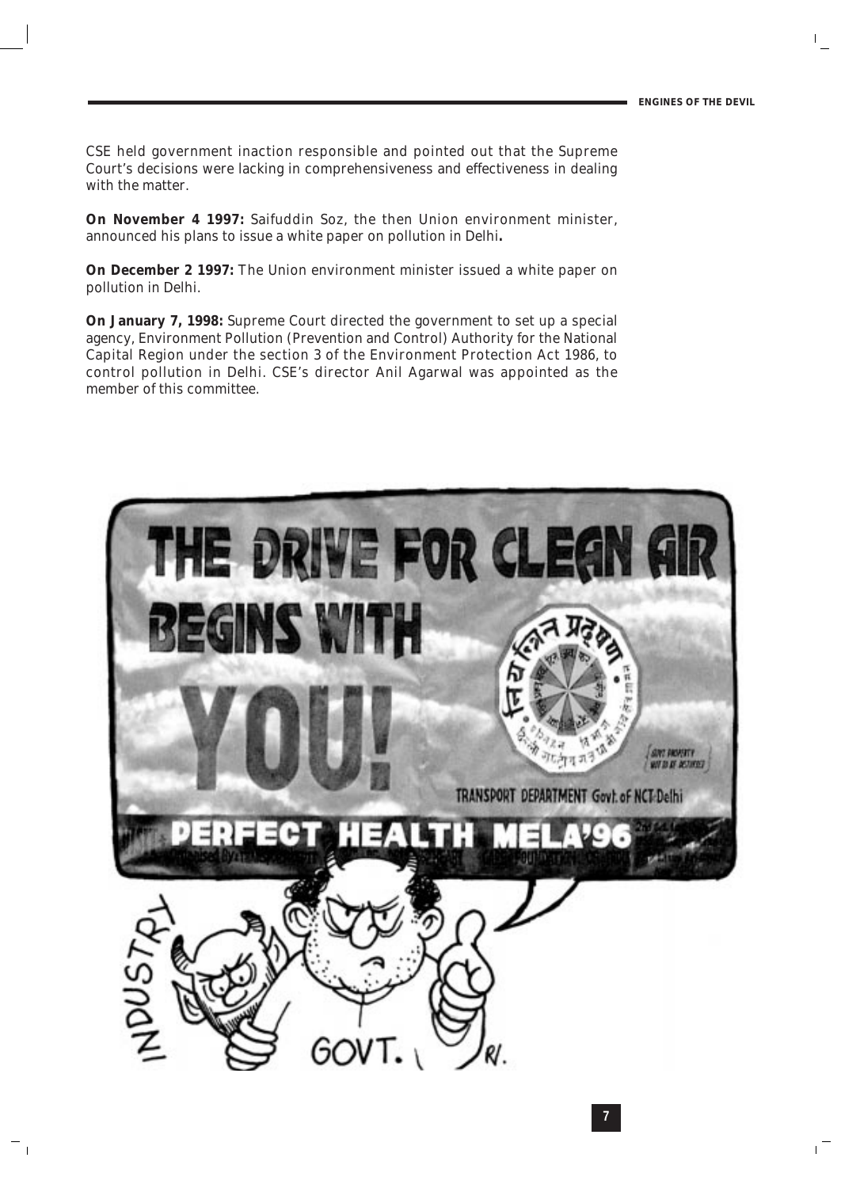CSE held government inaction responsible and pointed out that the Supreme Court's decisions were lacking in comprehensiveness and effectiveness in dealing with the matter.

**On November 4 1997:** Saifuddin Soz, the then Union environment minister, announced his plans to issue a white paper on pollution in Delhi**.**

**On December 2 1997:** The Union environment minister issued a white paper on pollution in Delhi.

**On January 7, 1998:** Supreme Court directed the government to set up a special agency, Environment Pollution (Prevention and Control) Authority for the National Capital Region under the section 3 of the Environment Protection Act 1986, to control pollution in Delhi. CSE's director Anil Agarwal was appointed as the member of this committee.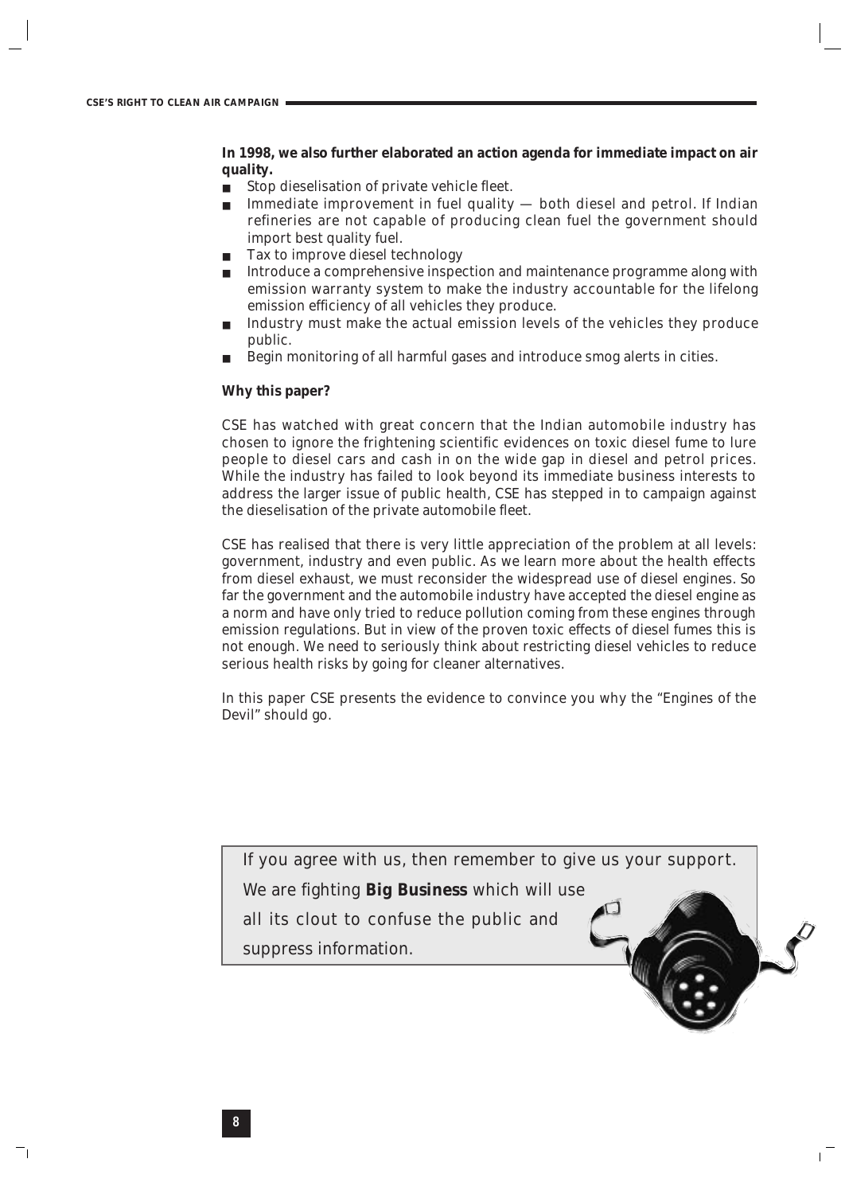**In 1998, we also further elaborated an action agenda for immediate impact on air quality.**

- Stop dieselisation of private vehicle fleet.
- Immediate improvement in fuel quality — both diesel and petrol. If Indian refineries are not capable of producing clean fuel the government should import best quality fuel.
- Tax to improve diesel technology
- Introduce a comprehensive inspection and maintenance programme along with emission warranty system to make the industry accountable for the lifelong emission efficiency of all vehicles they produce.
- Industry must make the actual emission levels of the vehicles they produce public.
- Begin monitoring of all harmful gases and introduce smog alerts in cities.

**Why this paper?**

CSE has watched with great concern that the Indian automobile industry has chosen to ignore the frightening scientific evidences on toxic diesel fume to lure people to diesel cars and cash in on the wide gap in diesel and petrol prices. While the industry has failed to look beyond its immediate business interests to address the larger issue of public health, CSE has stepped in to campaign against the dieselisation of the private automobile fleet.

CSE has realised that there is very little appreciation of the problem at all levels: government, industry and even public. As we learn more about the health effects from diesel exhaust, we must reconsider the widespread use of diesel engines. So far the government and the automobile industry have accepted the diesel engine as a norm and have only tried to reduce pollution coming from these engines through emission regulations. But in view of the proven toxic effects of diesel fumes this is not enough. We need to seriously think about restricting diesel vehicles to reduce serious health risks by going for cleaner alternatives.

In this paper CSE presents the evidence to convince you why the "Engines of the Devil" should go.

If you agree with us, then remember to give us your support. We are fighting **Big Business** which will use all its clout to confuse the public and suppress information.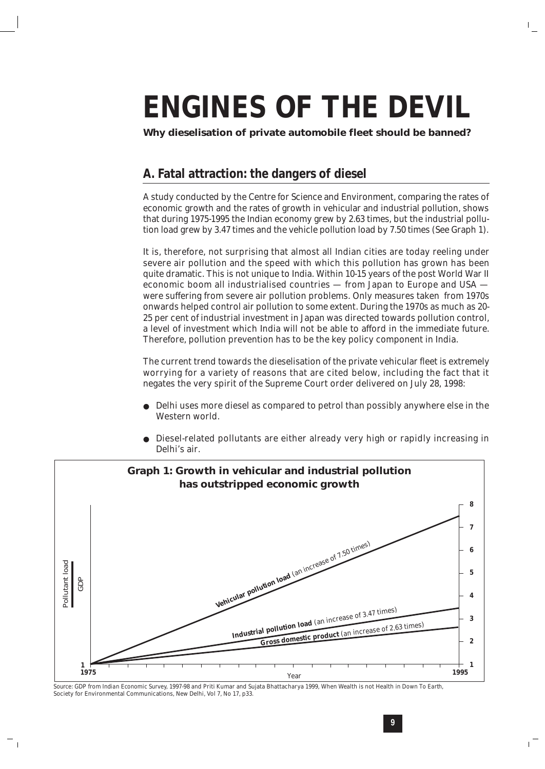# ENGINES OF THE DEVIL

**Why dieselisation of private automobile fleet should be banned?**

## A. Fatal attraction: the dangers of diesel

A study conducted by the Centre for Science and Environment, comparing the rates of economic growth and the rates of growth in vehicular and industrial pollution, shows that during 1975-1995 the Indian economy grew by 2.63 times, but the industrial pollution load grew by 3.47 times and the vehicle pollution load by 7.50 times (See Graph 1).

It is, therefore, not surprising that almost all Indian cities are today reeling under severe air pollution and the speed with which this pollution has grown has been quite dramatic. This is not unique to India. Within 10-15 years of the post World War II economic boom all industrialised countries — from Japan to Europe and USA — were suffering from severe air pollution problems. Only measures taken from 1970s onwards helped control air pollution to some extent. During the 1970s as much as 20-25 per cent of industrial investment in Japan was directed towards pollution control, a level of investment which India will not be able to afford in the immediate future. Therefore, pollution prevention has to be the key policy component in India.

The current trend towards the dieselisation of the private vehicular fleet is extremely worrying for a variety of reasons that are cited below, including the fact that it negates the very spirit of the Supreme Court order delivered on July 28, 1998:

- Delhi uses more diesel as compared to petrol than possibly anywhere else in the Western world.
- Diesel-related pollutants are either already very high or rapidly increasing in Delhi's air.

**Graph 1: Growth in vehicular and industrial pollution has outstripped economic growth**

Pollutant load / GDP (y-axis, 1 to 8) vs Year (1975 to 1995):
- **Vehicular pollution load** (an increase of 7.50 times)
- **Industrial pollution load** (an increase of 3.47 times)
- **Gross domestic product** (an increase of 2.63 times)

Source: GDP from Indian Economic Survey, 1997-98 and Priti Kumar and Sujata Bhattacharya 1999, When Wealth is not Health in Down To Earth, Society for Environmental Communications, New Delhi, Vol 7, No 17, p33.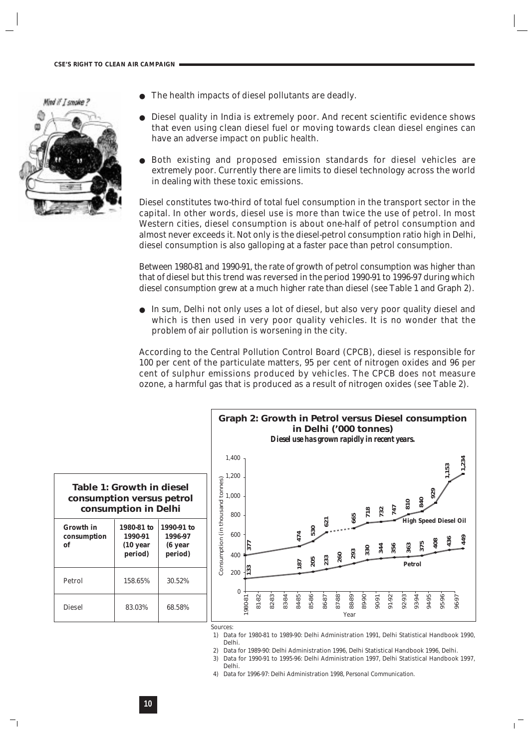- The health impacts of diesel pollutants are deadly.
- Diesel quality in India is extremely poor. And recent scientific evidence shows that even using clean diesel fuel or moving towards clean diesel engines can have an adverse impact on public health.
- Both existing and proposed emission standards for diesel vehicles are extremely poor. Currently there are limits to diesel technology across the world in dealing with these toxic emissions.

Diesel constitutes two-third of total fuel consumption in the transport sector in the capital. In other words, diesel use is more than twice the use of petrol. In most Western cities, diesel consumption is about one-half of petrol consumption and almost never exceeds it. Not only is the diesel-petrol consumption ratio high in Delhi, diesel consumption is also galloping at a faster pace than petrol consumption.

Between 1980-81 and 1990-91, the rate of growth of petrol consumption was higher than that of diesel but this trend was reversed in the period 1990-91 to 1996-97 during which diesel consumption grew at a much higher rate than diesel (see Table 1 and Graph 2).

- In sum, Delhi not only uses a lot of diesel, but also very poor quality diesel and which is then used in very poor quality vehicles. It is no wonder that the problem of air pollution is worsening in the city.

According to the Central Pollution Control Board (CPCB), diesel is responsible for 100 per cent of the particulate matters, 95 per cent of nitrogen oxides and 96 per cent of sulphur emissions produced by vehicles. The CPCB does not measure ozone, a harmful gas that is produced as a result of nitrogen oxides (see Table 2).

**Table 1: Growth in diesel consumption versus petrol consumption in Delhi**

| Growth in consumption of | 1980-81 to 1990-91 (10 year period) | 1990-91 to 1996-97 (6 year period) |
|---|---|---|
| Petrol | 158.65% | 30.52% |
| Diesel | 83.03% | 68.58% |

**Graph 2: Growth in Petrol versus Diesel consumption in Delhi ('000 tonnes)**

*Diesel use has grown rapidly in recent years.*

| Year | High Speed Diesel Oil | Petrol |
|---|---|---|
| 1980-81 | 377 | 133 |
| 84-85 | 474 | 187 |
| 85-86 | 530 | 205 |
| 86-87 | 621 | 233 |
| 87-88 | | 260 |
| 88-89 | 665 | 293 |
| 89-90 | 718 | 330 |
| 90-91 | 732 | 344 |
| 91-92 | 747 | 356 |
| 92-93 | 810 | 363 |
| 93-94 | 840 | 375 |
| 94-95 | 929 | 408 |
| 95-96 | 1,153 | 436 |
| 96-97 | 1,234 | 449 |

Sources:

1) Data for 1980-81 to 1989-90: Delhi Administration 1991, Delhi Statistical Handbook 1990, Delhi.
2) Data for 1989-90: Delhi Administration 1996, Delhi Statistical Handbook 1996, Delhi.
3) Data for 1990-91 to 1995-96: Delhi Administration 1997, Delhi Statistical Handbook 1997, Delhi.
4) Data for 1996-97: Delhi Administration 1998, Personal Communication.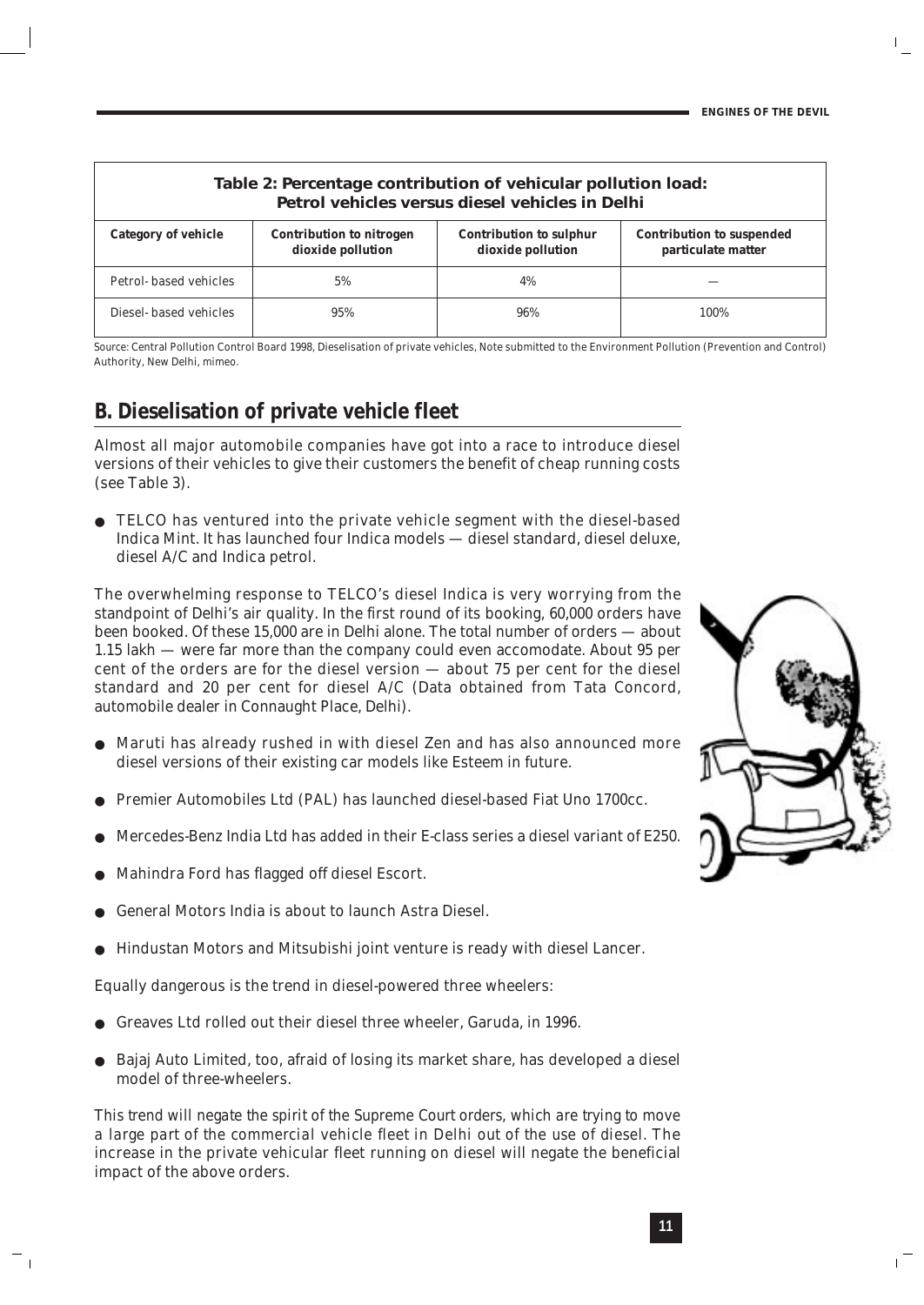**Table 2: Percentage contribution of vehicular pollution load: Petrol vehicles versus diesel vehicles in Delhi**

| Category of vehicle | Contribution to nitrogen dioxide pollution | Contribution to sulphur dioxide pollution | Contribution to suspended particulate matter |
|---|---|---|---|
| Petrol- based vehicles | 5% | 4% | — |
| Diesel- based vehicles | 95% | 96% | 100% |

Source: Central Pollution Control Board 1998, Dieselisation of private vehicles, Note submitted to the Environment Pollution (Prevention and Control) Authority, New Delhi, mimeo.

## B. Dieselisation of private vehicle fleet

Almost all major automobile companies have got into a race to introduce diesel versions of their vehicles to give their customers the benefit of cheap running costs (see Table 3).

- TELCO has ventured into the private vehicle segment with the diesel-based Indica Mint. It has launched four Indica models — diesel standard, diesel deluxe, diesel A/C and Indica petrol.

The overwhelming response to TELCO's diesel Indica is very worrying from the standpoint of Delhi's air quality. In the first round of its booking, 60,000 orders have been booked. Of these 15,000 are in Delhi alone. The total number of orders — about 1.15 lakh — were far more than the company could even accomodate. About 95 per cent of the orders are for the diesel version — about 75 per cent for the diesel standard and 20 per cent for diesel A/C (Data obtained from Tata Concord, automobile dealer in Connaught Place, Delhi).

- Maruti has already rushed in with diesel Zen and has also announced more diesel versions of their existing car models like Esteem in future.
- Premier Automobiles Ltd (PAL) has launched diesel-based Fiat Uno 1700cc.
- Mercedes-Benz India Ltd has added in their E-class series a diesel variant of E250.
- Mahindra Ford has flagged off diesel Escort.
- General Motors India is about to launch Astra Diesel.
- Hindustan Motors and Mitsubishi joint venture is ready with diesel Lancer.

Equally dangerous is the trend in diesel-powered three wheelers:

- Greaves Ltd rolled out their diesel three wheeler, Garuda, in 1996.
- Bajaj Auto Limited, too, afraid of losing its market share, has developed a diesel model of three-wheelers.

This trend will negate the spirit of the Supreme Court orders, which are trying to move a large part of the commercial vehicle fleet in Delhi out of the use of diesel. The increase in the private vehicular fleet running on diesel will negate the beneficial impact of the above orders.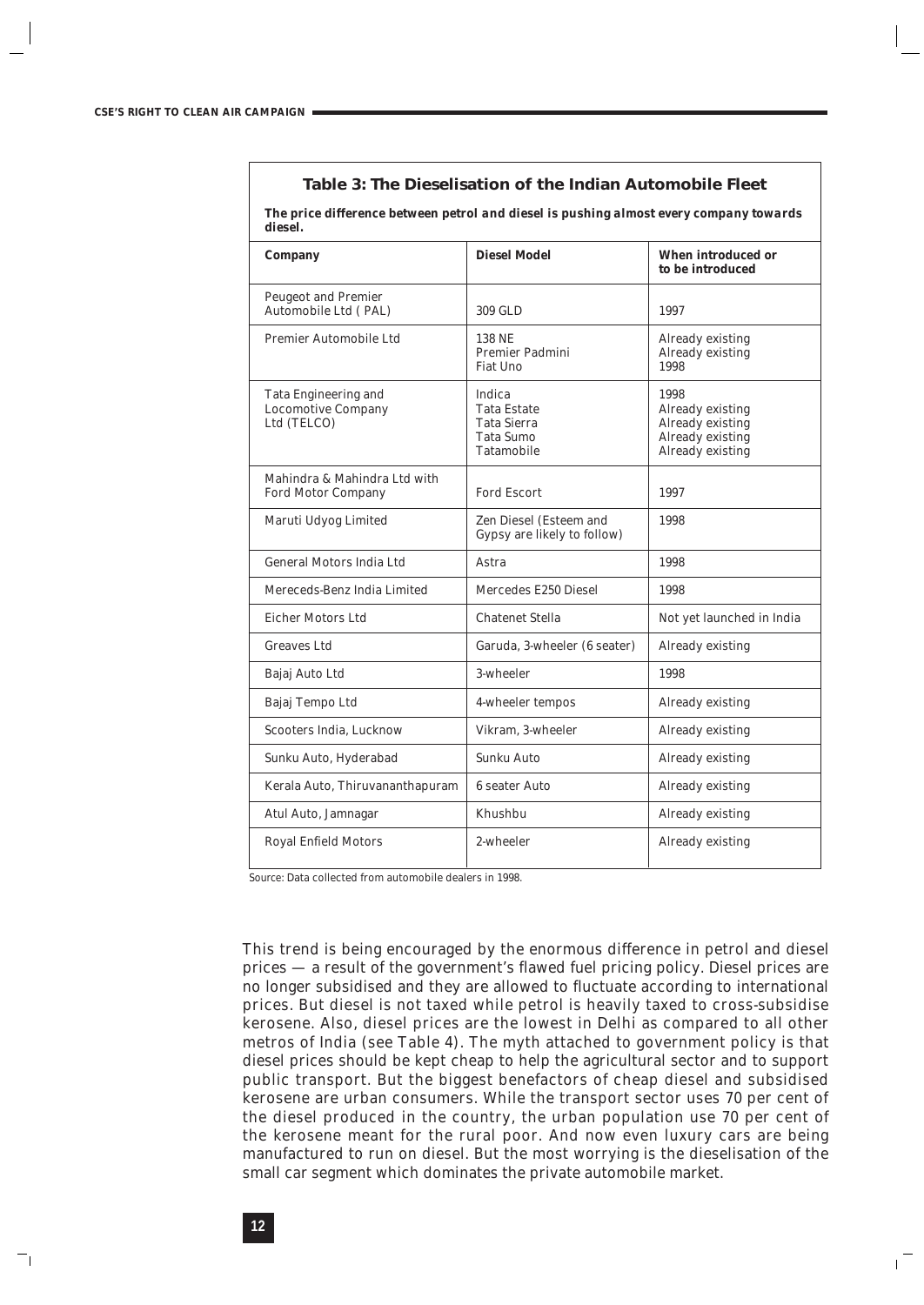### Table 3: The Dieselisation of the Indian Automobile Fleet

***The price difference between petrol and diesel is pushing almost every company towards diesel.***

| Company | Diesel Model | When introduced or to be introduced |
|---|---|---|
| Peugeot and Premier Automobile Ltd ( PAL) | 309 GLD | 1997 |
| Premier Automobile Ltd | 138 NE<br>Premier Padmini<br>Fiat Uno | Already existing<br>Already existing<br>1998 |
| Tata Engineering and Locomotive Company Ltd (TELCO) | Indica<br>Tata Estate<br>Tata Sierra<br>Tata Sumo<br>Tatamobile | 1998<br>Already existing<br>Already existing<br>Already existing<br>Already existing |
| Mahindra & Mahindra Ltd with Ford Motor Company | Ford Escort | 1997 |
| Maruti Udyog Limited | Zen Diesel (Esteem and Gypsy are likely to follow) | 1998 |
| General Motors India Ltd | Astra | 1998 |
| Mereceds-Benz India Limited | Mercedes E250 Diesel | 1998 |
| Eicher Motors Ltd | Chatenet Stella | Not yet launched in India |
| Greaves Ltd | Garuda, 3-wheeler (6 seater) | Already existing |
| Bajaj Auto Ltd | 3-wheeler | 1998 |
| Bajaj Tempo Ltd | 4-wheeler tempos | Already existing |
| Scooters India, Lucknow | Vikram, 3-wheeler | Already existing |
| Sunku Auto, Hyderabad | Sunku Auto | Already existing |
| Kerala Auto, Thiruvananthapuram | 6 seater Auto | Already existing |
| Atul Auto, Jamnagar | Khushbu | Already existing |
| Royal Enfield Motors | 2-wheeler | Already existing |

Source: Data collected from automobile dealers in 1998.

This trend is being encouraged by the enormous difference in petrol and diesel prices — a result of the government's flawed fuel pricing policy. Diesel prices are no longer subsidised and they are allowed to fluctuate according to international prices. But diesel is not taxed while petrol is heavily taxed to cross-subsidise kerosene. Also, diesel prices are the lowest in Delhi as compared to all other metros of India (see Table 4). The myth attached to government policy is that diesel prices should be kept cheap to help the agricultural sector and to support public transport. But the biggest benefactors of cheap diesel and subsidised kerosene are urban consumers. While the transport sector uses 70 per cent of the diesel produced in the country, the urban population use 70 per cent of the kerosene meant for the rural poor. And now even luxury cars are being manufactured to run on diesel. But the most worrying is the dieselisation of the small car segment which dominates the private automobile market.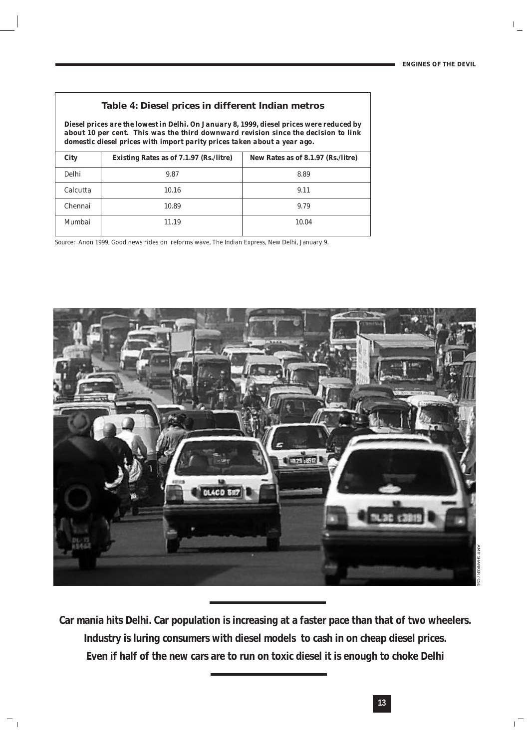**Table 4: Diesel prices in different Indian metros**

**Diesel prices are the lowest in Delhi. On January 8, 1999, diesel prices were reduced by about 10 per cent. This was the third downward revision since the decision to link domestic diesel prices with import parity prices taken about a year ago.**

| City | Existing Rates as of 7.1.97 (Rs./litre) | New Rates as of 8.1.97 (Rs./litre) |
|---|---|---|
| Delhi | 9.87 | 8.89 |
| Calcutta | 10.16 | 9.11 |
| Chennai | 10.89 | 9.79 |
| Mumbai | 11.19 | 10.04 |

Source: Anon 1999, Good news rides on reforms wave, The Indian Express, New Delhi, January 9.

AMIT SHANKER / CSE

**Car mania hits Delhi. Car population is increasing at a faster pace than that of two wheelers. Industry is luring consumers with diesel models to cash in on cheap diesel prices. Even if half of the new cars are to run on toxic diesel it is enough to choke Delhi**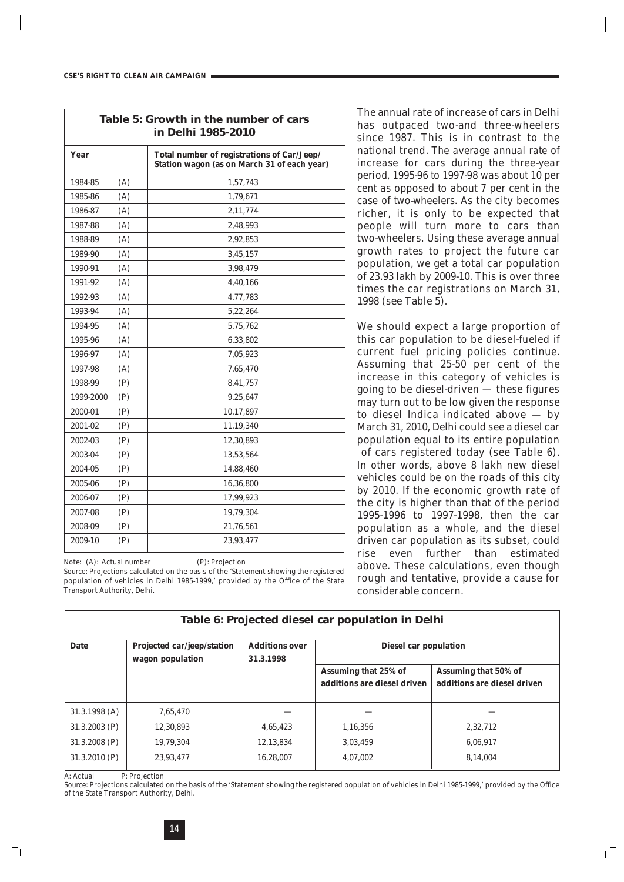**Table 5: Growth in the number of cars in Delhi 1985-2010**

| Year | | Total number of registrations of Car/Jeep/ Station wagon (as on March 31 of each year) |
|---|---|---|
| 1984-85 | (A) | 1,57,743 |
| 1985-86 | (A) | 1,79,671 |
| 1986-87 | (A) | 2,11,774 |
| 1987-88 | (A) | 2,48,993 |
| 1988-89 | (A) | 2,92,853 |
| 1989-90 | (A) | 3,45,157 |
| 1990-91 | (A) | 3,98,479 |
| 1991-92 | (A) | 4,40,166 |
| 1992-93 | (A) | 4,77,783 |
| 1993-94 | (A) | 5,22,264 |
| 1994-95 | (A) | 5,75,762 |
| 1995-96 | (A) | 6,33,802 |
| 1996-97 | (A) | 7,05,923 |
| 1997-98 | (A) | 7,65,470 |
| 1998-99 | (P) | 8,41,757 |
| 1999-2000 | (P) | 9,25,647 |
| 2000-01 | (P) | 10,17,897 |
| 2001-02 | (P) | 11,19,340 |
| 2002-03 | (P) | 12,30,893 |
| 2003-04 | (P) | 13,53,564 |
| 2004-05 | (P) | 14,88,460 |
| 2005-06 | (P) | 16,36,800 |
| 2006-07 | (P) | 17,99,923 |
| 2007-08 | (P) | 19,79,304 |
| 2008-09 | (P) | 21,76,561 |
| 2009-10 | (P) | 23,93,477 |

Note: (A): Actual number (P): Projection

Source: Projections calculated on the basis of the 'Statement showing the registered population of vehicles in Delhi 1985-1999,' provided by the Office of the State Transport Authority, Delhi.

The annual rate of increase of cars in Delhi has outpaced two-and three-wheelers since 1987. This is in contrast to the national trend. The average annual rate of increase for cars during the three-year period, 1995-96 to 1997-98 was about 10 per cent as opposed to about 7 per cent in the case of two-wheelers. As the city becomes richer, it is only to be expected that people will turn more to cars than two-wheelers. Using these average annual growth rates to project the future car population, we get a total car population of 23.93 lakh by 2009-10. This is over three times the car registrations on March 31, 1998 (see Table 5).

We should expect a large proportion of this car population to be diesel-fueled if current fuel pricing policies continue. Assuming that 25-50 per cent of the increase in this category of vehicles is going to be diesel-driven — these figures may turn out to be low given the response to diesel Indica indicated above — by March 31, 2010, Delhi could see a diesel car population equal to its entire population of cars registered today (see Table 6). In other words, above 8 lakh new diesel vehicles could be on the roads of this city by 2010. If the economic growth rate of the city is higher than that of the period 1995-1996 to 1997-1998, then the car population as a whole, and the diesel driven car population as its subset, could rise even further than estimated above. These calculations, even though rough and tentative, provide a cause for considerable concern.

**Table 6: Projected diesel car population in Delhi**

| Date | Projected car/jeep/station wagon population | Additions over 31.3.1998 | Diesel car population | |
|---|---|---|---|---|
| | | | Assuming that 25% of additions are diesel driven | Assuming that 50% of additions are diesel driven |
| 31.3.1998 (A) | 7,65,470 | — | — | — |
| 31.3.2003 (P) | 12,30,893 | 4,65,423 | 1,16,356 | 2,32,712 |
| 31.3.2008 (P) | 19,79,304 | 12,13,834 | 3,03,459 | 6,06,917 |
| 31.3.2010 (P) | 23,93,477 | 16,28,007 | 4,07,002 | 8,14,004 |

A: Actual P: Projection

Source: Projections calculated on the basis of the 'Statement showing the registered population of vehicles in Delhi 1985-1999,' provided by the Office of the State Transport Authority, Delhi.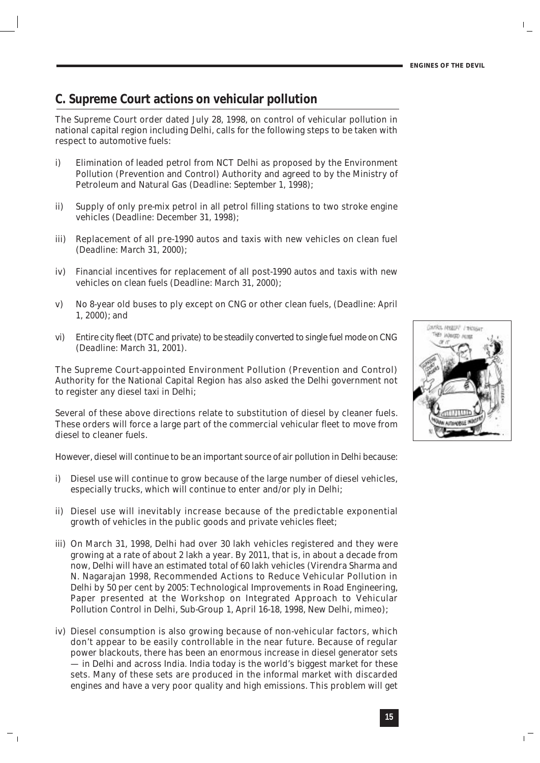## C. Supreme Court actions on vehicular pollution

The Supreme Court order dated July 28, 1998, on control of vehicular pollution in national capital region including Delhi, calls for the following steps to be taken with respect to automotive fuels:

i) Elimination of leaded petrol from NCT Delhi as proposed by the Environment Pollution (Prevention and Control) Authority and agreed to by the Ministry of Petroleum and Natural Gas (*Deadline: September 1, 1998*);

ii) Supply of only pre-mix petrol in all petrol filling stations to two stroke engine vehicles (*Deadline: December 31, 1998*);

iii) Replacement of all pre-1990 autos and taxis with new vehicles on clean fuel (*Deadline: March 31, 2000*);

iv) Financial incentives for replacement of all post-1990 autos and taxis with new vehicles on clean fuels (*Deadline: March 31, 2000*);

v) No 8-year old buses to ply except on CNG or other clean fuels, (*Deadline: April 1, 2000*); and

vi) Entire city fleet (DTC and private) to be steadily converted to single fuel mode on CNG (*Deadline: March 31, 2001*).

The Supreme Court-appointed Environment Pollution (Prevention and Control) Authority for the National Capital Region has also asked the Delhi government not to register any diesel taxi in Delhi;

Several of these above directions relate to substitution of diesel by cleaner fuels. These orders will force a large part of the commercial vehicular fleet to move from diesel to cleaner fuels.

However, diesel will continue to be an important source of air pollution in Delhi because:

i) Diesel use will continue to grow because of the large number of diesel vehicles, especially trucks, which will continue to enter and/or ply in Delhi;

ii) Diesel use will inevitably increase because of the predictable exponential growth of vehicles in the public goods and private vehicles fleet;

iii) On March 31, 1998, Delhi had over 30 lakh vehicles registered and they were growing at a rate of about 2 lakh a year. By 2011, that is, in about a decade from now, Delhi will have an estimated total of 60 lakh vehicles (Virendra Sharma and N. Nagarajan 1998, Recommended Actions to Reduce Vehicular Pollution in Delhi by 50 per cent by 2005: Technological Improvements in Road Engineering, Paper presented at the Workshop on Integrated Approach to Vehicular Pollution Control in Delhi, Sub-Group 1, April 16-18, 1998, New Delhi, mimeo);

iv) Diesel consumption is also growing because of non-vehicular factors, which don't appear to be easily controllable in the near future. Because of regular power blackouts, there has been an enormous increase in diesel generator sets — in Delhi and across India. India today is the world's biggest market for these sets. Many of these sets are produced in the informal market with discarded engines and have a very poor quality and high emissions. This problem will get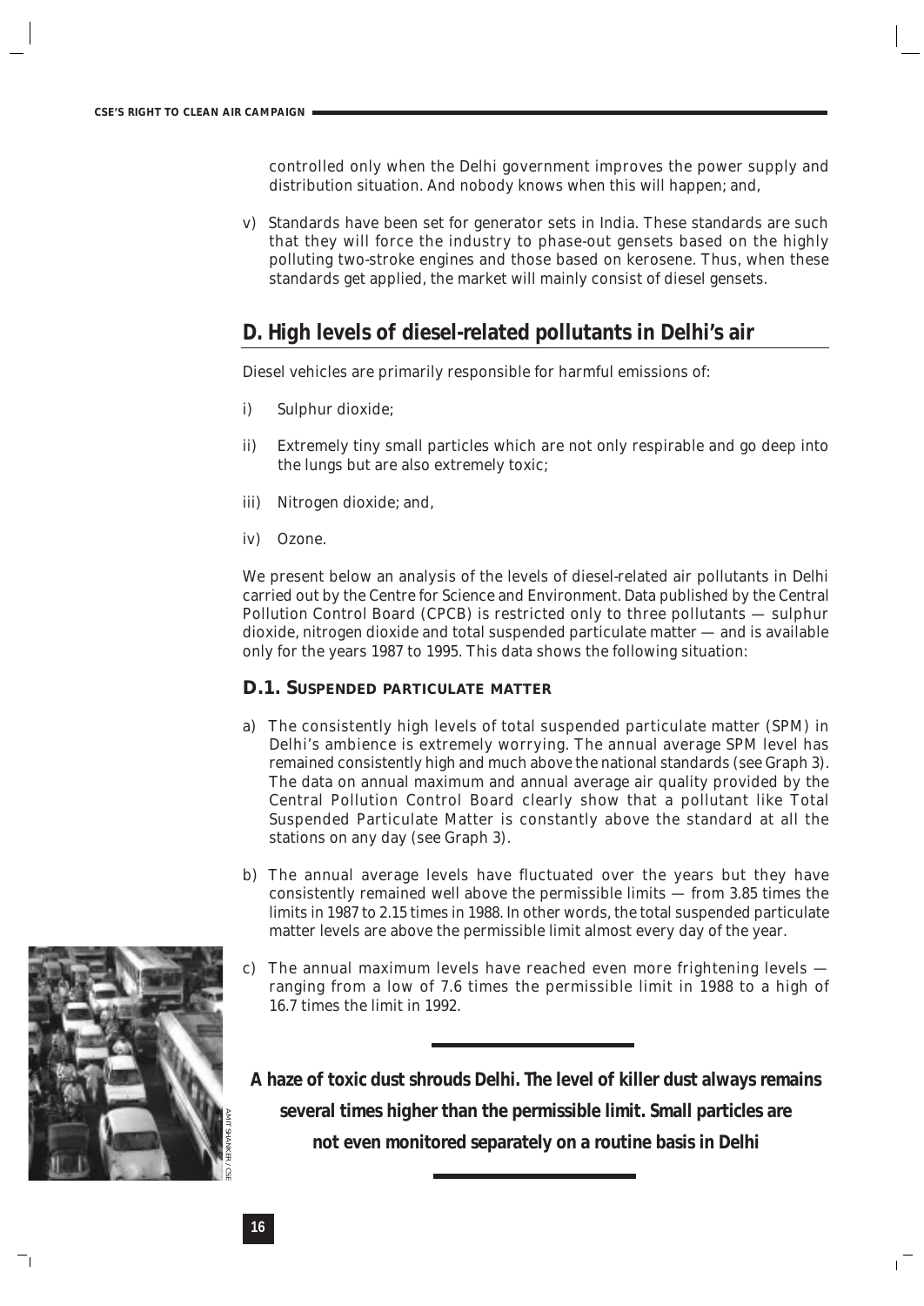controlled only when the Delhi government improves the power supply and distribution situation. And nobody knows when this will happen; and,

v) Standards have been set for generator sets in India. These standards are such that they will force the industry to phase-out gensets based on the highly polluting two-stroke engines and those based on kerosene. Thus, when these standards get applied, the market will mainly consist of diesel gensets.

## D. High levels of diesel-related pollutants in Delhi's air

Diesel vehicles are primarily responsible for harmful emissions of:

i) Sulphur dioxide;

ii) Extremely tiny small particles which are not only respirable and go deep into the lungs but are also extremely toxic;

iii) Nitrogen dioxide; and,

iv) Ozone.

We present below an analysis of the levels of diesel-related air pollutants in Delhi carried out by the Centre for Science and Environment. Data published by the Central Pollution Control Board (CPCB) is restricted only to three pollutants — sulphur dioxide, nitrogen dioxide and total suspended particulate matter — and is available only for the years 1987 to 1995. This data shows the following situation:

### D.1. Suspended particulate matter

a) The consistently high levels of total suspended particulate matter (SPM) in Delhi's ambience is extremely worrying. The annual average SPM level has remained consistently high and much above the national standards (see Graph 3). The data on annual maximum and annual average air quality provided by the Central Pollution Control Board clearly show that a pollutant like Total Suspended Particulate Matter is constantly above the standard at all the stations on any day (see Graph 3).

b) The annual average levels have fluctuated over the years but they have consistently remained well above the permissible limits — from 3.85 times the limits in 1987 to 2.15 times in 1988. In other words, the total suspended particulate matter levels are above the permissible limit almost every day of the year.

c) The annual maximum levels have reached even more frightening levels — ranging from a low of 7.6 times the permissible limit in 1988 to a high of 16.7 times the limit in 1992.

**A haze of toxic dust shrouds Delhi. The level of killer dust always remains several times higher than the permissible limit. Small particles are not even monitored separately on a routine basis in Delhi**

AMIT SHANKER / CSE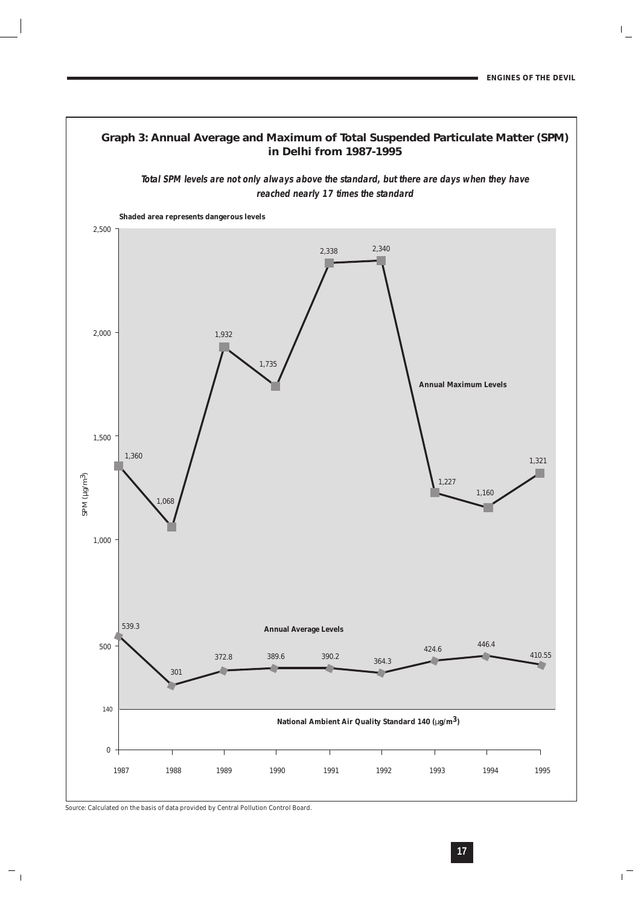## Graph 3: Annual Average and Maximum of Total Suspended Particulate Matter (SPM) in Delhi from 1987-1995

***Total SPM levels are not only always above the standard, but there are days when they have reached nearly 17 times the standard***

**Shaded area represents dangerous levels**

| Year | Annual Maximum Levels SPM ($\mu g/m^3$) | Annual Average Levels SPM ($\mu g/m^3$) |
|---|---|---|
| 1987 | 1,360 | 539.3 |
| 1988 | 1,068 | 301 |
| 1989 | 1,932 | 372.8 |
| 1990 | 1,735 | 389.6 |
| 1991 | 2,338 | 390.2 |
| 1992 | 2,340 | 364.3 |
| 1993 | 1,227 | 424.6 |
| 1994 | 1,160 | 446.4 |
| 1995 | 1,321 | 410.55 |

**National Ambient Air Quality Standard 140 ($\mu g/m^3$)**

Source: Calculated on the basis of data provided by Central Pollution Control Board.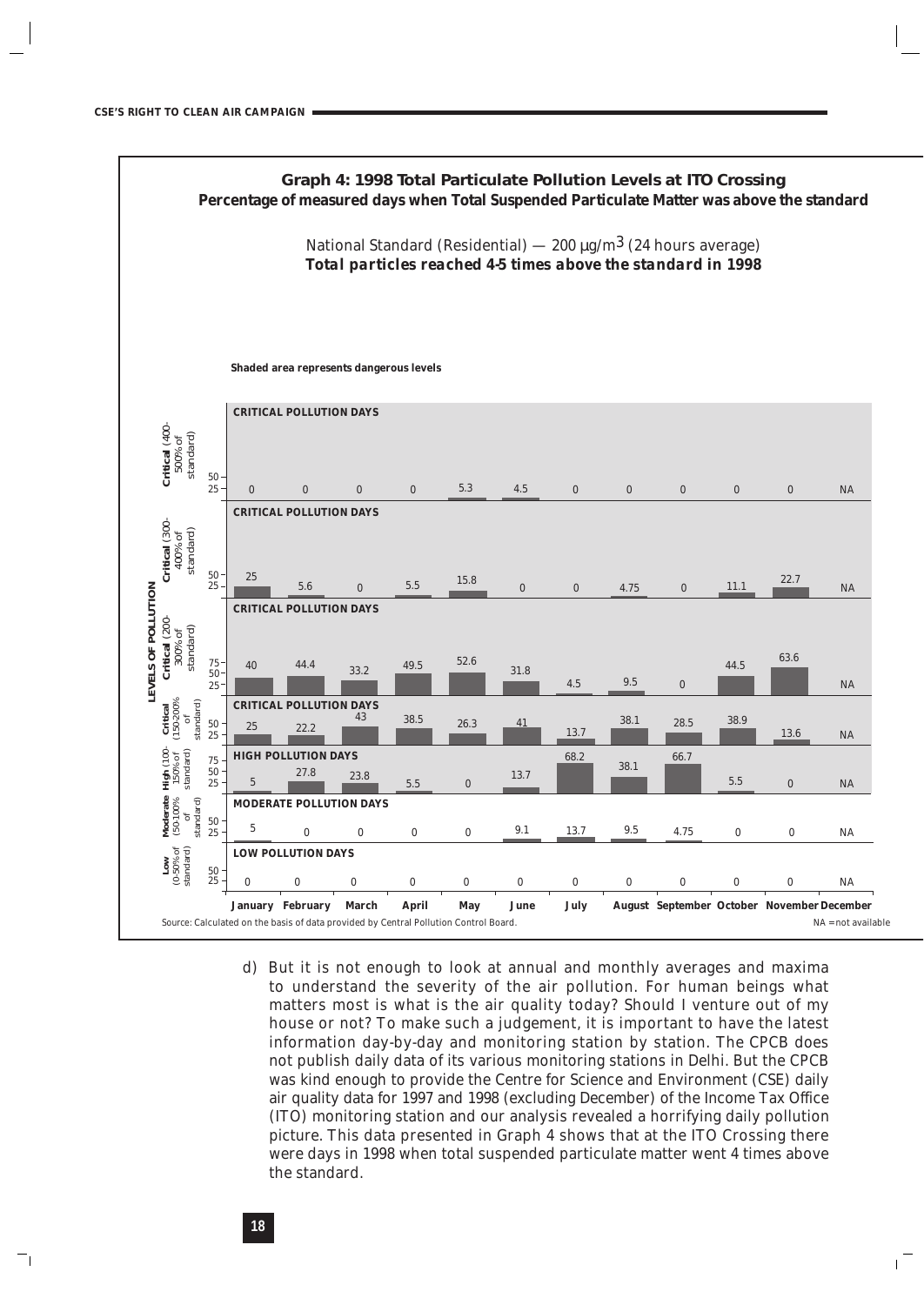**Graph 4: 1998 Total Particulate Pollution Levels at ITO Crossing**

**Percentage of measured days when Total Suspended Particulate Matter was above the standard**

National Standard (Residential) — 200 µg/m$^3$ (24 hours average)

***Total particles reached 4-5 times above the standard in 1998***

**Shaded area represents dangerous levels**

| Levels of pollution | January | February | March | April | May | June | July | August | September | October | November | December |
|---|---|---|---|---|---|---|---|---|---|---|---|---|
| **Critical** (400-500% of standard) — CRITICAL POLLUTION DAYS | 0 | 0 | 0 | 0 | 5.3 | 4.5 | 0 | 0 | 0 | 0 | 0 | NA |
| **Critical** (300-400% of standard) — CRITICAL POLLUTION DAYS | 25 | 5.6 | 0 | 5.5 | 15.8 | 0 | 0 | 4.75 | 0 | 11.1 | 22.7 | NA |
| **Critical** (200-300% of standard) — CRITICAL POLLUTION DAYS | 40 | 44.4 | 33.2 | 49.5 | 52.6 | 31.8 | 4.5 | 9.5 | 0 | 44.5 | 63.6 | NA |
| **Critical** (150-200% of standard) — CRITICAL POLLUTION DAYS | 25 | 22.2 | 43 | 38.5 | 26.3 | 41 | 13.7 | 38.1 | 28.5 | 38.9 | 13.6 | NA |
| **High** (100-150% of standard) — HIGH POLLUTION DAYS | 5 | 27.8 | 23.8 | 5.5 | 0 | 13.7 | 68.2 | 38.1 | 66.7 | 5.5 | 0 | NA |
| **Moderate** (50-100% of standard) — MODERATE POLLUTION DAYS | 5 | 0 | 0 | 0 | 0 | 9.1 | 13.7 | 9.5 | 4.75 | 0 | 0 | NA |
| **Low** (0-50% of standard) — LOW POLLUTION DAYS | 0 | 0 | 0 | 0 | 0 | 0 | 0 | 0 | 0 | 0 | 0 | NA |

Source: Calculated on the basis of data provided by Central Pollution Control Board.

NA = not available

d) But it is not enough to look at annual and monthly averages and maxima to understand the severity of the air pollution. For human beings what matters most is what is the air quality today? Should I venture out of my house or not? To make such a judgement, it is important to have the latest information day-by-day and monitoring station by station. The CPCB does not publish daily data of its various monitoring stations in Delhi. But the CPCB was kind enough to provide the Centre for Science and Environment (CSE) daily air quality data for 1997 and 1998 (excluding December) of the Income Tax Office (ITO) monitoring station and our analysis revealed a horrifying daily pollution picture. This data presented in Graph 4 shows that at the ITO Crossing there were days in 1998 when total suspended particulate matter went 4 times above the standard.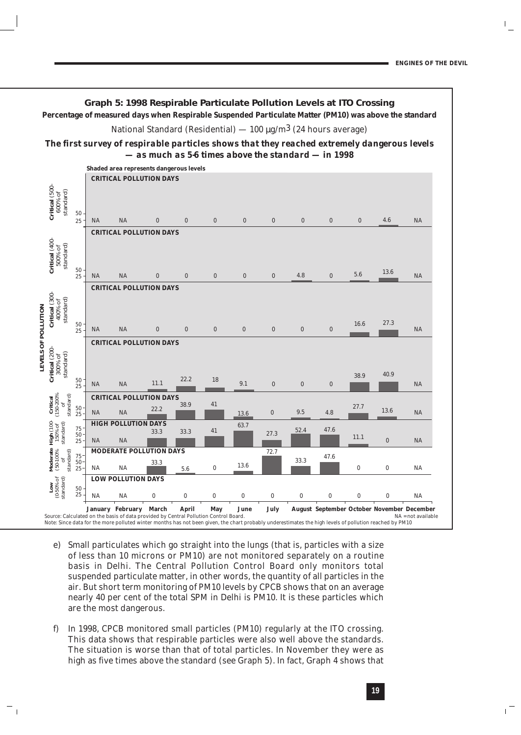**Graph 5: 1998 Respirable Particulate Pollution Levels at ITO Crossing**

**Percentage of measured days when Respirable Suspended Particulate Matter (PM10) was above the standard**

National Standard (Residential) — 100 µg/m3 (24 hours average)

***The first survey of respirable particles shows that they reached extremely dangerous levels — as much as 5-6 times above the standard — in 1998***

**Shaded area represents dangerous levels**

| Levels of pollution | January | February | March | April | May | June | July | August | September | October | November | December |
|---|---|---|---|---|---|---|---|---|---|---|---|---|
| **Critical** (500-600% of standard) — CRITICAL POLLUTION DAYS | NA | NA | 0 | 0 | 0 | 0 | 0 | 0 | 0 | 0 | 4.6 | NA |
| **Critical** (400-500% of standard) — CRITICAL POLLUTION DAYS | NA | NA | 0 | 0 | 0 | 0 | 0 | 4.8 | 0 | 5.6 | 13.6 | NA |
| **Critical** (300-400% of standard) — CRITICAL POLLUTION DAYS | NA | NA | 0 | 0 | 0 | 0 | 0 | 0 | 0 | 16.6 | 27.3 | NA |
| **Critical** (200-300% of standard) — CRITICAL POLLUTION DAYS | NA | NA | 11.1 | 22.2 | 18 | 9.1 | 0 | 0 | 0 | 38.9 | 40.9 | NA |
| **Critical** (150-200% of standard) — CRITICAL POLLUTION DAYS | NA | NA | 22.2 | 38.9 | 41 | 13.6 | 0 | 9.5 | 4.8 | 27.7 | 13.6 | NA |
| **High** (100-150% of standard) — HIGH POLLUTION DAYS | NA | NA | 33.3 | 33.3 | 41 | 63.7 | 27.3 | 52.4 | 47.6 | 11.1 | 0 | NA |
| **Moderate** (50-100% of standard) — MODERATE POLLUTION DAYS | NA | NA | 33.3 | 5.6 | 0 | 13.6 | 72.7 | 33.3 | 47.6 | 0 | 0 | NA |
| **Low** (0-50% of standard) — LOW POLLUTION DAYS | NA | NA | 0 | 0 | 0 | 0 | 0 | 0 | 0 | 0 | 0 | NA |

Source: Calculated on the basis of data provided by Central Pollution Control Board. NA = not available

Note: Since data for the more polluted winter months has not been given, the chart probably underestimates the high levels of pollution reached by PM10

e) Small particulates which go straight into the lungs (that is, particles with a size of less than 10 microns or PM10) are not monitored separately on a routine basis in Delhi. The Central Pollution Control Board only monitors total suspended particulate matter, in other words, the quantity of all particles in the air. But short term monitoring of PM10 levels by CPCB shows that on an average nearly 40 per cent of the total SPM in Delhi is PM10. It is these particles which are the most dangerous.

f) In 1998, CPCB monitored small particles (PM10) regularly at the ITO crossing. This data shows that respirable particles were also well above the standards. The situation is worse than that of total particles. In November they were as high as five times above the standard (see Graph 5). In fact, Graph 4 shows that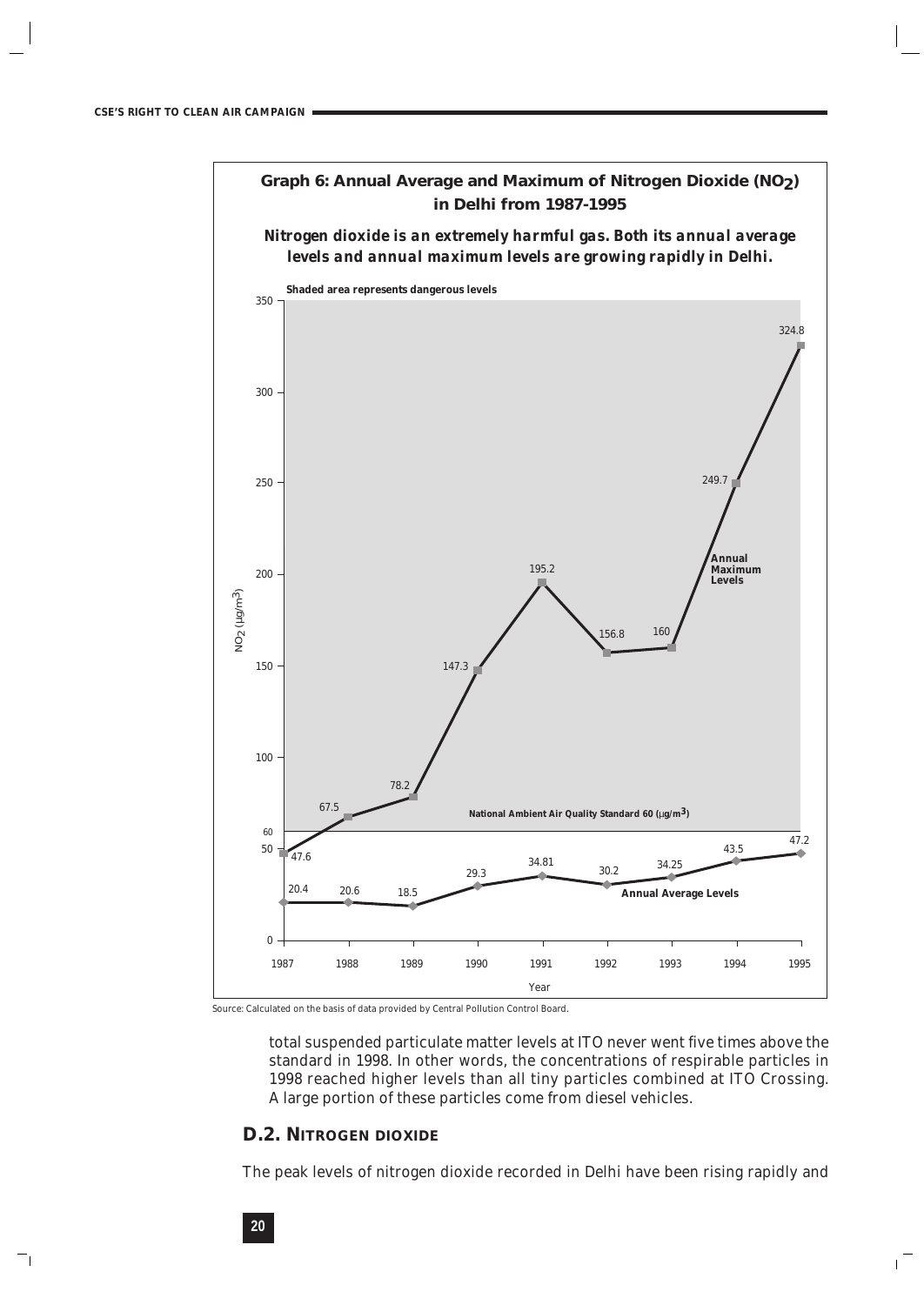**Graph 6: Annual Average and Maximum of Nitrogen Dioxide ($NO_2$) in Delhi from 1987-1995**

***Nitrogen dioxide is an extremely harmful gas. Both its annual average levels and annual maximum levels are growing rapidly in Delhi.***

Shaded area represents dangerous levels

| Year | Annual Maximum Levels ($\mu g/m^3$) | Annual Average Levels ($\mu g/m^3$) |
|---|---|---|
| 1987 | 47.6 | 20.4 |
| 1988 | 67.5 | 20.6 |
| 1989 | 78.2 | 18.5 |
| 1990 | 147.3 | 29.3 |
| 1991 | 195.2 | 34.81 |
| 1992 | 156.8 | 30.2 |
| 1993 | 160 | 34.25 |
| 1994 | 249.7 | 43.5 |
| 1995 | 324.8 | 47.2 |

National Ambient Air Quality Standard 60 ($\mu g/m^3$)

Source: Calculated on the basis of data provided by Central Pollution Control Board.

total suspended particulate matter levels at ITO never went five times above the standard in 1998. In other words, the concentrations of respirable particles in 1998 reached higher levels than all tiny particles combined at ITO Crossing. A large portion of these particles come from diesel vehicles.

## D.2. Nitrogen dioxide

The peak levels of nitrogen dioxide recorded in Delhi have been rising rapidly and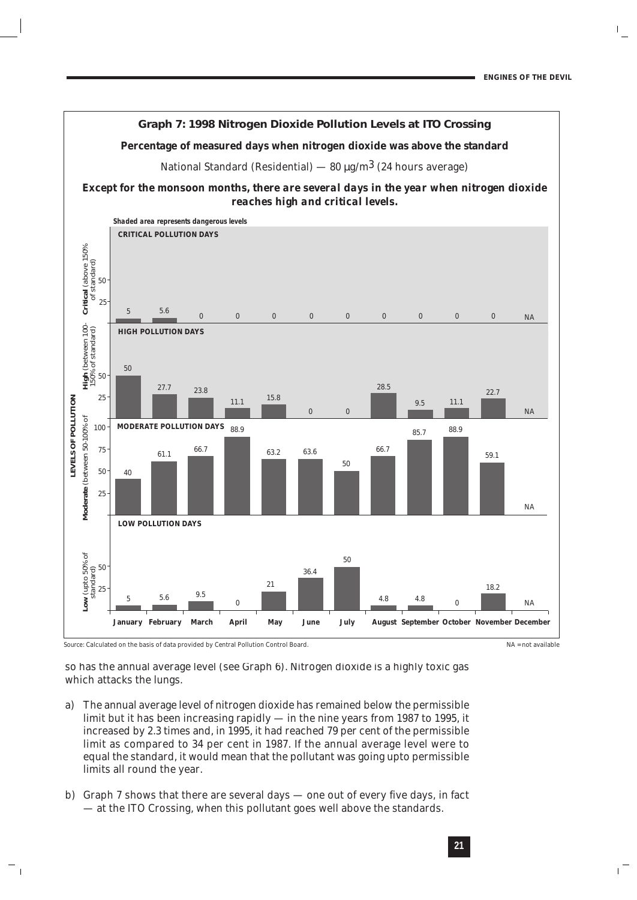**Graph 7: 1998 Nitrogen Dioxide Pollution Levels at ITO Crossing**

**Percentage of measured days when nitrogen dioxide was above the standard**

National Standard (Residential) — 80 µg/m$^3$ (24 hours average)

***Except for the monsoon months, there are several days in the year when nitrogen dioxide reaches high and critical levels.***

*Shaded area represents dangerous levels*

| Levels of pollution | January | February | March | April | May | June | July | August | September | October | November | December |
|---|---|---|---|---|---|---|---|---|---|---|---|---|
| **Critical** (above 150% of standard) | 5 | 5.6 | 0 | 0 | 0 | 0 | 0 | 0 | 0 | 0 | 0 | NA |
| **High** (between 100-150% of standard) | 50 | 27.7 | 23.8 | 11.1 | 15.8 | 0 | 0 | 28.5 | 9.5 | 11.1 | 22.7 | NA |
| **Moderate** (between 50-100% of standard) | 40 | 61.1 | 66.7 | 88.9 | 63.2 | 63.6 | 50 | 66.7 | 85.7 | 88.9 | 59.1 | NA |
| **Low** (upto 50% of standard) | 5 | 5.6 | 9.5 | 0 | 21 | 36.4 | 50 | 4.8 | 4.8 | 0 | 18.2 | NA |

Source: Calculated on the basis of data provided by Central Pollution Control Board.

NA = not available

so has the annual average level (see Graph 6). Nitrogen dioxide is a highly toxic gas which attacks the lungs.

a) The annual average level of nitrogen dioxide has remained below the permissible limit but it has been increasing rapidly — in the nine years from 1987 to 1995, it increased by 2.3 times and, in 1995, it had reached 79 per cent of the permissible limit as compared to 34 per cent in 1987. If the annual average level were to equal the standard, it would mean that the pollutant was going upto permissible limits all round the year.

b) Graph 7 shows that there are several days — one out of every five days, in fact — at the ITO Crossing, when this pollutant goes well above the standards.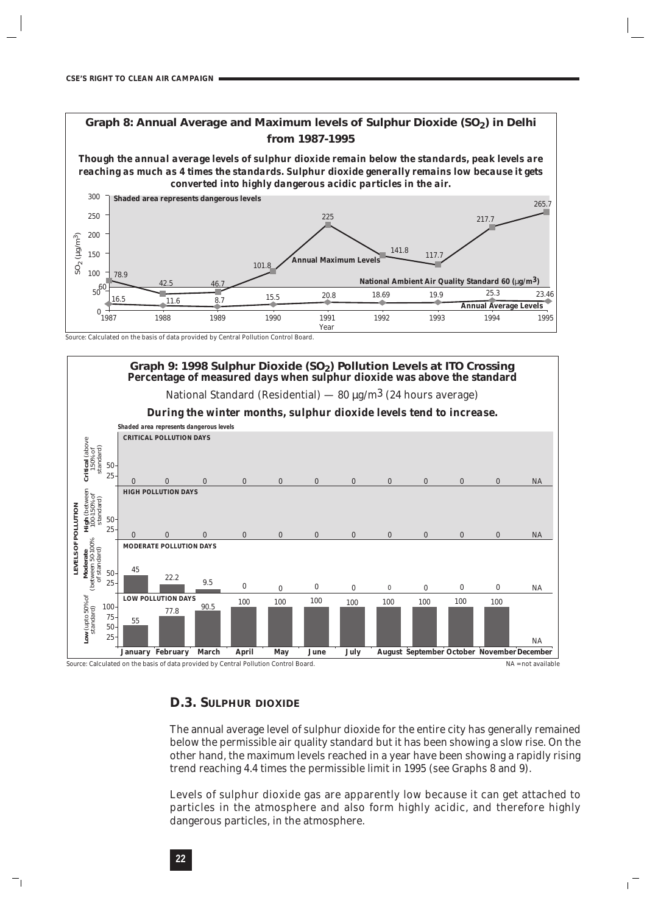**Graph 8: Annual Average and Maximum levels of Sulphur Dioxide ($SO_2$) in Delhi from 1987-1995**

***Though the annual average levels of sulphur dioxide remain below the standards, peak levels are reaching as much as 4 times the standards. Sulphur dioxide generally remains low because it gets converted into highly dangerous acidic particles in the air.***

| Year | Annual Maximum Levels ($\mu g/m^3$) | Annual Average Levels ($\mu g/m^3$) |
|---|---|---|
| 1987 | 78.9 | 16.5 |
| 1988 | 42.5 | 11.6 |
| 1989 | 46.7 | 8.7 |
| 1990 | 101.8 | 15.5 |
| 1991 | 225 | 20.8 |
| 1992 | 141.8 | 18.69 |
| 1993 | 117.7 | 19.9 |
| 1994 | 217.7 | 25.3 |
| 1995 | 265.7 | 23.46 |

Shaded area represents dangerous levels. National Ambient Air Quality Standard 60 ($\mu g/m^3$)

Source: Calculated on the basis of data provided by Central Pollution Control Board.

**Graph 9: 1998 Sulphur Dioxide ($SO_2$) Pollution Levels at ITO Crossing**
**Percentage of measured days when sulphur dioxide was above the standard**

National Standard (Residential) — 80 $\mu g/m^3$ (24 hours average)

**During the winter months, sulphur dioxide levels tend to increase.**

*Shaded area represents dangerous levels*

| Levels of pollution | January | February | March | April | May | June | July | August | September | October | November | December |
|---|---|---|---|---|---|---|---|---|---|---|---|---|
| Critical (above 150% of standard) | 0 | 0 | 0 | 0 | 0 | 0 | 0 | 0 | 0 | 0 | 0 | NA |
| High (between 100-150% of standard) | 0 | 0 | 0 | 0 | 0 | 0 | 0 | 0 | 0 | 0 | 0 | NA |
| Moderate (between 50-100% of standard) | 45 | 22.2 | 9.5 | 0 | 0 | 0 | 0 | 0 | 0 | 0 | 0 | NA |
| Low (upto 50% of standard) | 55 | 77.8 | 90.5 | 100 | 100 | 100 | 100 | 100 | 100 | 100 | 100 | NA |

Source: Calculated on the basis of data provided by Central Pollution Control Board.

NA = not available

## D.3. SULPHUR DIOXIDE

The annual average level of sulphur dioxide for the entire city has generally remained below the permissible air quality standard but it has been showing a slow rise. On the other hand, the maximum levels reached in a year have been showing a rapidly rising trend reaching 4.4 times the permissible limit in 1995 (see Graphs 8 and 9).

Levels of sulphur dioxide gas are apparently low because it can get attached to particles in the atmosphere and also form highly acidic, and therefore highly dangerous particles, in the atmosphere.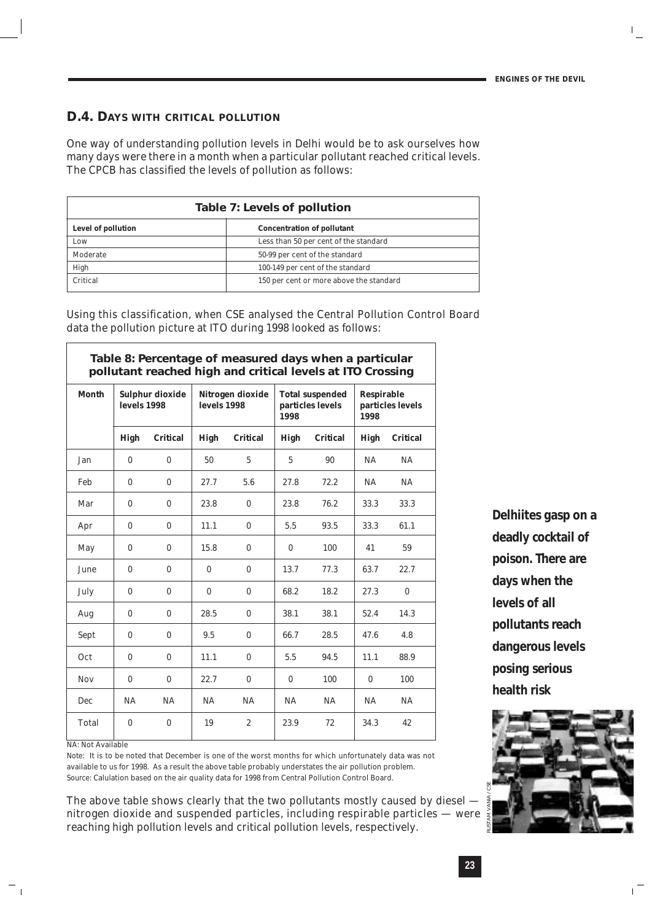## D.4. DAYS WITH CRITICAL POLLUTION

One way of understanding pollution levels in Delhi would be to ask ourselves how many days were there in a month when a particular pollutant reached critical levels. The CPCB has classified the levels of pollution as follows:

**Table 7: Levels of pollution**

| Level of pollution | Concentration of pollutant |
|---|---|
| Low | Less than 50 per cent of the standard |
| Moderate | 50-99 per cent of the standard |
| High | 100-149 per cent of the standard |
| Critical | 150 per cent or more above the standard |

Using this classification, when CSE analysed the Central Pollution Control Board data the pollution picture at ITO during 1998 looked as follows:

**Table 8: Percentage of measured days when a particular pollutant reached high and critical levels at ITO Crossing**

| Month | Sulphur dioxide levels 1998 | | Nitrogen dioxide levels 1998 | | Total suspended particles levels 1998 | | Respirable particles levels 1998 | |
|---|---|---|---|---|---|---|---|---|
| | High | Critical | High | Critical | High | Critical | High | Critical |
| Jan | 0 | 0 | 50 | 5 | 5 | 90 | NA | NA |
| Feb | 0 | 0 | 27.7 | 5.6 | 27.8 | 72.2 | NA | NA |
| Mar | 0 | 0 | 23.8 | 0 | 23.8 | 76.2 | 33.3 | 33.3 |
| Apr | 0 | 0 | 11.1 | 0 | 5.5 | 93.5 | 33.3 | 61.1 |
| May | 0 | 0 | 15.8 | 0 | 0 | 100 | 41 | 59 |
| June | 0 | 0 | 0 | 0 | 13.7 | 77.3 | 63.7 | 22.7 |
| July | 0 | 0 | 0 | 0 | 68.2 | 18.2 | 27.3 | 0 |
| Aug | 0 | 0 | 28.5 | 0 | 38.1 | 38.1 | 52.4 | 14.3 |
| Sept | 0 | 0 | 9.5 | 0 | 66.7 | 28.5 | 47.6 | 4.8 |
| Oct | 0 | 0 | 11.1 | 0 | 5.5 | 94.5 | 11.1 | 88.9 |
| Nov | 0 | 0 | 22.7 | 0 | 0 | 100 | 0 | 100 |
| Dec | NA | NA | NA | NA | NA | NA | NA | NA |
| Total | 0 | 0 | 19 | 2 | 23.9 | 72 | 34.3 | 42 |

NA: Not Available

Note: It is to be noted that December is one of the worst months for which unfortunately data was not available to us for 1998. As a result the above table probably understates the air pollution problem.
Source: Calulation based on the air quality data for 1998 from Central Pollution Control Board.

The above table shows clearly that the two pollutants mostly caused by diesel — nitrogen dioxide and suspended particles, including respirable particles — were reaching high pollution levels and critical pollution levels, respectively.

**Delhiites gasp on a deadly cocktail of poison. There are days when the levels of all pollutants reach dangerous levels posing serious health risk**

RUSTAM VANIA / CSE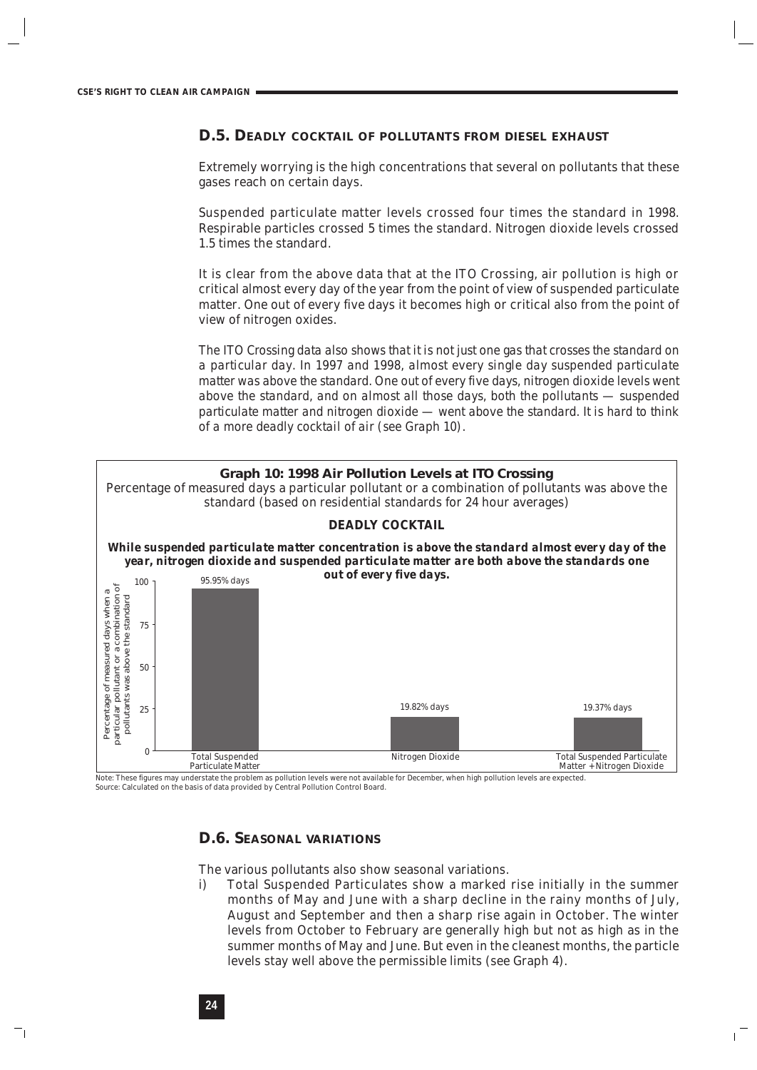## D.5. DEADLY COCKTAIL OF POLLUTANTS FROM DIESEL EXHAUST

Extremely worrying is the high concentrations that several on pollutants that these gases reach on certain days.

Suspended particulate matter levels crossed four times the standard in 1998. Respirable particles crossed 5 times the standard. Nitrogen dioxide levels crossed 1.5 times the standard.

It is clear from the above data that at the ITO Crossing, air pollution is high or critical almost every day of the year from the point of view of suspended particulate matter. One out of every five days it becomes high or critical also from the point of view of nitrogen oxides.

*The ITO Crossing data also shows that it is not just one gas that crosses the standard on a particular day. In 1997 and 1998, almost every single day suspended particulate matter was above the standard. One out of every five days, nitrogen dioxide levels went above the standard, and on almost all those days, both the pollutants — suspended particulate matter and nitrogen dioxide — went above the standard. It is hard to think of a more deadly cocktail of air (see Graph 10).*

**Graph 10: 1998 Air Pollution Levels at ITO Crossing**

Percentage of measured days a particular pollutant or a combination of pollutants was above the standard (based on residential standards for 24 hour averages)

**DEADLY COCKTAIL**

***While suspended particulate matter concentration is above the standard almost every day of the year, nitrogen dioxide and suspended particulate matter are both above the standards one out of every five days.***

| Pollutant | Percentage of measured days when a particular pollutant or a combination of pollutants was above the standard |
|---|---|
| Total Suspended Particulate Matter | 95.95% days |
| Nitrogen Dioxide | 19.82% days |
| Total Suspended Particulate Matter + Nitrogen Dioxide | 19.37% days |

Note: These figures may understate the problem as pollution levels were not available for December, when high pollution levels are expected.
Source: Calculated on the basis of data provided by Central Pollution Control Board.

## D.6. SEASONAL VARIATIONS

The various pollutants also show seasonal variations.

i) Total Suspended Particulates show a marked rise initially in the summer months of May and June with a sharp decline in the rainy months of July, August and September and then a sharp rise again in October. The winter levels from October to February are generally high but not as high as in the summer months of May and June. But even in the cleanest months, the particle levels stay well above the permissible limits (see Graph 4).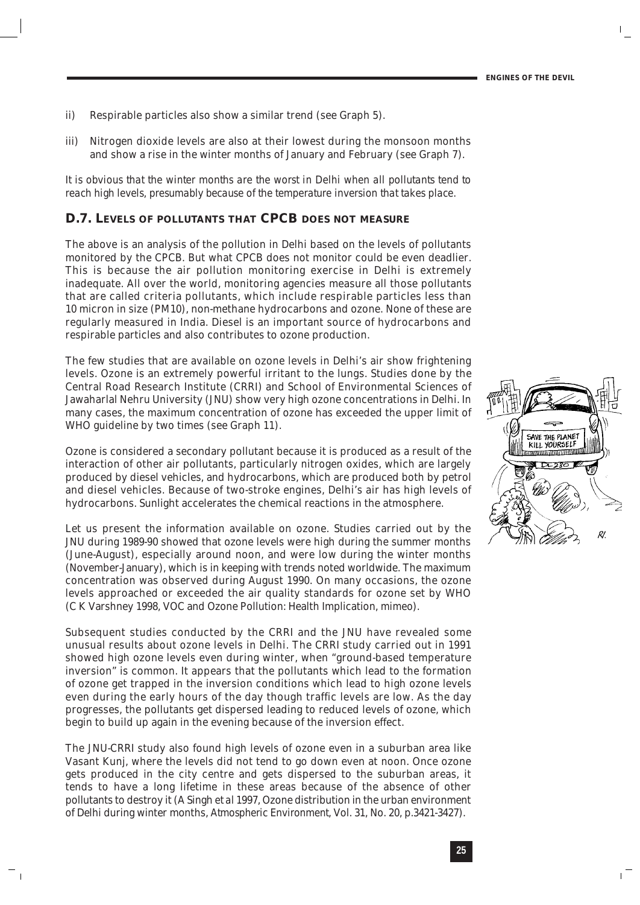ii) Respirable particles also show a similar trend (see Graph 5).

iii) Nitrogen dioxide levels are also at their lowest during the monsoon months and show a rise in the winter months of January and February (see Graph 7).

*It is obvious that the winter months are the worst in Delhi when all pollutants tend to reach high levels, presumably because of the temperature inversion that takes place.*

## D.7. LEVELS OF POLLUTANTS THAT CPCB DOES NOT MEASURE

The above is an analysis of the pollution in Delhi based on the levels of pollutants monitored by the CPCB. But what CPCB does not monitor could be even deadlier. This is because the air pollution monitoring exercise in Delhi is extremely inadequate. All over the world, monitoring agencies measure all those pollutants that are called criteria pollutants, which include respirable particles less than 10 micron in size (PM10), non-methane hydrocarbons and ozone. None of these are regularly measured in India. Diesel is an important source of hydrocarbons and respirable particles and also contributes to ozone production.

The few studies that are available on ozone levels in Delhi's air show frightening levels. Ozone is an extremely powerful irritant to the lungs. Studies done by the Central Road Research Institute (CRRI) and School of Environmental Sciences of Jawaharlal Nehru University (JNU) show very high ozone concentrations in Delhi. In many cases, the maximum concentration of ozone has exceeded the upper limit of WHO guideline by two times (see Graph 11).

Ozone is considered a secondary pollutant because it is produced as a result of the interaction of other air pollutants, particularly nitrogen oxides, which are largely produced by diesel vehicles, and hydrocarbons, which are produced both by petrol and diesel vehicles. Because of two-stroke engines, Delhi's air has high levels of hydrocarbons. Sunlight accelerates the chemical reactions in the atmosphere.

Let us present the information available on ozone. Studies carried out by the JNU during 1989-90 showed that ozone levels were high during the summer months (June-August), especially around noon, and were low during the winter months (November-January), which is in keeping with trends noted worldwide. The maximum concentration was observed during August 1990. On many occasions, the ozone levels approached or exceeded the air quality standards for ozone set by WHO (C K Varshney 1998, VOC and Ozone Pollution: Health Implication, mimeo).

Subsequent studies conducted by the CRRI and the JNU have revealed some unusual results about ozone levels in Delhi. The CRRI study carried out in 1991 showed high ozone levels even during winter, when "ground-based temperature inversion" is common. It appears that the pollutants which lead to the formation of ozone get trapped in the inversion conditions which lead to high ozone levels even during the early hours of the day though traffic levels are low. As the day progresses, the pollutants get dispersed leading to reduced levels of ozone, which begin to build up again in the evening because of the inversion effect.

The JNU-CRRI study also found high levels of ozone even in a suburban area like Vasant Kunj, where the levels did not tend to go down even at noon. Once ozone gets produced in the city centre and gets dispersed to the suburban areas, it tends to have a long lifetime in these areas because of the absence of other pollutants to destroy it (A Singh *et al* 1997, Ozone distribution in the urban environment of Delhi during winter months, *Atmospheric Environment*, Vol. 31, No. 20, p.3421-3427).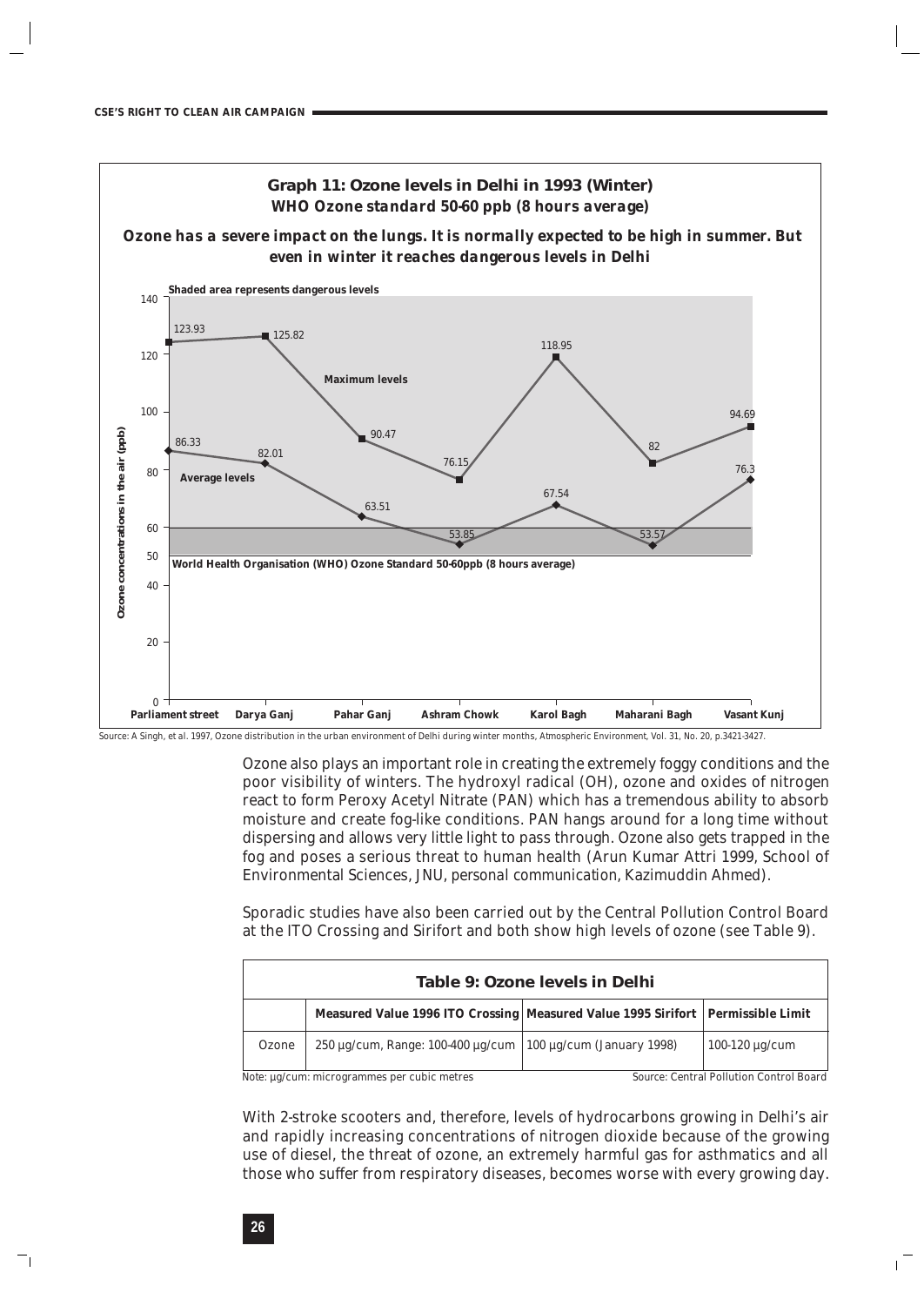**Graph 11: Ozone levels in Delhi in 1993 (Winter)**

***WHO Ozone standard 50-60 ppb (8 hours average)***

***Ozone has a severe impact on the lungs. It is normally expected to be high in summer. But even in winter it reaches dangerous levels in Delhi***

| Location | Maximum levels (ppb) | Average levels (ppb) |
|---|---|---|
| Parliament street | 123.93 | 86.33 |
| Darya Ganj | 125.82 | 82.01 |
| Pahar Ganj | 90.47 | 63.51 |
| Ashram Chowk | 76.15 | 53.85 |
| Karol Bagh | 118.95 | 67.54 |
| Maharani Bagh | 82 | 53.57 |
| Vasant Kunj | 94.69 | 76.3 |

Shaded area represents dangerous levels

World Health Organisation (WHO) Ozone Standard 50-60ppb (8 hours average)

Ozone concentrations in the air (ppb)

Source: A Singh, *et al.* 1997, Ozone distribution in the urban environment of Delhi during winter months, Atmospheric Environment, Vol. 31, No. 20, p.3421-3427.

Ozone also plays an important role in creating the extremely foggy conditions and the poor visibility of winters. The hydroxyl radical (OH), ozone and oxides of nitrogen react to form Peroxy Acetyl Nitrate (PAN) which has a tremendous ability to absorb moisture and create fog-like conditions. PAN hangs around for a long time without dispersing and allows very little light to pass through. Ozone also gets trapped in the fog and poses a serious threat to human health (Arun Kumar Attri 1999, School of Environmental Sciences, JNU, personal communication, Kazimuddin Ahmed).

Sporadic studies have also been carried out by the Central Pollution Control Board at the ITO Crossing and Sirifort and both show high levels of ozone (see Table 9).

**Table 9: Ozone levels in Delhi**

| | Measured Value 1996 ITO Crossing | Measured Value 1995 Sirifort | Permissible Limit |
|---|---|---|---|
| Ozone | 250 µg/cum, Range: 100-400 µg/cum | 100 µg/cum (January 1998) | 100-120 µg/cum |

Note: µg/cum: microgrammes per cubic metres

Source: Central Pollution Control Board

With 2-stroke scooters and, therefore, levels of hydrocarbons growing in Delhi's air and rapidly increasing concentrations of nitrogen dioxide because of the growing use of diesel, the threat of ozone, an extremely harmful gas for asthmatics and all those who suffer from respiratory diseases, becomes worse with every growing day.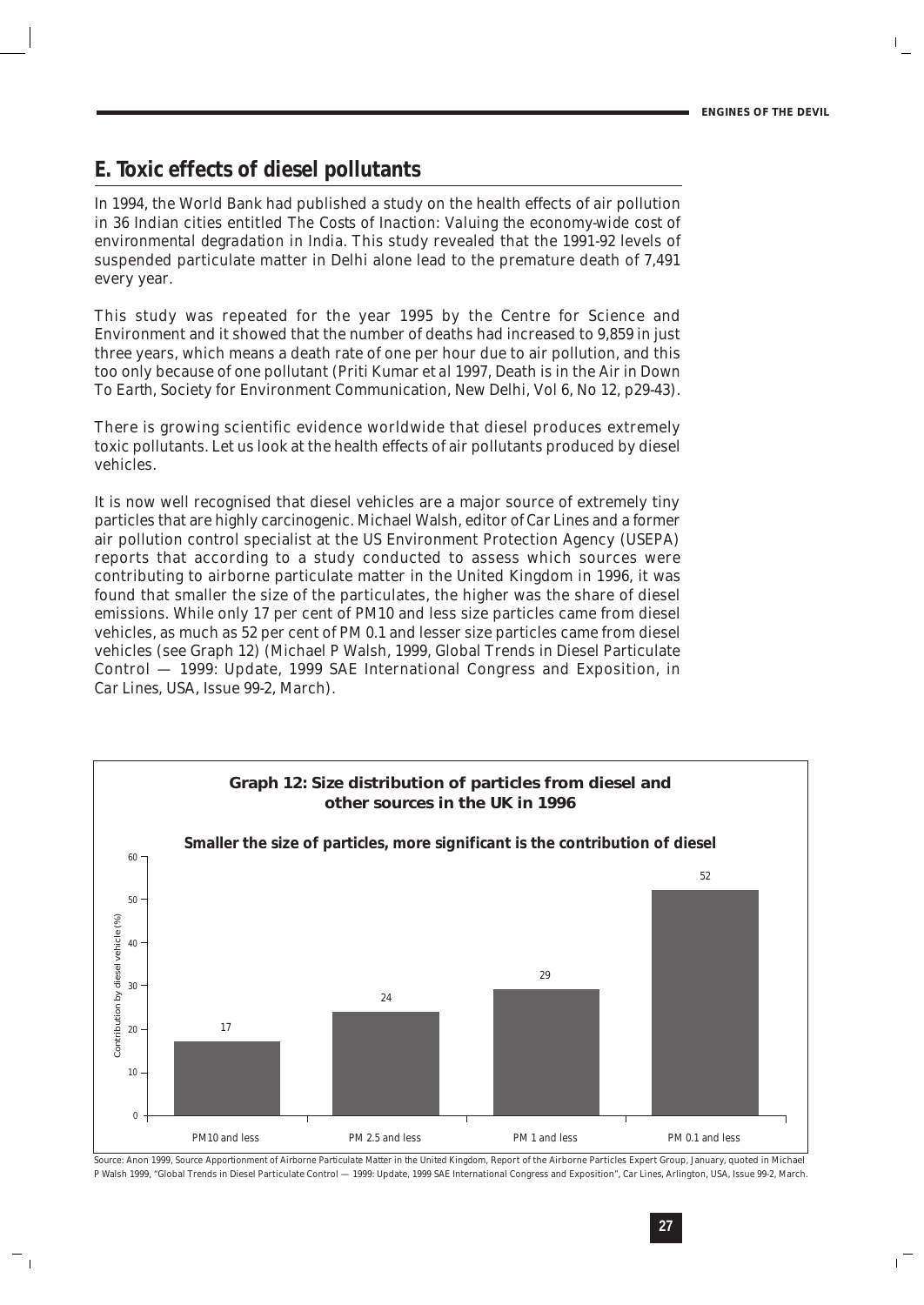## E. Toxic effects of diesel pollutants

In 1994, the World Bank had published a study on the health effects of air pollution in 36 Indian cities entitled *The Costs of Inaction: Valuing the economy-wide cost of environmental degradation in India*. This study revealed that the 1991-92 levels of suspended particulate matter in Delhi alone lead to the premature death of 7,491 every year.

This study was repeated for the year 1995 by the Centre for Science and Environment and it showed that the number of deaths had increased to 9,859 in just three years, which means a death rate of one per hour due to air pollution, and this too only because of one pollutant (Priti Kumar *et al* 1997, Death is in the Air in *Down To Earth*, Society for Environment Communication, New Delhi, Vol 6, No 12, p29-43).

There is growing scientific evidence worldwide that diesel produces extremely toxic pollutants. Let us look at the health effects of air pollutants produced by diesel vehicles.

It is now well recognised that diesel vehicles are a major source of extremely tiny particles that are highly carcinogenic. Michael Walsh, editor of *Car Lines* and a former air pollution control specialist at the US Environment Protection Agency (USEPA) reports that according to a study conducted to assess which sources were contributing to airborne particulate matter in the United Kingdom in 1996, it was found that smaller the size of the particulates, the higher was the share of diesel emissions. While only 17 per cent of PM10 and less size particles came from diesel vehicles, as much as 52 per cent of PM 0.1 and lesser size particles came from diesel vehicles (see Graph 12) (Michael P Walsh, 1999, Global Trends in Diesel Particulate Control — 1999: Update, 1999 SAE International Congress and Exposition, in *Car Lines*, USA, Issue 99-2, March).

**Graph 12: Size distribution of particles from diesel and other sources in the UK in 1996**

**Smaller the size of particles, more significant is the contribution of diesel**

| Particle size | Contribution by diesel vehicle (%) |
|---|---|
| PM10 and less | 17 |
| PM 2.5 and less | 24 |
| PM 1 and less | 29 |
| PM 0.1 and less | 52 |

Source: Anon 1999, Source Apportionment of Airborne Particulate Matter in the United Kingdom, Report of the Airborne Particles Expert Group, January, quoted in Michael P Walsh 1999, "Global Trends in Diesel Particulate Control — 1999: Update, 1999 SAE International Congress and Exposition", Car Lines, Arlington, USA, Issue 99-2, March.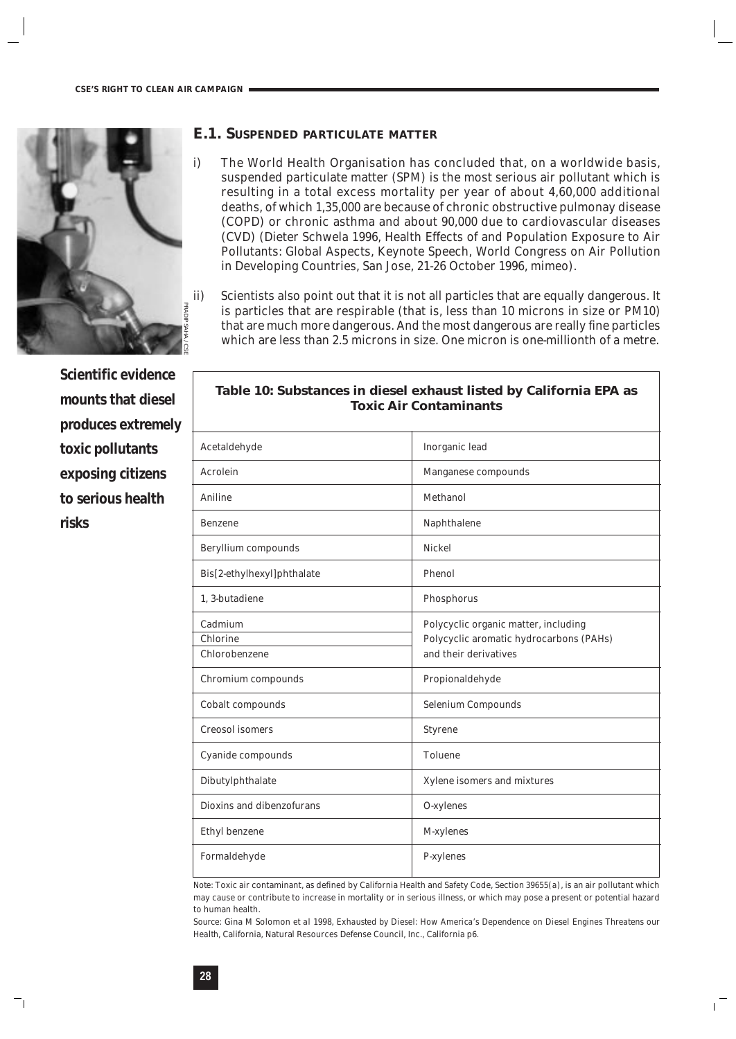## E.1. SUSPENDED PARTICULATE MATTER

i) The World Health Organisation has concluded that, on a worldwide basis, suspended particulate matter (SPM) is the most serious air pollutant which is resulting in a total excess mortality per year of about 4,60,000 additional deaths, of which 1,35,000 are because of chronic obstructive pulmonay disease (COPD) or chronic asthma and about 90,000 due to cardiovascular diseases (CVD) (Dieter Schwela 1996, Health Effects of and Population Exposure to Air Pollutants: Global Aspects, Keynote Speech, World Congress on Air Pollution in Developing Countries, San Jose, 21-26 October 1996, mimeo).

ii) Scientists also point out that it is not all particles that are equally dangerous. It is particles that are respirable (that is, less than 10 microns in size or PM10) that are much more dangerous. And the most dangerous are really fine particles which are less than 2.5 microns in size. One micron is one-millionth of a metre.

PRADIP SAHA / CSE

**Scientific evidence mounts that diesel produces extremely toxic pollutants exposing citizens to serious health risks**

**Table 10: Substances in diesel exhaust listed by California EPA as Toxic Air Contaminants**

| | |
|---|---|
| Acetaldehyde | Inorganic lead |
| Acrolein | Manganese compounds |
| Aniline | Methanol |
| Benzene | Naphthalene |
| Beryllium compounds | Nickel |
| Bis[2-ethylhexyl]phthalate | Phenol |
| 1, 3-butadiene | Phosphorus |
| Cadmium<br>Chlorine<br>Chlorobenzene | Polycyclic organic matter, including Polycyclic aromatic hydrocarbons (PAHs) and their derivatives |
| Chromium compounds | Propionaldehyde |
| Cobalt compounds | Selenium Compounds |
| Creosol isomers | Styrene |
| Cyanide compounds | Toluene |
| Dibutylphthalate | Xylene isomers and mixtures |
| Dioxins and dibenzofurans | O-xylenes |
| Ethyl benzene | M-xylenes |
| Formaldehyde | P-xylenes |

Note: Toxic air contaminant, as defined by California Health and Safety Code, Section 39655(a), is an air pollutant which may cause or contribute to increase in mortality or in serious illness, or which may pose a present or potential hazard to human health.

Source: Gina M Solomon et al 1998, Exhausted by Diesel: How America's Dependence on Diesel Engines Threatens our Health, California, Natural Resources Defense Council, Inc., California p6.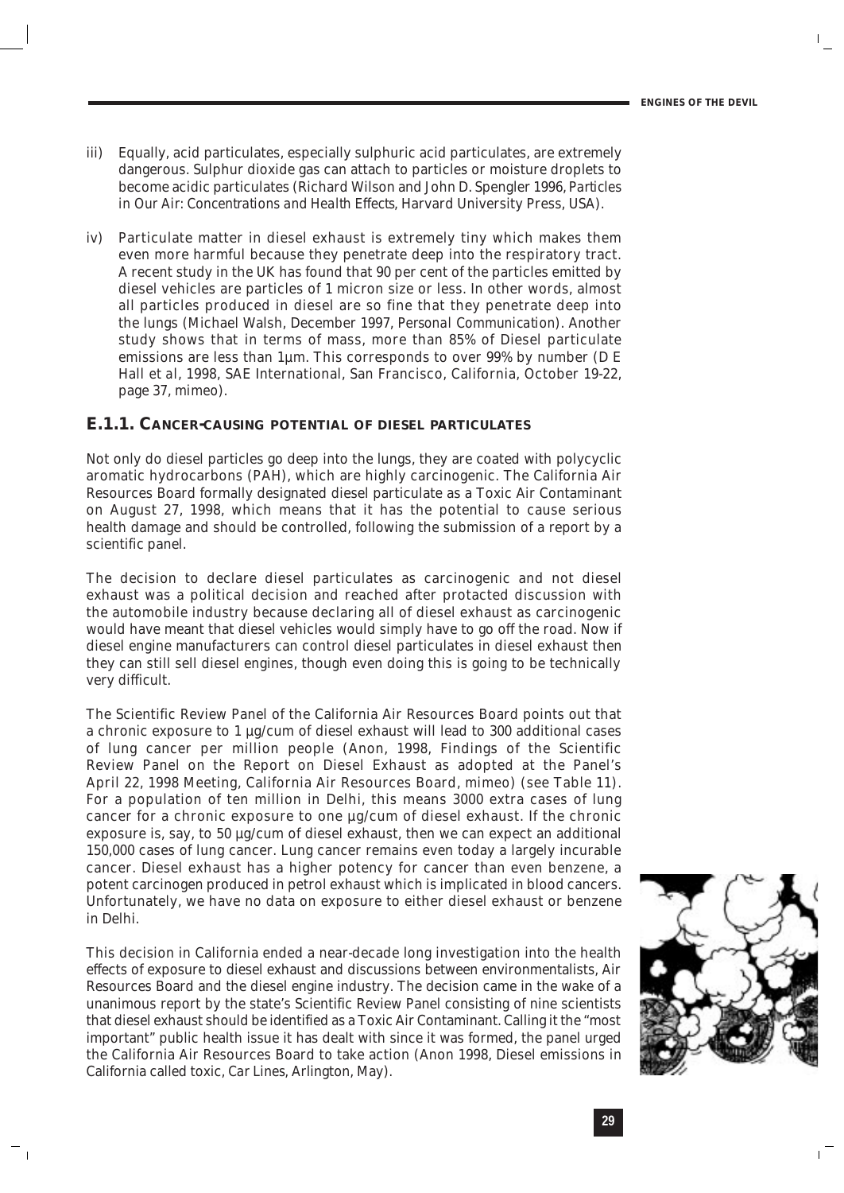iii) Equally, acid particulates, especially sulphuric acid particulates, are extremely dangerous. Sulphur dioxide gas can attach to particles or moisture droplets to become acidic particulates (Richard Wilson and John D. Spengler 1996, *Particles in Our Air: Concentrations and Health Effects*, Harvard University Press, USA).

iv) Particulate matter in diesel exhaust is extremely tiny which makes them even more harmful because they penetrate deep into the respiratory tract. A recent study in the UK has found that 90 per cent of the particles emitted by diesel vehicles are particles of 1 micron size or less. In other words, almost all particles produced in diesel are so fine that they penetrate deep into the lungs (Michael Walsh, December 1997, *Personal Communication*). Another study shows that in terms of mass, more than 85% of Diesel particulate emissions are less than 1µm. This corresponds to over 99% by number (D E Hall et al, 1998, SAE International, San Francisco, California, October 19-22, page 37, *mimeo*).

### E.1.1. CANCER-CAUSING POTENTIAL OF DIESEL PARTICULATES

Not only do diesel particles go deep into the lungs, they are coated with polycyclic aromatic hydrocarbons (PAH), which are highly carcinogenic. The California Air Resources Board formally designated diesel particulate as a Toxic Air Contaminant on August 27, 1998, which means that it has the potential to cause serious health damage and should be controlled, following the submission of a report by a scientific panel.

The decision to declare diesel particulates as carcinogenic and not diesel exhaust was a political decision and reached after protacted discussion with the automobile industry because declaring all of diesel exhaust as carcinogenic would have meant that diesel vehicles would simply have to go off the road. Now if diesel engine manufacturers can control diesel particulates in diesel exhaust then they can still sell diesel engines, though even doing this is going to be technically very difficult.

The Scientific Review Panel of the California Air Resources Board points out that a chronic exposure to 1 µg/cum of diesel exhaust will lead to 300 additional cases of lung cancer per million people (Anon, 1998, Findings of the Scientific Review Panel on the Report on Diesel Exhaust as adopted at the Panel's April 22, 1998 Meeting, California Air Resources Board, *mimeo*) (see Table 11). For a population of ten million in Delhi, this means 3000 extra cases of lung cancer for a chronic exposure to one µg/cum of diesel exhaust. If the chronic exposure is, say, to 50 µg/cum of diesel exhaust, then we can expect an additional 150,000 cases of lung cancer. Lung cancer remains even today a largely incurable cancer. Diesel exhaust has a higher potency for cancer than even benzene, a potent carcinogen produced in petrol exhaust which is implicated in blood cancers. Unfortunately, we have no data on exposure to either diesel exhaust or benzene in Delhi.

This decision in California ended a near-decade long investigation into the health effects of exposure to diesel exhaust and discussions between environmentalists, Air Resources Board and the diesel engine industry. The decision came in the wake of a unanimous report by the state's Scientific Review Panel consisting of nine scientists that diesel exhaust should be identified as a Toxic Air Contaminant. Calling it the "most important" public health issue it has dealt with since it was formed, the panel urged the California Air Resources Board to take action (Anon 1998, Diesel emissions in California called toxic, *Car Lines*, Arlington, May).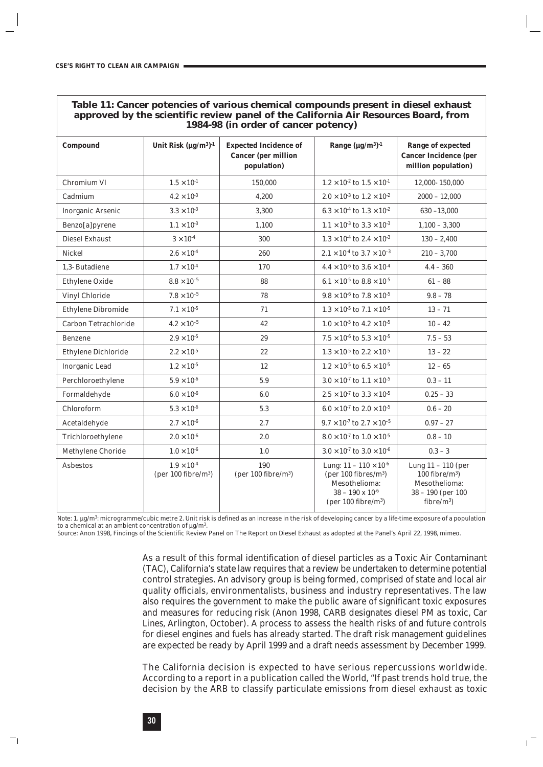**Table 11: Cancer potencies of various chemical compounds present in diesel exhaust approved by the scientific review panel of the California Air Resources Board, from 1984-98 (in order of cancer potency)**

| Compound | Unit Risk $(\mu g/m^3)^{-1}$ | Expected Incidence of Cancer (per million population) | Range $(\mu g/m^3)^{-1}$ | Range of expected Cancer Incidence (per million population) |
|---|---|---|---|---|
| Chromium VI | $1.5 \times 10^{-1}$ | 150,000 | $1.2 \times 10^{-2}$ to $1.5 \times 10^{-1}$ | 12,000- 150,000 |
| Cadmium | $4.2 \times 10^{-3}$ | 4,200 | $2.0 \times 10^{-3}$ to $1.2 \times 10^{-2}$ | 2000 – 12,000 |
| Inorganic Arsenic | $3.3 \times 10^{-3}$ | 3,300 | $6.3 \times 10^{-4}$ to $1.3 \times 10^{-2}$ | 630 –13,000 |
| Benzo[a]pyrene | $1.1 \times 10^{-3}$ | 1,100 | $1.1 \times 10^{-3}$ to $3.3 \times 10^{-3}$ | 1,100 – 3,300 |
| Diesel Exhaust | $3 \times 10^{-4}$ | 300 | $1.3 \times 10^{-4}$ to $2.4 \times 10^{-3}$ | 130 – 2,400 |
| Nickel | $2.6 \times 10^{-4}$ | 260 | $2.1 \times 10^{-4}$ to $3.7 \times 10^{-3}$ | 210 – 3,700 |
| 1,3- Butadiene | $1.7 \times 10^{-4}$ | 170 | $4.4 \times 10^{-6}$ to $3.6 \times 10^{-4}$ | 4.4 – 360 |
| Ethylene Oxide | $8.8 \times 10^{-5}$ | 88 | $6.1 \times 10^{-5}$ to $8.8 \times 10^{-5}$ | 61 – 88 |
| Vinyl Chloride | $7.8 \times 10^{-5}$ | 78 | $9.8 \times 10^{-6}$ to $7.8 \times 10^{-5}$ | 9.8 – 78 |
| Ethylene Dibromide | $7.1 \times 10^{-5}$ | 71 | $1.3 \times 10^{-5}$ to $7.1 \times 10^{-5}$ | 13 – 71 |
| Carbon Tetrachloride | $4.2 \times 10^{-5}$ | 42 | $1.0 \times 10^{-5}$ to $4.2 \times 10^{-5}$ | 10 – 42 |
| Benzene | $2.9 \times 10^{-5}$ | 29 | $7.5 \times 10^{-6}$ to $5.3 \times 10^{-5}$ | 7.5 – 53 |
| Ethylene Dichloride | $2.2 \times 10^{-5}$ | 22 | $1.3 \times 10^{-5}$ to $2.2 \times 10^{-5}$ | 13 – 22 |
| Inorganic Lead | $1.2 \times 10^{-5}$ | 12 | $1.2 \times 10^{-5}$ to $6.5 \times 10^{-5}$ | 12 – 65 |
| Perchloroethylene | $5.9 \times 10^{-6}$ | 5.9 | $3.0 \times 10^{-7}$ to $1.1 \times 10^{-5}$ | 0.3 – 11 |
| Formaldehyde | $6.0 \times 10^{-6}$ | 6.0 | $2.5 \times 10^{-7}$ to $3.3 \times 10^{-5}$ | 0.25 – 33 |
| Chloroform | $5.3 \times 10^{-6}$ | 5.3 | $6.0 \times 10^{-7}$ to $2.0 \times 10^{-5}$ | 0.6 – 20 |
| Acetaldehyde | $2.7 \times 10^{-6}$ | 2.7 | $9.7 \times 10^{-7}$ to $2.7 \times 10^{-5}$ | 0.97 – 27 |
| Trichloroethylene | $2.0 \times 10^{-6}$ | 2.0 | $8.0 \times 10^{-7}$ to $1.0 \times 10^{-5}$ | 0.8 – 10 |
| Methylene Choride | $1.0 \times 10^{-6}$ | 1.0 | $3.0 \times 10^{-7}$ to $3.0 \times 10^{-6}$ | 0.3 – 3 |
| Asbestos | $1.9 \times 10^{-4}$ (per 100 fibre/$m^3$) | 190 (per 100 fibre/$m^3$) | Lung: 11 – 110 $\times 10^{-6}$ (per 100 fibres/$m^3$) Mesothelioma: 38 – 190 x $10^{-6}$ (per 100 fibre/$m^3$) | Lung 11 – 110 (per 100 fibre/$m^3$) Mesothelioma: 38 – 190 (per 100 fibre/$m^3$) |

Note: 1. $\mu g/m^3$: microgramme/cubic metre 2. Unit risk is defined as an increase in the risk of developing cancer by a life-time exposure of a population to a chemical at an ambient concentration of $\mu g/m^3$.
Source: Anon 1998, Findings of the Scientific Review Panel on The Report on Diesel Exhaust as adopted at the Panel's April 22, 1998, mimeo.

As a result of this formal identification of diesel particles as a Toxic Air Contaminant (TAC), California's state law requires that a review be undertaken to determine potential control strategies. An advisory group is being formed, comprised of state and local air quality officials, environmentalists, business and industry representatives. The law also requires the government to make the public aware of significant toxic exposures and measures for reducing risk (Anon 1998, CARB designates diesel PM as toxic, Car Lines, Arlington, October). A process to assess the health risks of and future controls for diesel engines and fuels has already started. The draft risk management guidelines are expected be ready by April 1999 and a draft needs assessment by December 1999.

The California decision is expected to have serious repercussions worldwide. According to a report in a publication called the World, "If past trends hold true, the decision by the ARB to classify particulate emissions from diesel exhaust as toxic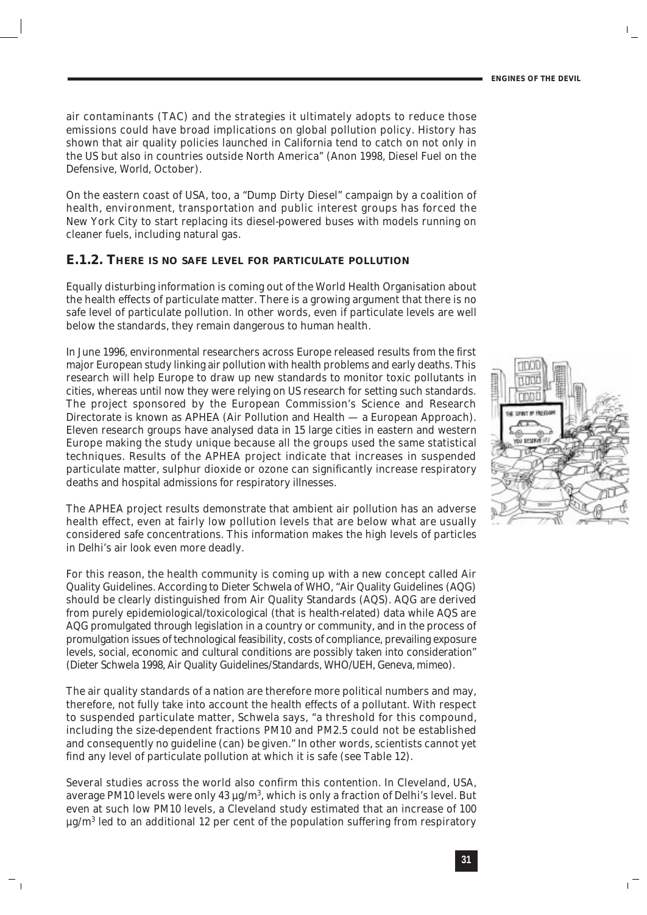air contaminants (TAC) and the strategies it ultimately adopts to reduce those emissions could have broad implications on global pollution policy. History has shown that air quality policies launched in California tend to catch on not only in the US but also in countries outside North America" (Anon 1998, Diesel Fuel on the Defensive, World, October).

On the eastern coast of USA, too, a "Dump Dirty Diesel" campaign by a coalition of health, environment, transportation and public interest groups has forced the New York City to start replacing its diesel-powered buses with models running on cleaner fuels, including natural gas.

### E.1.2. There is no safe level for particulate pollution

Equally disturbing information is coming out of the World Health Organisation about the health effects of particulate matter. There is a growing argument that there is no safe level of particulate pollution. In other words, even if particulate levels are well below the standards, they remain dangerous to human health.

In June 1996, environmental researchers across Europe released results from the first major European study linking air pollution with health problems and early deaths. This research will help Europe to draw up new standards to monitor toxic pollutants in cities, whereas until now they were relying on US research for setting such standards. The project sponsored by the European Commission's Science and Research Directorate is known as APHEA (Air Pollution and Health — a European Approach). Eleven research groups have analysed data in 15 large cities in eastern and western Europe making the study unique because all the groups used the same statistical techniques. Results of the APHEA project indicate that increases in suspended particulate matter, sulphur dioxide or ozone can significantly increase respiratory deaths and hospital admissions for respiratory illnesses.

The APHEA project results demonstrate that ambient air pollution has an adverse health effect, even at fairly low pollution levels that are below what are usually considered safe concentrations. This information makes the high levels of particles in Delhi's air look even more deadly.

For this reason, the health community is coming up with a new concept called Air Quality Guidelines. According to Dieter Schwela of WHO, "Air Quality Guidelines (AQG) should be clearly distinguished from Air Quality Standards (AQS). AQG are derived from purely epidemiological/toxicological (that is health-related) data while AQS are AQG promulgated through legislation in a country or community, and in the process of promulgation issues of technological feasibility, costs of compliance, prevailing exposure levels, social, economic and cultural conditions are possibly taken into consideration" (Dieter Schwela 1998, Air Quality Guidelines/Standards, WHO/UEH, Geneva, mimeo).

The air quality standards of a nation are therefore more political numbers and may, therefore, not fully take into account the health effects of a pollutant. With respect to suspended particulate matter, Schwela says, "a threshold for this compound, including the size-dependent fractions PM10 and PM2.5 could not be established and consequently no guideline (can) be given." In other words, scientists cannot yet find any level of particulate pollution at which it is safe (see Table 12).

Several studies across the world also confirm this contention. In Cleveland, USA, average PM10 levels were only 43 µg/m$^3$, which is only a fraction of Delhi's level. But even at such low PM10 levels, a Cleveland study estimated that an increase of 100 µg/m$^3$ led to an additional 12 per cent of the population suffering from respiratory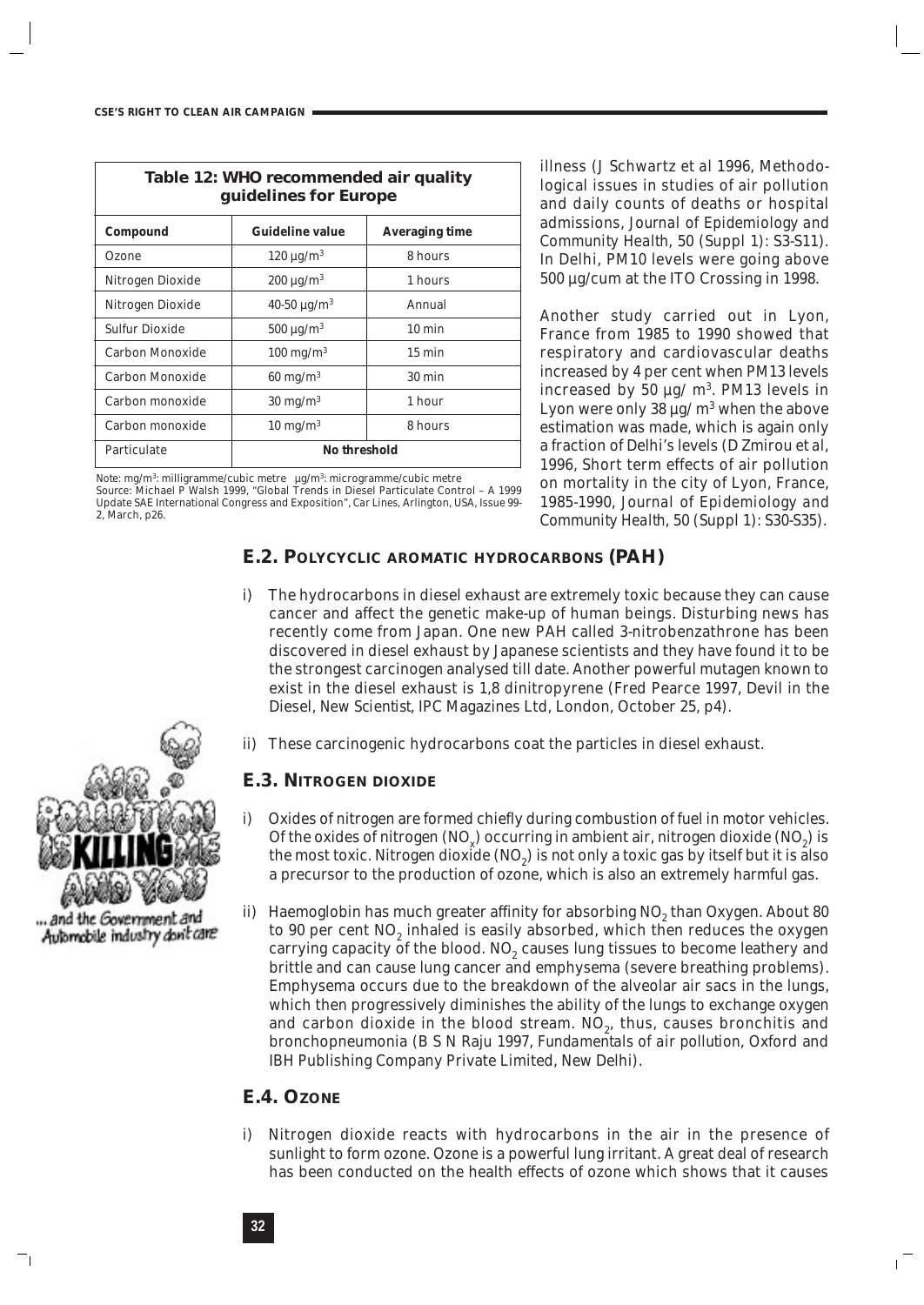**Table 12: WHO recommended air quality guidelines for Europe**

| Compound | Guideline value | Averaging time |
|---|---|---|
| Ozone | 120 µg/m$^3$ | 8 hours |
| Nitrogen Dioxide | 200 µg/m$^3$ | 1 hours |
| Nitrogen Dioxide | 40-50 µg/m$^3$ | Annual |
| Sulfur Dioxide | 500 µg/m$^3$ | 10 min |
| Carbon Monoxide | 100 mg/m$^3$ | 15 min |
| Carbon Monoxide | 60 mg/m$^3$ | 30 min |
| Carbon monoxide | 30 mg/m$^3$ | 1 hour |
| Carbon monoxide | 10 mg/m$^3$ | 8 hours |
| Particulate | No threshold | |

Note: mg/m$^3$: milligramme/cubic metre µg/m$^3$: microgramme/cubic metre
Source: Michael P Walsh 1999, "Global Trends in Diesel Particulate Control – A 1999 Update SAE International Congress and Exposition", Car Lines, Arlington, USA, Issue 99-2, March, p26.

illness (J Schwartz et al 1996, Methodological issues in studies of air pollution and daily counts of deaths or hospital admissions, *Journal of Epidemiology and Community Health*, 50 (Suppl 1): S3-S11). In Delhi, PM10 levels were going above 500 µg/cum at the ITO Crossing in 1998.

Another study carried out in Lyon, France from 1985 to 1990 showed that respiratory and cardiovascular deaths increased by 4 per cent when PM13 levels increased by 50 µg/ m$^3$. PM13 levels in Lyon were only 38 µg/ m$^3$ when the above estimation was made, which is again only a fraction of Delhi's levels (D Zmirou et al, 1996, Short term effects of air pollution on mortality in the city of Lyon, France, 1985-1990, *Journal of Epidemiology and Community Health*, 50 (Suppl 1): S30-S35).

## E.2. Polycyclic aromatic hydrocarbons (PAH)

i) The hydrocarbons in diesel exhaust are extremely toxic because they can cause cancer and affect the genetic make-up of human beings. Disturbing news has recently come from Japan. One new PAH called 3-nitrobenzathrone has been discovered in diesel exhaust by Japanese scientists and they have found it to be the strongest carcinogen analysed till date. Another powerful mutagen known to exist in the diesel exhaust is 1,8 dinitropyrene (Fred Pearce 1997, Devil in the Diesel, *New Scientist*, IPC Magazines Ltd, London, October 25, p4).

ii) These carcinogenic hydrocarbons coat the particles in diesel exhaust.

## E.3. Nitrogen dioxide

i) Oxides of nitrogen are formed chiefly during combustion of fuel in motor vehicles. Of the oxides of nitrogen ($NO_x$) occurring in ambient air, nitrogen dioxide ($NO_2$) is the most toxic. Nitrogen dioxide ($NO_2$) is not only a toxic gas by itself but it is also a precursor to the production of ozone, which is also an extremely harmful gas.

ii) Haemoglobin has much greater affinity for absorbing $NO_2$ than Oxygen. About 80 to 90 per cent $NO_2$ inhaled is easily absorbed, which then reduces the oxygen carrying capacity of the blood. $NO_2$ causes lung tissues to become leathery and brittle and can cause lung cancer and emphysema (severe breathing problems). Emphysema occurs due to the breakdown of the alveolar air sacs in the lungs, which then progressively diminishes the ability of the lungs to exchange oxygen and carbon dioxide in the blood stream. $NO_2$, thus, causes bronchitis and bronchopneumonia (B S N Raju 1997, *Fundamentals of air pollution*, Oxford and IBH Publishing Company Private Limited, New Delhi).

## E.4. Ozone

i) Nitrogen dioxide reacts with hydrocarbons in the air in the presence of sunlight to form ozone. Ozone is a powerful lung irritant. A great deal of research has been conducted on the health effects of ozone which shows that it causes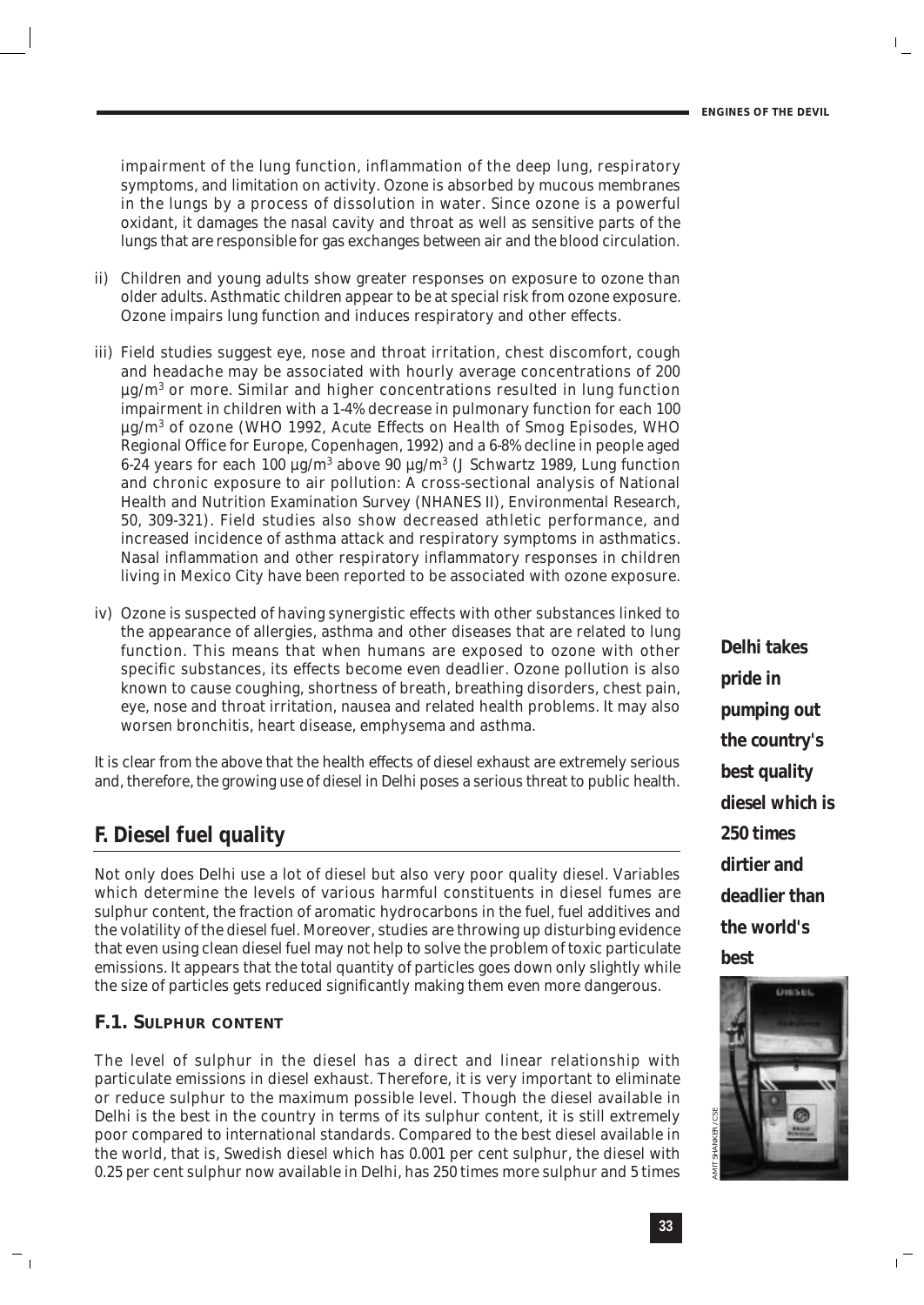impairment of the lung function, inflammation of the deep lung, respiratory symptoms, and limitation on activity. Ozone is absorbed by mucous membranes in the lungs by a process of dissolution in water. Since ozone is a powerful oxidant, it damages the nasal cavity and throat as well as sensitive parts of the lungs that are responsible for gas exchanges between air and the blood circulation.

ii) Children and young adults show greater responses on exposure to ozone than older adults. Asthmatic children appear to be at special risk from ozone exposure. Ozone impairs lung function and induces respiratory and other effects.

iii) Field studies suggest eye, nose and throat irritation, chest discomfort, cough and headache may be associated with hourly average concentrations of 200 $\mu g/m^3$ or more. Similar and higher concentrations resulted in lung function impairment in children with a 1-4% decrease in pulmonary function for each 100 $\mu g/m^3$ of ozone (WHO 1992, *Acute Effects on Health of Smog Episodes*, WHO Regional Office for Europe, Copenhagen, 1992) and a 6-8% decline in people aged 6-24 years for each 100 $\mu g/m^3$ above 90 $\mu g/m^3$ (J Schwartz 1989, Lung function and chronic exposure to air pollution: A cross-sectional analysis of National Health and Nutrition Examination Survey (NHANES II), *Environmental Research*, 50, 309-321). Field studies also show decreased athletic performance, and increased incidence of asthma attack and respiratory symptoms in asthmatics. Nasal inflammation and other respiratory inflammatory responses in children living in Mexico City have been reported to be associated with ozone exposure.

iv) Ozone is suspected of having synergistic effects with other substances linked to the appearance of allergies, asthma and other diseases that are related to lung function. This means that when humans are exposed to ozone with other specific substances, its effects become even deadlier. Ozone pollution is also known to cause coughing, shortness of breath, breathing disorders, chest pain, eye, nose and throat irritation, nausea and related health problems. It may also worsen bronchitis, heart disease, emphysema and asthma.

It is clear from the above that the health effects of diesel exhaust are extremely serious and, therefore, the growing use of diesel in Delhi poses a serious threat to public health.

**Delhi takes pride in pumping out the country's best quality diesel which is 250 times dirtier and deadlier than the world's best**

## F. Diesel fuel quality

Not only does Delhi use a lot of diesel but also very poor quality diesel. Variables which determine the levels of various harmful constituents in diesel fumes are sulphur content, the fraction of aromatic hydrocarbons in the fuel, fuel additives and the volatility of the diesel fuel. Moreover, studies are throwing up disturbing evidence that even using clean diesel fuel may not help to solve the problem of toxic particulate emissions. It appears that the total quantity of particles goes down only slightly while the size of particles gets reduced significantly making them even more dangerous.

### F.1. Sulphur content

The level of sulphur in the diesel has a direct and linear relationship with particulate emissions in diesel exhaust. Therefore, it is very important to eliminate or reduce sulphur to the maximum possible level. Though the diesel available in Delhi is the best in the country in terms of its sulphur content, it is still extremely poor compared to international standards. Compared to the best diesel available in the world, that is, Swedish diesel which has 0.001 per cent sulphur, the diesel with 0.25 per cent sulphur now available in Delhi, has 250 times more sulphur and 5 times

AMIT SHANKER / CSE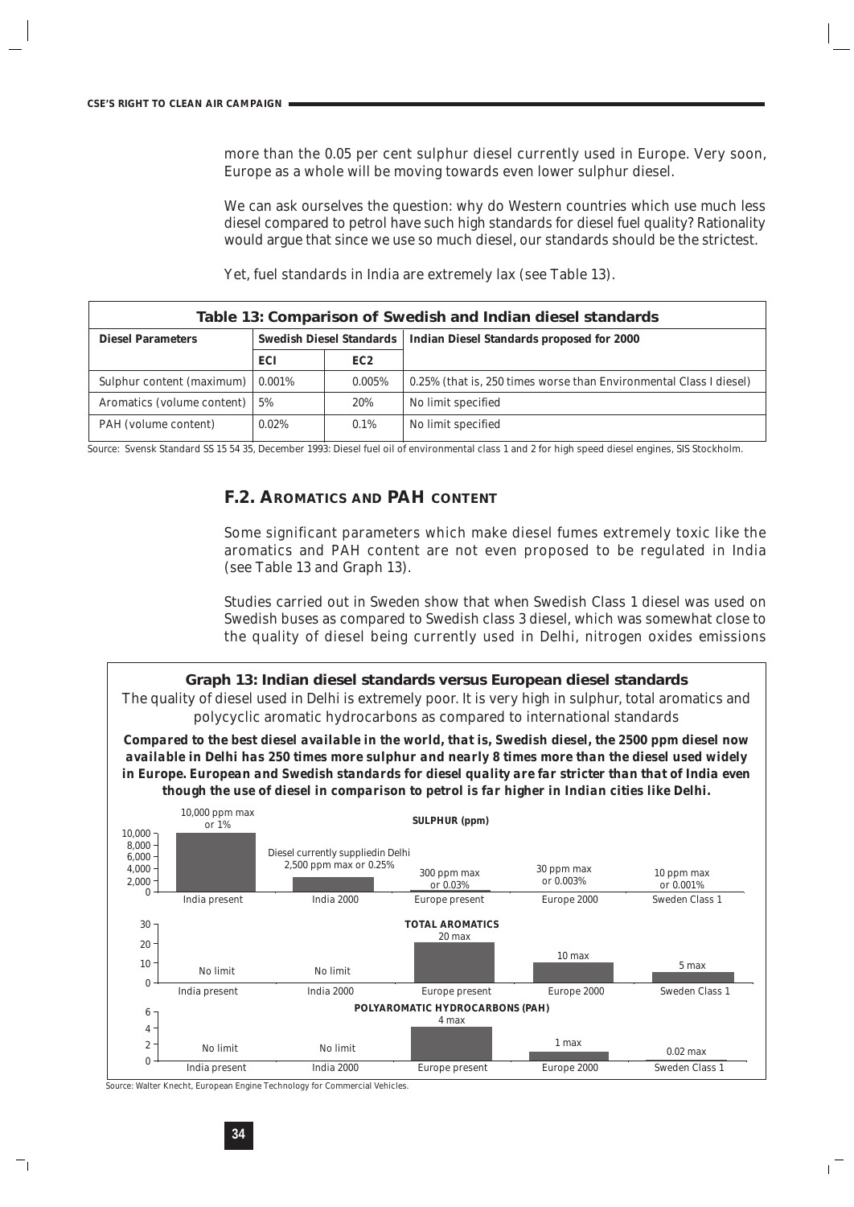more than the 0.05 per cent sulphur diesel currently used in Europe. Very soon, Europe as a whole will be moving towards even lower sulphur diesel.

We can ask ourselves the question: why do Western countries which use much less diesel compared to petrol have such high standards for diesel fuel quality? Rationality would argue that since we use so much diesel, our standards should be the strictest.

Yet, fuel standards in India are extremely lax (see Table 13).

**Table 13: Comparison of Swedish and Indian diesel standards**

| Diesel Parameters | Swedish Diesel Standards | | Indian Diesel Standards proposed for 2000 |
|---|---|---|---|
| | ECI | EC2 | |
| Sulphur content (maximum) | 0.001% | 0.005% | 0.25% (that is, 250 times worse than Environmental Class I diesel) |
| Aromatics (volume content) | 5% | 20% | No limit specified |
| PAH (volume content) | 0.02% | 0.1% | No limit specified |

Source: Svensk Standard SS 15 54 35, December 1993: Diesel fuel oil of environmental class 1 and 2 for high speed diesel engines, SIS Stockholm.

## F.2. AROMATICS AND PAH CONTENT

Some significant parameters which make diesel fumes extremely toxic like the aromatics and PAH content are not even proposed to be regulated in India (see Table 13 and Graph 13).

Studies carried out in Sweden show that when Swedish Class 1 diesel was used on Swedish buses as compared to Swedish class 3 diesel, which was somewhat close to the quality of diesel being currently used in Delhi, nitrogen oxides emissions

**Graph 13: Indian diesel standards versus European diesel standards**

The quality of diesel used in Delhi is extremely poor. It is very high in sulphur, total aromatics and polycyclic aromatic hydrocarbons as compared to international standards

***Compared to the best diesel available in the world, that is, Swedish diesel, the 2500 ppm diesel now available in Delhi has 250 times more sulphur and nearly 8 times more than the diesel used widely in Europe. European and Swedish standards for diesel quality are far stricter than that of India even though the use of diesel in comparison to petrol is far higher in Indian cities like Delhi.***

**SULPHUR (ppm)**

| | India present | India 2000 | Europe present | Europe 2000 | Sweden Class 1 |
|---|---|---|---|---|---|
| Sulphur (ppm) | 10,000 ppm max or 1% | Diesel currently suppliedin Delhi 2,500 ppm max or 0.25% | 300 ppm max or 0.03% | 30 ppm max or 0.003% | 10 ppm max or 0.001% |
| Total aromatics | No limit | No limit | 20 max | 10 max | 5 max |
| Polyaromatic hydrocarbons (PAH) | No limit | No limit | 4 max | 1 max | 0.02 max |

Source: Walter Knecht, European Engine Technology for Commercial Vehicles.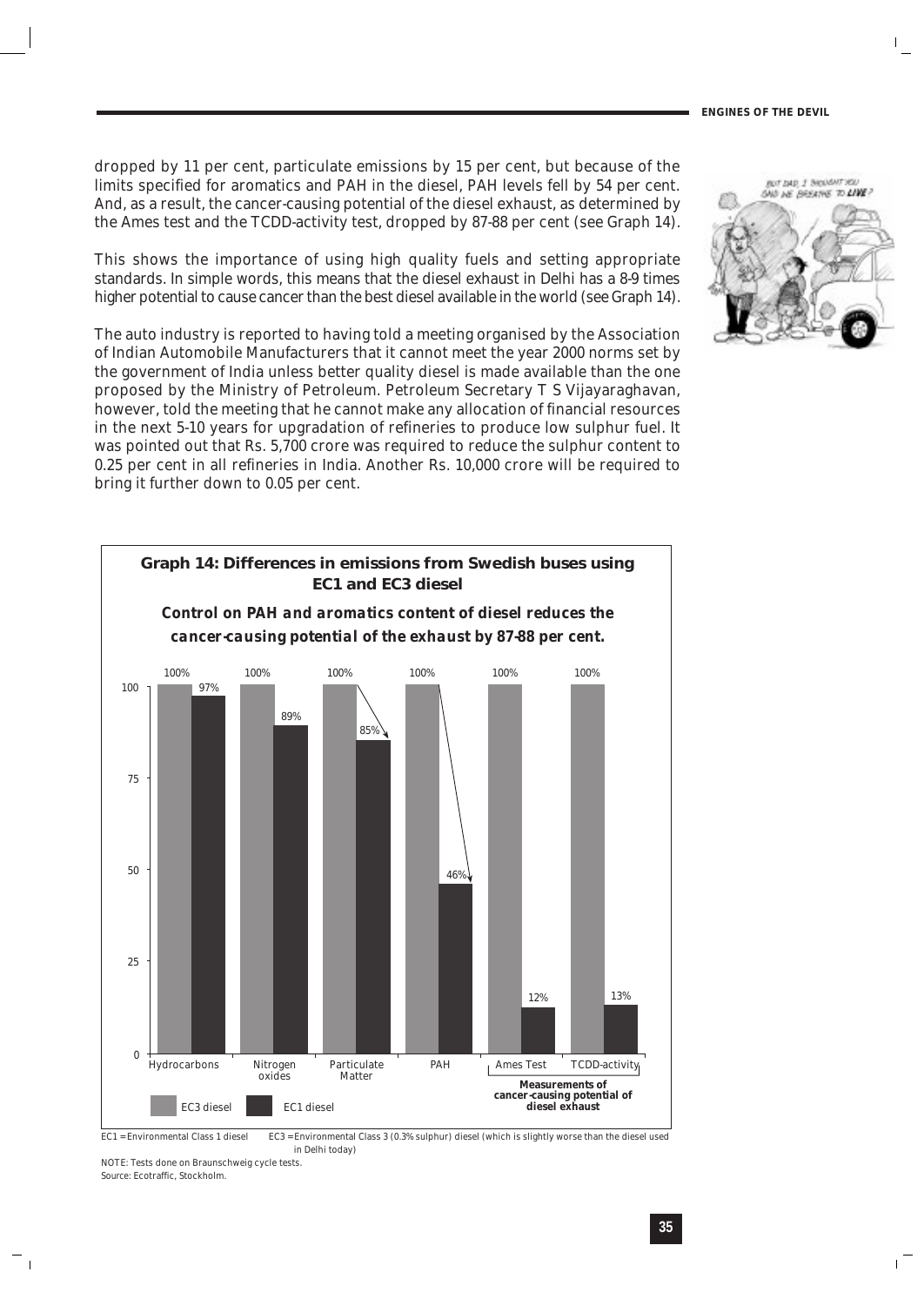dropped by 11 per cent, particulate emissions by 15 per cent, but because of the limits specified for aromatics and PAH in the diesel, PAH levels fell by 54 per cent. And, as a result, the cancer-causing potential of the diesel exhaust, as determined by the Ames test and the TCDD-activity test, dropped by 87-88 per cent (see Graph 14).

This shows the importance of using high quality fuels and setting appropriate standards. In simple words, this means that the diesel exhaust in Delhi has a 8-9 times higher potential to cause cancer than the best diesel available in the world (see Graph 14).

The auto industry is reported to having told a meeting organised by the Association of Indian Automobile Manufacturers that it cannot meet the year 2000 norms set by the government of India unless better quality diesel is made available than the one proposed by the Ministry of Petroleum. Petroleum Secretary T S Vijayaraghavan, however, told the meeting that he cannot make any allocation of financial resources in the next 5-10 years for upgradation of refineries to produce low sulphur fuel. It was pointed out that Rs. 5,700 crore was required to reduce the sulphur content to 0.25 per cent in all refineries in India. Another Rs. 10,000 crore will be required to bring it further down to 0.05 per cent.

**Graph 14: Differences in emissions from Swedish buses using EC1 and EC3 diesel**

***Control on PAH and aromatics content of diesel reduces the cancer-causing potential of the exhaust by 87-88 per cent.***

| | EC3 diesel | EC1 diesel |
|---|---|---|
| Hydrocarbons | 100% | 97% |
| Nitrogen oxides | 100% | 89% |
| Particulate Matter | 100% | 85% |
| PAH | 100% | 46% |
| Ames Test | 100% | 12% |
| TCDD-activity | 100% | 13% |

Ames Test and TCDD-activity: Measurements of cancer-causing potential of diesel exhaust

EC1 = Environmental Class 1 diesel  EC3 = Environmental Class 3 (0.3% sulphur) diesel (which is slightly worse than the diesel used in Delhi today)

NOTE: Tests done on Braunschweig cycle tests.

Source: Ecotraffic, Stockholm.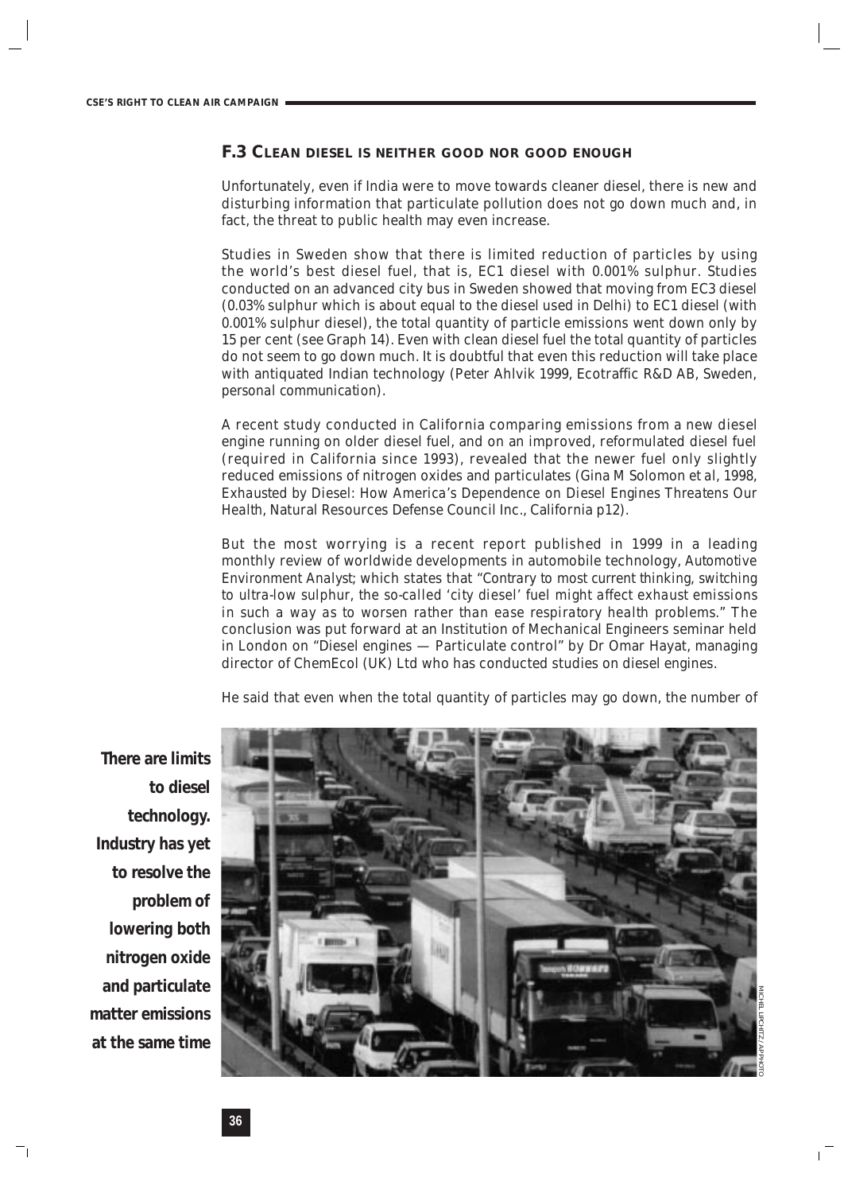## F.3 CLEAN DIESEL IS NEITHER GOOD NOR GOOD ENOUGH

Unfortunately, even if India were to move towards cleaner diesel, there is new and disturbing information that particulate pollution does not go down much and, in fact, the threat to public health may even increase.

Studies in Sweden show that there is limited reduction of particles by using the world's best diesel fuel, that is, EC1 diesel with 0.001% sulphur. Studies conducted on an advanced city bus in Sweden showed that moving from EC3 diesel (0.03% sulphur which is about equal to the diesel used in Delhi) to EC1 diesel (with 0.001% sulphur diesel), the total quantity of particle emissions went down only by 15 per cent (see Graph 14). Even with clean diesel fuel the total quantity of particles do not seem to go down much. It is doubtful that even this reduction will take place with antiquated Indian technology (Peter Ahlvik 1999, Ecotraffic R&D AB, Sweden, *personal communication*).

A recent study conducted in California comparing emissions from a new diesel engine running on older diesel fuel, and on an improved, reformulated diesel fuel (required in California since 1993), revealed that the newer fuel only slightly reduced emissions of nitrogen oxides and particulates (Gina M Solomon *et al*, 1998, *Exhausted by Diesel: How America's Dependence on Diesel Engines Threatens Our Health*, Natural Resources Defense Council Inc., California p12).

But the most worrying is a recent report published in 1999 in a leading monthly review of worldwide developments in automobile technology, *Automotive Environment Analyst*; which states that *"Contrary to most current thinking, switching to ultra-low sulphur, the so-called 'city diesel' fuel might affect exhaust emissions in such a way as to worsen rather than ease respiratory health problems."* The conclusion was put forward at an Institution of Mechanical Engineers seminar held in London on "Diesel engines — Particulate control" by Dr Omar Hayat, managing director of ChemEcol (UK) Ltd who has conducted studies on diesel engines.

He said that even when the total quantity of particles may go down, the number of

**There are limits to diesel technology. Industry has yet to resolve the problem of lowering both nitrogen oxide and particulate matter emissions at the same time**

MICHEL LIPCHITZ / AP PHOTO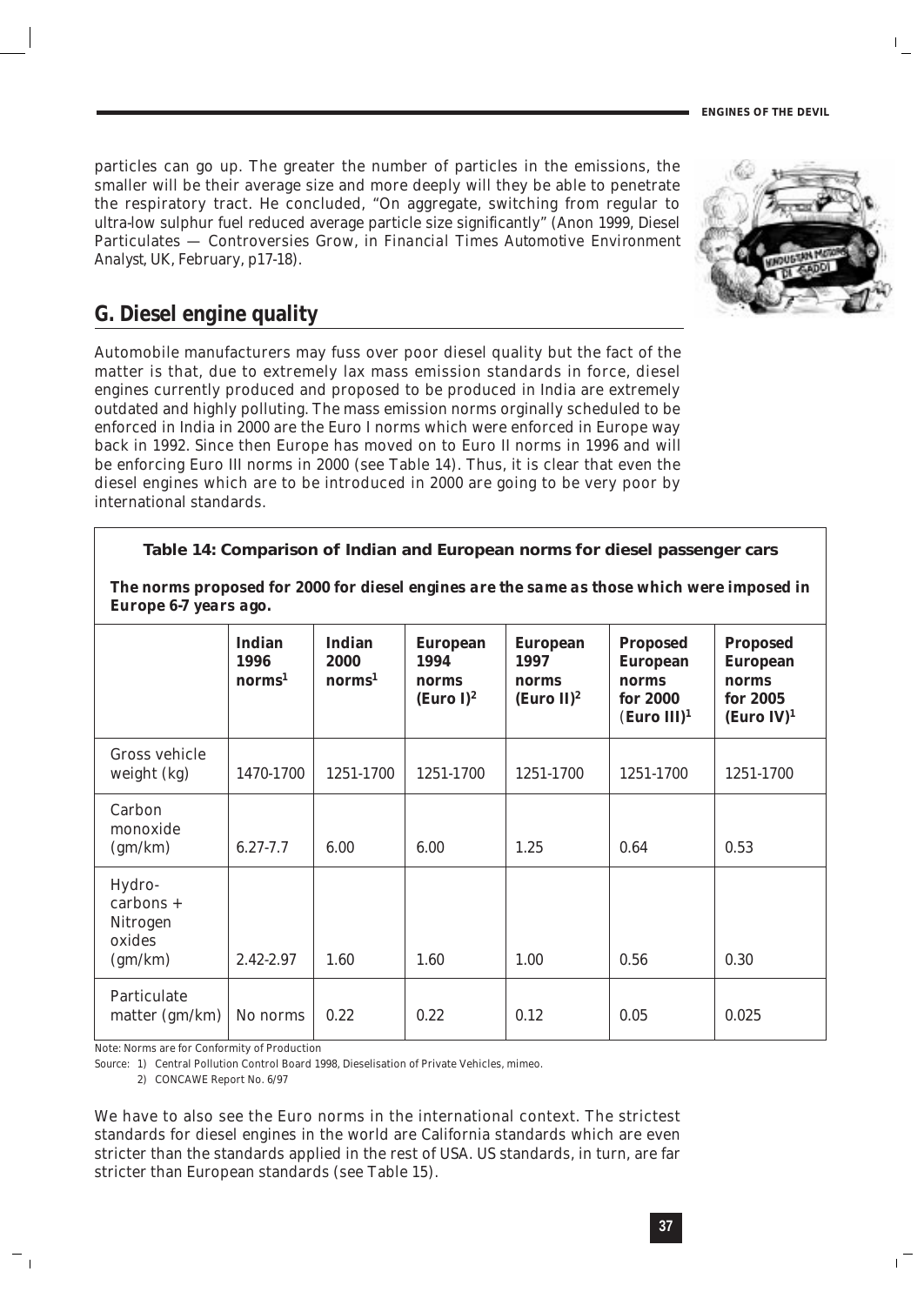particles can go up. The greater the number of particles in the emissions, the smaller will be their average size and more deeply will they be able to penetrate the respiratory tract. He concluded, "On aggregate, switching from regular to ultra-low sulphur fuel reduced average particle size significantly" (Anon 1999, Diesel Particulates — Controversies Grow, in *Financial Times Automotive Environment Analyst*, UK, February, p17-18).

## G. Diesel engine quality

Automobile manufacturers may fuss over poor diesel quality but the fact of the matter is that, due to extremely lax mass emission standards in force, diesel engines currently produced and proposed to be produced in India are extremely outdated and highly polluting. The mass emission norms orginally scheduled to be enforced in India in 2000 are the Euro I norms which were enforced in Europe way back in 1992. Since then Europe has moved on to Euro II norms in 1996 and will be enforcing Euro III norms in 2000 (see Table 14). Thus, it is clear that even the diesel engines which are to be introduced in 2000 are going to be very poor by international standards.

**Table 14: Comparison of Indian and European norms for diesel passenger cars**

***The norms proposed for 2000 for diesel engines are the same as those which were imposed in Europe 6-7 years ago.***

| | Indian 1996 norms[1] | Indian 2000 norms[1] | European 1994 norms (Euro I)[2] | European 1997 norms (Euro II)[2] | Proposed European norms for 2000 (Euro III)[1] | Proposed European norms for 2005 (Euro IV)[1] |
|---|---|---|---|---|---|---|
| Gross vehicle weight (kg) | 1470-1700 | 1251-1700 | 1251-1700 | 1251-1700 | 1251-1700 | 1251-1700 |
| Carbon monoxide (gm/km) | 6.27-7.7 | 6.00 | 6.00 | 1.25 | 0.64 | 0.53 |
| Hydro-carbons + Nitrogen oxides (gm/km) | 2.42-2.97 | 1.60 | 1.60 | 1.00 | 0.56 | 0.30 |
| Particulate matter (gm/km) | No norms | 0.22 | 0.22 | 0.12 | 0.05 | 0.025 |

Note: Norms are for Conformity of Production

Source: 1) Central Pollution Control Board 1998, Dieselisation of Private Vehicles, mimeo.

2) CONCAWE Report No. 6/97

We have to also see the Euro norms in the international context. The strictest standards for diesel engines in the world are California standards which are even stricter than the standards applied in the rest of USA. US standards, in turn, are far stricter than European standards (see Table 15).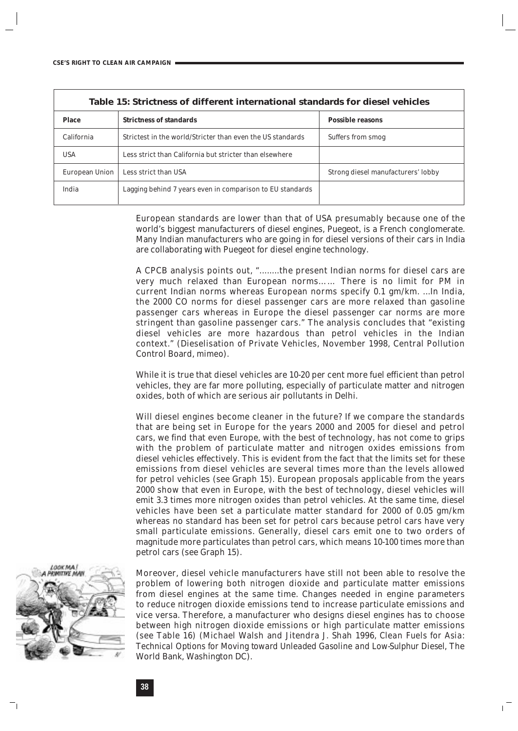**Table 15: Strictness of different international standards for diesel vehicles**

| Place | Strictness of standards | Possible reasons |
|---|---|---|
| California | Strictest in the world/Stricter than even the US standards | Suffers from smog |
| USA | Less strict than California but stricter than elsewhere | |
| European Union | Less strict than USA | Strong diesel manufacturers' lobby |
| India | Lagging behind 7 years even in comparison to EU standards | |

European standards are lower than that of USA presumably because one of the world's biggest manufacturers of diesel engines, Puegeot, is a French conglomerate. Many Indian manufacturers who are going in for diesel versions of their cars in India are collaborating with Puegeot for diesel engine technology.

A CPCB analysis points out, "........the present Indian norms for diesel cars are very much relaxed than European norms...... There is no limit for PM in current Indian norms whereas European norms specify 0.1 gm/km. ...In India, the 2000 CO norms for diesel passenger cars are more relaxed than gasoline passenger cars whereas in Europe the diesel passenger car norms are more stringent than gasoline passenger cars." The analysis concludes that "existing diesel vehicles are more hazardous than petrol vehicles in the Indian context." (Dieselisation of Private Vehicles, November 1998, Central Pollution Control Board, mimeo).

While it is true that diesel vehicles are 10-20 per cent more fuel efficient than petrol vehicles, they are far more polluting, especially of particulate matter and nitrogen oxides, both of which are serious air pollutants in Delhi.

Will diesel engines become cleaner in the future? If we compare the standards that are being set in Europe for the years 2000 and 2005 for diesel and petrol cars, we find that even Europe, with the best of technology, has not come to grips with the problem of particulate matter and nitrogen oxides emissions from diesel vehicles effectively. This is evident from the fact that the limits set for these emissions from diesel vehicles are several times more than the levels allowed for petrol vehicles (see Graph 15). European proposals applicable from the years 2000 show that even in Europe, with the best of technology, diesel vehicles will emit 3.3 times more nitrogen oxides than petrol vehicles. At the same time, diesel vehicles have been set a particulate matter standard for 2000 of 0.05 gm/km whereas no standard has been set for petrol cars because petrol cars have very small particulate emissions. Generally, diesel cars emit one to two orders of magnitude more particulates than petrol cars, which means 10-100 times more than petrol cars (see Graph 15).

Moreover, diesel vehicle manufacturers have still not been able to resolve the problem of lowering both nitrogen dioxide and particulate matter emissions from diesel engines at the same time. Changes needed in engine parameters to reduce nitrogen dioxide emissions tend to increase particulate emissions and vice versa. Therefore, a manufacturer who designs diesel engines has to choose between high nitrogen dioxide emissions or high particulate matter emissions (see Table 16) (Michael Walsh and Jitendra J. Shah 1996, Clean Fuels for Asia: *Technical Options for Moving toward Unleaded Gasoline and Low-Sulphur Diesel*, The World Bank, Washington DC).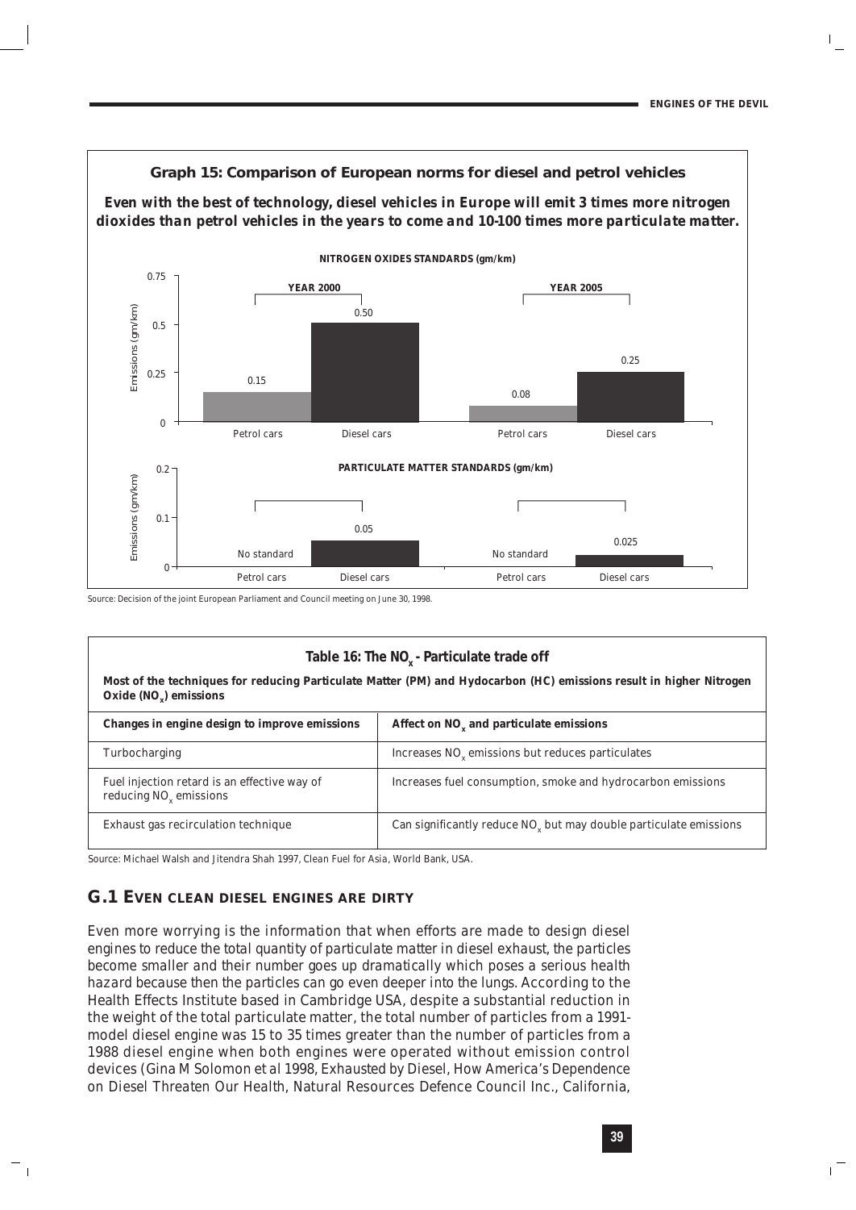**Graph 15: Comparison of European norms for diesel and petrol vehicles**

***Even with the best of technology, diesel vehicles in Europe will emit 3 times more nitrogen dioxides than petrol vehicles in the years to come and 10-100 times more particulate matter.***

**NITROGEN OXIDES STANDARDS (gm/km)**

| | YEAR 2000 | | YEAR 2005 | |
|---|---|---|---|---|
| | Petrol cars | Diesel cars | Petrol cars | Diesel cars |
| Emissions (gm/km) | 0.15 | 0.50 | 0.08 | 0.25 |

**PARTICULATE MATTER STANDARDS (gm/km)**

| | | | | |
|---|---|---|---|---|
| | Petrol cars | Diesel cars | Petrol cars | Diesel cars |
| Emissions (gm/km) | No standard | 0.05 | No standard | 0.025 |

Source: Decision of the joint European Parliament and Council meeting on June 30, 1998.

**Table 16: The $NO_x$ - Particulate trade off**

**Most of the techniques for reducing Particulate Matter (PM) and Hydocarbon (HC) emissions result in higher Nitrogen Oxide ($NO_x$) emissions**

| Changes in engine design to improve emissions | Affect on $NO_x$ and particulate emissions |
|---|---|
| Turbocharging | Increases $NO_x$ emissions but reduces particulates |
| Fuel injection retard is an effective way of reducing $NO_x$ emissions | Increases fuel consumption, smoke and hydrocarbon emissions |
| Exhaust gas recirculation technique | Can significantly reduce $NO_x$ but may double particulate emissions |

Source: Michael Walsh and Jitendra Shah 1997, Clean Fuel for Asia, World Bank, USA.

## G.1 EVEN CLEAN DIESEL ENGINES ARE DIRTY

Even more worrying is the information that when efforts are made to design diesel engines to reduce the total quantity of particulate matter in diesel exhaust, the particles become smaller and their number goes up dramatically which poses a serious health hazard because then the particles can go even deeper into the lungs. According to the Health Effects Institute based in Cambridge USA, despite a substantial reduction in the weight of the total particulate matter, the total number of particles from a 1991-model diesel engine was 15 to 35 times greater than the number of particles from a 1988 diesel engine when both engines were operated without emission control devices (Gina M Solomon et al 1998, Exhausted by Diesel, How America's Dependence on Diesel Threaten Our Health, Natural Resources Defence Council Inc., California,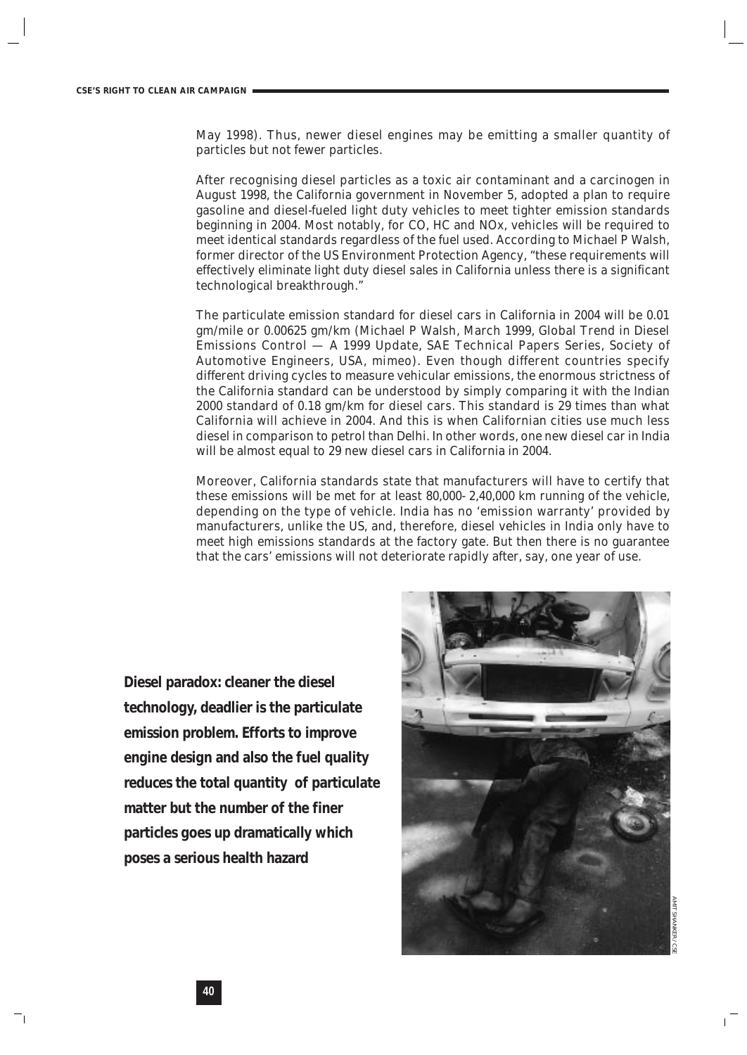May 1998). Thus, newer diesel engines may be emitting a smaller quantity of particles but not fewer particles.

After recognising diesel particles as a toxic air contaminant and a carcinogen in August 1998, the California government in November 5, adopted a plan to require gasoline and diesel-fueled light duty vehicles to meet tighter emission standards beginning in 2004. Most notably, for CO, HC and NOx, vehicles will be required to meet identical standards regardless of the fuel used. According to Michael P Walsh, former director of the US Environment Protection Agency, "these requirements will effectively eliminate light duty diesel sales in California unless there is a significant technological breakthrough."

The particulate emission standard for diesel cars in California in 2004 will be 0.01 gm/mile or 0.00625 gm/km (Michael P Walsh, March 1999, Global Trend in Diesel Emissions Control — A 1999 Update, SAE Technical Papers Series, Society of Automotive Engineers, USA, mimeo). Even though different countries specify different driving cycles to measure vehicular emissions, the enormous strictness of the California standard can be understood by simply comparing it with the Indian 2000 standard of 0.18 gm/km for diesel cars. This standard is 29 times than what California will achieve in 2004. And this is when Californian cities use much less diesel in comparison to petrol than Delhi. In other words, one new diesel car in India will be almost equal to 29 new diesel cars in California in 2004.

Moreover, California standards state that manufacturers will have to certify that these emissions will be met for at least 80,000- 2,40,000 km running of the vehicle, depending on the type of vehicle. India has no 'emission warranty' provided by manufacturers, unlike the US, and, therefore, diesel vehicles in India only have to meet high emissions standards at the factory gate. But then there is no guarantee that the cars' emissions will not deteriorate rapidly after, say, one year of use.

**Diesel paradox: cleaner the diesel technology, deadlier is the particulate emission problem. Efforts to improve engine design and also the fuel quality reduces the total quantity of particulate matter but the number of the finer particles goes up dramatically which poses a serious health hazard**

AMIT SHANKER / CSE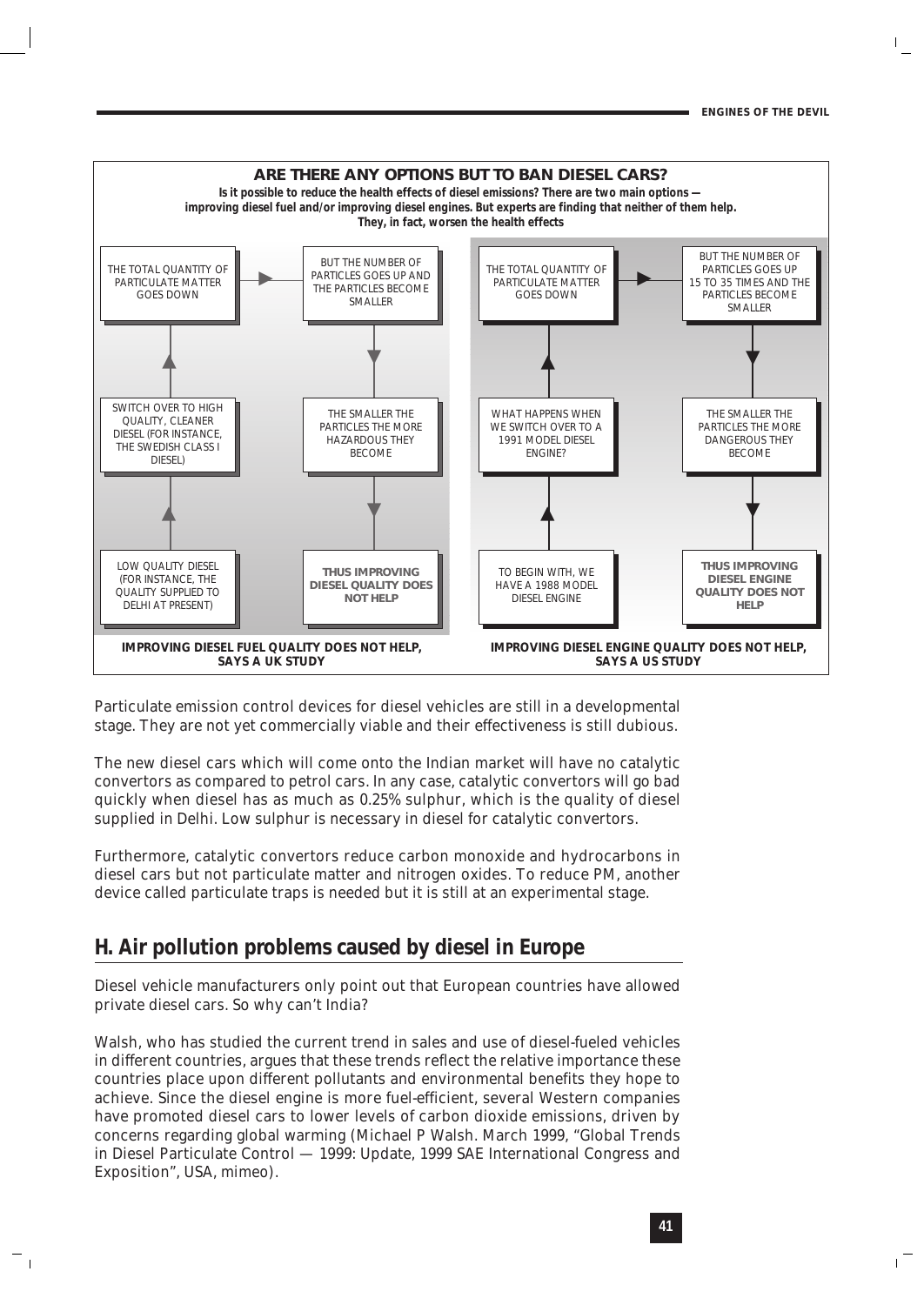**ARE THERE ANY OPTIONS BUT TO BAN DIESEL CARS?**

**Is it possible to reduce the health effects of diesel emissions? There are two main options — improving diesel fuel and/or improving diesel engines. But experts are finding that neither of them help. They, in fact, worsen the health effects**

**IMPROVING DIESEL FUEL QUALITY DOES NOT HELP, SAYS A UK STUDY**

LOW QUALITY DIESEL (FOR INSTANCE, THE QUALITY SUPPLIED TO DELHI AT PRESENT) → SWITCH OVER TO HIGH QUALITY, CLEANER DIESEL (FOR INSTANCE, THE SWEDISH CLASS I DIESEL) → THE TOTAL QUANTITY OF PARTICULATE MATTER GOES DOWN → BUT THE NUMBER OF PARTICLES GOES UP AND THE PARTICLES BECOME SMALLER → THE SMALLER THE PARTICLES THE MORE HAZARDOUS THEY BECOME → **THUS IMPROVING DIESEL QUALITY DOES NOT HELP**

**IMPROVING DIESEL ENGINE QUALITY DOES NOT HELP, SAYS A US STUDY**

TO BEGIN WITH, WE HAVE A 1988 MODEL DIESEL ENGINE → WHAT HAPPENS WHEN WE SWITCH OVER TO A 1991 MODEL DIESEL ENGINE? → THE TOTAL QUANTITY OF PARTICULATE MATTER GOES DOWN → BUT THE NUMBER OF PARTICLES GOES UP 15 TO 35 TIMES AND THE PARTICLES BECOME SMALLER → THE SMALLER THE PARTICLES THE MORE DANGEROUS THEY BECOME → **THUS IMPROVING DIESEL ENGINE QUALITY DOES NOT HELP**

Particulate emission control devices for diesel vehicles are still in a developmental stage. They are not yet commercially viable and their effectiveness is still dubious.

The new diesel cars which will come onto the Indian market will have no catalytic convertors as compared to petrol cars. In any case, catalytic convertors will go bad quickly when diesel has as much as 0.25% sulphur, which is the quality of diesel supplied in Delhi. Low sulphur is necessary in diesel for catalytic convertors.

Furthermore, catalytic convertors reduce carbon monoxide and hydrocarbons in diesel cars but not particulate matter and nitrogen oxides. To reduce PM, another device called particulate traps is needed but it is still at an experimental stage.

## H. Air pollution problems caused by diesel in Europe

Diesel vehicle manufacturers only point out that European countries have allowed private diesel cars. So why can't India?

Walsh, who has studied the current trend in sales and use of diesel-fueled vehicles in different countries, argues that these trends reflect the relative importance these countries place upon different pollutants and environmental benefits they hope to achieve. Since the diesel engine is more fuel-efficient, several Western companies have promoted diesel cars to lower levels of carbon dioxide emissions, driven by concerns regarding global warming (Michael P Walsh. March 1999, "Global Trends in Diesel Particulate Control — 1999: Update, 1999 SAE International Congress and Exposition", USA, mimeo).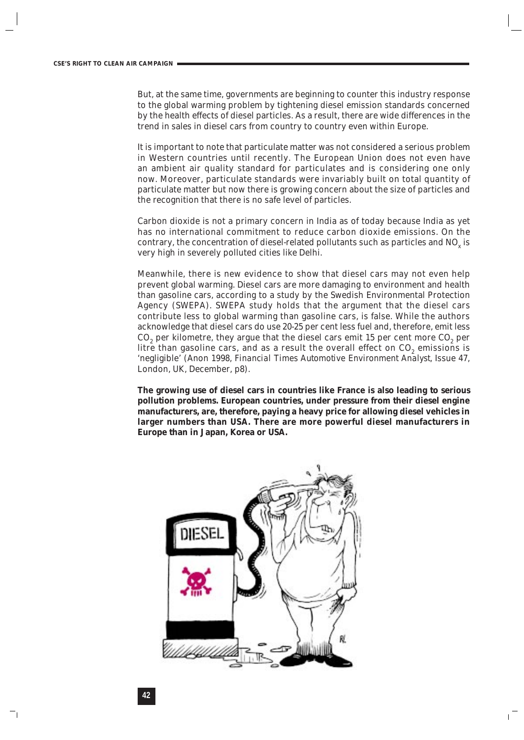But, at the same time, governments are beginning to counter this industry response to the global warming problem by tightening diesel emission standards concerned by the health effects of diesel particles. As a result, there are wide differences in the trend in sales in diesel cars from country to country even within Europe.

It is important to note that particulate matter was not considered a serious problem in Western countries until recently. The European Union does not even have an ambient air quality standard for particulates and is considering one only now. Moreover, particulate standards were invariably built on total quantity of particulate matter but now there is growing concern about the size of particles and the recognition that there is no safe level of particles.

Carbon dioxide is not a primary concern in India as of today because India as yet has no international commitment to reduce carbon dioxide emissions. On the contrary, the concentration of diesel-related pollutants such as particles and $NO_x$ is very high in severely polluted cities like Delhi.

Meanwhile, there is new evidence to show that diesel cars may not even help prevent global warming. Diesel cars are more damaging to environment and health than gasoline cars, according to a study by the Swedish Environmental Protection Agency (SWEPA). SWEPA study holds that the argument that the diesel cars contribute less to global warming than gasoline cars, is false. While the authors acknowledge that diesel cars do use 20-25 per cent less fuel and, therefore, emit less $CO_2$ per kilometre, they argue that the diesel cars emit 15 per cent more $CO_2$ per litre than gasoline cars, and as a result the overall effect on $CO_2$ emissions is 'negligible' (Anon 1998, *Financial Times Automotive Environment Analyst*, Issue 47, London, UK, December, p8).

**The growing use of diesel cars in countries like France is also leading to serious pollution problems. European countries, under pressure from their diesel engine manufacturers, are, therefore, paying a heavy price for allowing diesel vehicles in larger numbers than USA. There are more powerful diesel manufacturers in Europe than in Japan, Korea or USA.**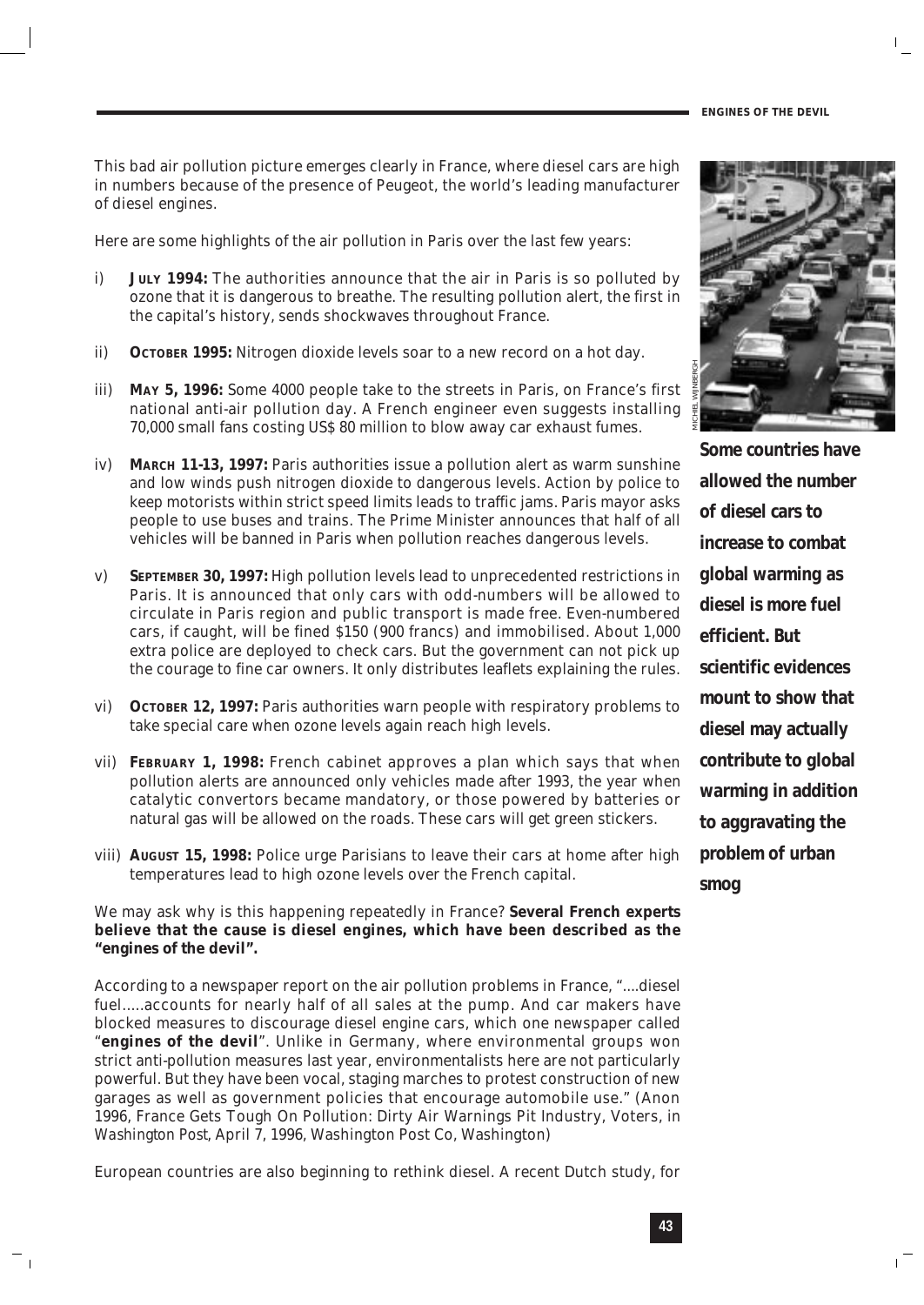This bad air pollution picture emerges clearly in France, where diesel cars are high in numbers because of the presence of Peugeot, the world's leading manufacturer of diesel engines.

Here are some highlights of the air pollution in Paris over the last few years:

i) **JULY 1994:** The authorities announce that the air in Paris is so polluted by ozone that it is dangerous to breathe. The resulting pollution alert, the first in the capital's history, sends shockwaves throughout France.

ii) **OCTOBER 1995:** Nitrogen dioxide levels soar to a new record on a hot day.

iii) **MAY 5, 1996:** Some 4000 people take to the streets in Paris, on France's first national anti-air pollution day. A French engineer even suggests installing 70,000 small fans costing US$ 80 million to blow away car exhaust fumes.

iv) **MARCH 11-13, 1997:** Paris authorities issue a pollution alert as warm sunshine and low winds push nitrogen dioxide to dangerous levels. Action by police to keep motorists within strict speed limits leads to traffic jams. Paris mayor asks people to use buses and trains. The Prime Minister announces that half of all vehicles will be banned in Paris when pollution reaches dangerous levels.

v) **SEPTEMBER 30, 1997:** High pollution levels lead to unprecedented restrictions in Paris. It is announced that only cars with odd-numbers will be allowed to circulate in Paris region and public transport is made free. Even-numbered cars, if caught, will be fined $150 (900 francs) and immobilised. About 1,000 extra police are deployed to check cars. But the government can not pick up the courage to fine car owners. It only distributes leaflets explaining the rules.

vi) **OCTOBER 12, 1997:** Paris authorities warn people with respiratory problems to take special care when ozone levels again reach high levels.

vii) **FEBRUARY 1, 1998:** French cabinet approves a plan which says that when pollution alerts are announced only vehicles made after 1993, the year when catalytic convertors became mandatory, or those powered by batteries or natural gas will be allowed on the roads. These cars will get green stickers.

viii) **AUGUST 15, 1998:** Police urge Parisians to leave their cars at home after high temperatures lead to high ozone levels over the French capital.

**Some countries have allowed the number of diesel cars to increase to combat global warming as diesel is more fuel efficient. But scientific evidences mount to show that diesel may actually contribute to global warming in addition to aggravating the problem of urban smog**

We may ask why is this happening repeatedly in France? **Several French experts believe that the cause is diesel engines, which have been described as the "engines of the devil".**

According to a newspaper report on the air pollution problems in France, "....diesel fuel.....accounts for nearly half of all sales at the pump. And car makers have blocked measures to discourage diesel engine cars, which one newspaper called "**engines of the devil**". Unlike in Germany, where environmental groups won strict anti-pollution measures last year, environmentalists here are not particularly powerful. But they have been vocal, staging marches to protest construction of new garages as well as government policies that encourage automobile use." (Anon 1996, France Gets Tough On Pollution: Dirty Air Warnings Pit Industry, Voters, in *Washington Post*, April 7, 1996, Washington Post Co, Washington)

European countries are also beginning to rethink diesel. A recent Dutch study, for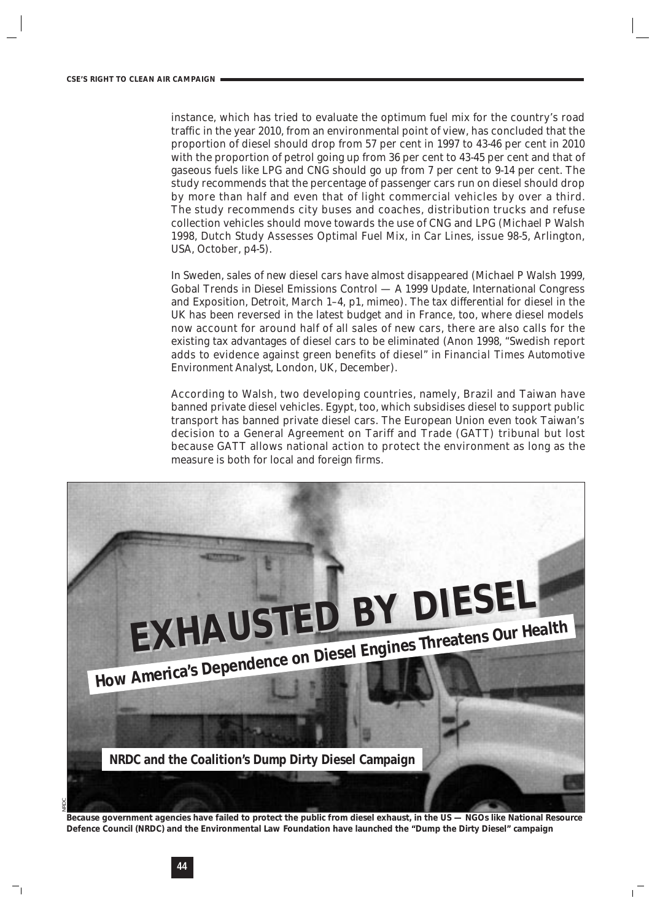instance, which has tried to evaluate the optimum fuel mix for the country's road traffic in the year 2010, from an environmental point of view, has concluded that the proportion of diesel should drop from 57 per cent in 1997 to 43-46 per cent in 2010 with the proportion of petrol going up from 36 per cent to 43-45 per cent and that of gaseous fuels like LPG and CNG should go up from 7 per cent to 9-14 per cent. The study recommends that the percentage of passenger cars run on diesel should drop by more than half and even that of light commercial vehicles by over a third. The study recommends city buses and coaches, distribution trucks and refuse collection vehicles should move towards the use of CNG and LPG (Michael P Walsh 1998, Dutch Study Assesses Optimal Fuel Mix, in Car Lines, issue 98-5, Arlington, USA, October, p4-5).

In Sweden, sales of new diesel cars have almost disappeared (Michael P Walsh 1999, Gobal Trends in Diesel Emissions Control — A 1999 Update, International Congress and Exposition, Detroit, March 1–4, p1, mimeo). The tax differential for diesel in the UK has been reversed in the latest budget and in France, too, where diesel models now account for around half of all sales of new cars, there are also calls for the existing tax advantages of diesel cars to be eliminated (Anon 1998, "Swedish report adds to evidence against green benefits of diesel" in *Financial Times Automotive Environment Analyst*, London, UK, December).

According to Walsh, two developing countries, namely, Brazil and Taiwan have banned private diesel vehicles. Egypt, too, which subsidises diesel to support public transport has banned private diesel cars. The European Union even took Taiwan's decision to a General Agreement on Tariff and Trade (GATT) tribunal but lost because GATT allows national action to protect the environment as long as the measure is both for local and foreign firms.

**EXHAUSTED BY DIESEL**

**How America's Dependence on Diesel Engines Threatens Our Health**

**NRDC and the Coalition's Dump Dirty Diesel Campaign**

NRDC

**Because government agencies have failed to protect the public from diesel exhaust, in the US — NGOs like National Resource Defence Council (NRDC) and the Environmental Law Foundation have launched the "Dump the Dirty Diesel" campaign**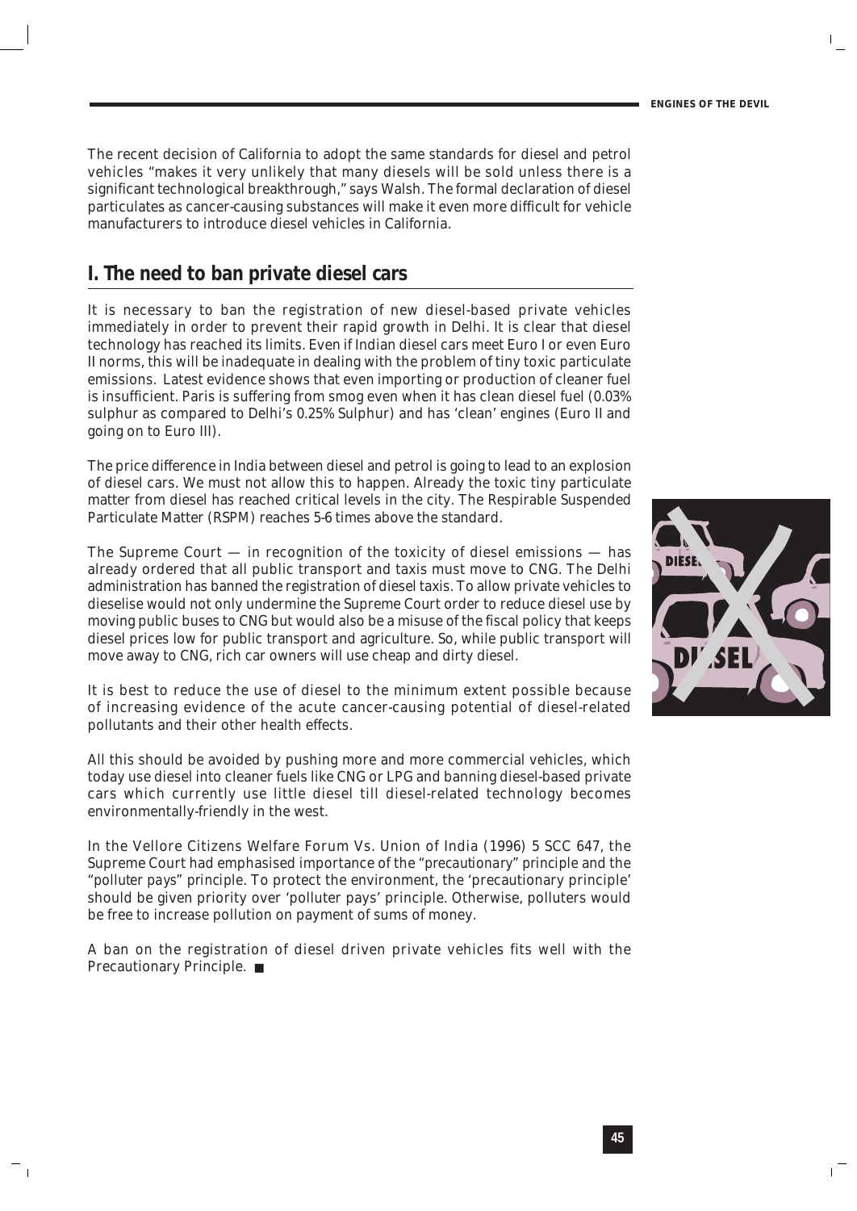The recent decision of California to adopt the same standards for diesel and petrol vehicles "makes it very unlikely that many diesels will be sold unless there is a significant technological breakthrough," says Walsh. The formal declaration of diesel particulates as cancer-causing substances will make it even more difficult for vehicle manufacturers to introduce diesel vehicles in California.

## I. The need to ban private diesel cars

It is necessary to ban the registration of new diesel-based private vehicles immediately in order to prevent their rapid growth in Delhi. It is clear that diesel technology has reached its limits. Even if Indian diesel cars meet Euro I or even Euro II norms, this will be inadequate in dealing with the problem of tiny toxic particulate emissions. Latest evidence shows that even importing or production of cleaner fuel is insufficient. Paris is suffering from smog even when it has clean diesel fuel (0.03% sulphur as compared to Delhi's 0.25% Sulphur) and has 'clean' engines (Euro II and going on to Euro III).

The price difference in India between diesel and petrol is going to lead to an explosion of diesel cars. We must not allow this to happen. Already the toxic tiny particulate matter from diesel has reached critical levels in the city. The Respirable Suspended Particulate Matter (RSPM) reaches 5-6 times above the standard.

The Supreme Court — in recognition of the toxicity of diesel emissions — has already ordered that all public transport and taxis must move to CNG. The Delhi administration has banned the registration of diesel taxis. To allow private vehicles to dieselise would not only undermine the Supreme Court order to reduce diesel use by moving public buses to CNG but would also be a misuse of the fiscal policy that keeps diesel prices low for public transport and agriculture. So, while public transport will move away to CNG, rich car owners will use cheap and dirty diesel.

It is best to reduce the use of diesel to the minimum extent possible because of increasing evidence of the acute cancer-causing potential of diesel-related pollutants and their other health effects.

All this should be avoided by pushing more and more commercial vehicles, which today use diesel into cleaner fuels like CNG or LPG and banning diesel-based private cars which currently use little diesel till diesel-related technology becomes environmentally-friendly in the west.

In the Vellore Citizens Welfare Forum Vs. Union of India (1996) 5 SCC 647, the Supreme Court had emphasised importance of the "precautionary" principle and the "polluter pays" principle. To protect the environment, the 'precautionary principle' should be given priority over 'polluter pays' principle. Otherwise, polluters would be free to increase pollution on payment of sums of money.

A ban on the registration of diesel driven private vehicles fits well with the Precautionary Principle. ■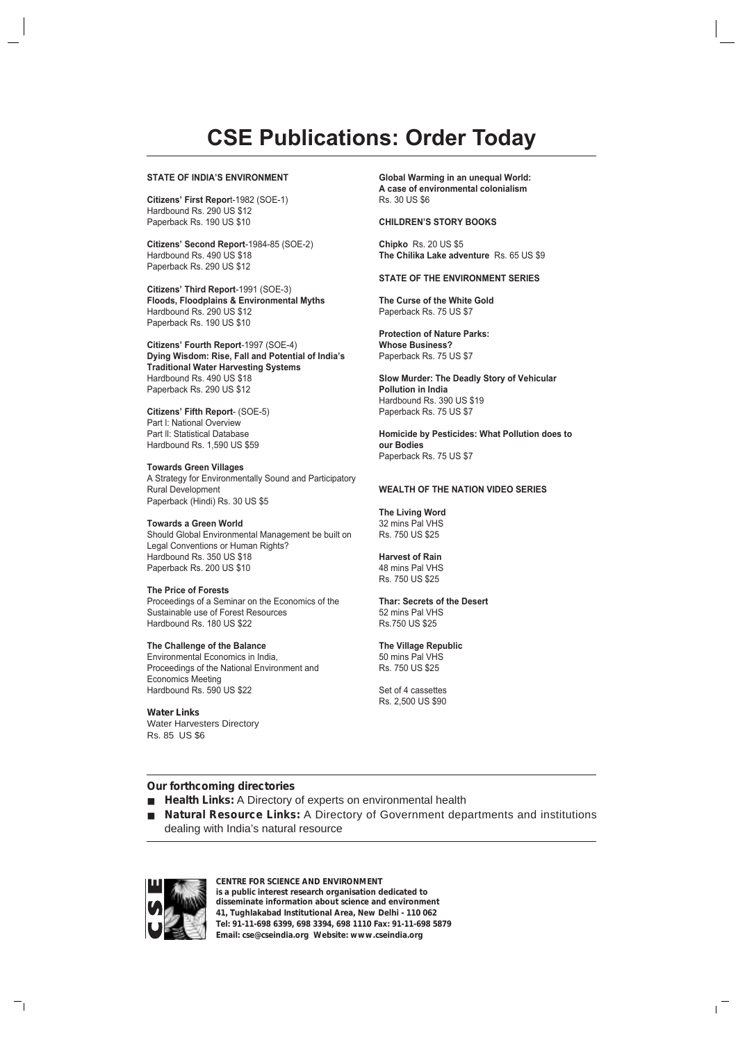# CSE Publications: Order Today

**STATE OF INDIA'S ENVIRONMENT**

**Citizens' First Report**-1982 (SOE-1)
Hardbound Rs. 290 US $12
Paperback Rs. 190 US $10

**Citizens' Second Report**-1984-85 (SOE-2)
Hardbound Rs. 490 US $18
Paperback Rs. 290 US $12

**Citizens' Third Report**-1991 (SOE-3)
**Floods, Floodplains & Environmental Myths**
Hardbound Rs. 290 US $12
Paperback Rs. 190 US $10

**Citizens' Fourth Report**-1997 (SOE-4)
**Dying Wisdom: Rise, Fall and Potential of India's Traditional Water Harvesting Systems**
Hardbound Rs. 490 US $18
Paperback Rs. 290 US $12

**Citizens' Fifth Report**- (SOE-5)
Part I: National Overview
Part II: Statistical Database
Hardbound Rs. 1,590 US $59

**Towards Green Villages**
A Strategy for Environmentally Sound and Participatory Rural Development
Paperback (Hindi) Rs. 30 US $5

**Towards a Green World**
Should Global Environmental Management be built on Legal Conventions or Human Rights?
Hardbound Rs. 350 US $18
Paperback Rs. 200 US $10

**The Price of Forests**
Proceedings of a Seminar on the Economics of the Sustainable use of Forest Resources
Hardbound Rs. 180 US $22

**The Challenge of the Balance**
Environmental Economics in India,
Proceedings of the National Environment and Economics Meeting
Hardbound Rs. 590 US $22

**Water Links**
Water Harvesters Directory
Rs. 85 US $6

**Global Warming in an unequal World: A case of environmental colonialism**
Rs. 30 US $6

**CHILDREN'S STORY BOOKS**

**Chipko** Rs. 20 US $5
**The Chilika Lake adventure** Rs. 65 US $9

**STATE OF THE ENVIRONMENT SERIES**

**The Curse of the White Gold**
Paperback Rs. 75 US $7

**Protection of Nature Parks: Whose Business?**
Paperback Rs. 75 US $7

**Slow Murder: The Deadly Story of Vehicular Pollution in India**
Hardbound Rs. 390 US $19
Paperback Rs. 75 US $7

**Homicide by Pesticides: What Pollution does to our Bodies**
Paperback Rs. 75 US $7

**WEALTH OF THE NATION VIDEO SERIES**

**The Living Word**
32 mins Pal VHS
Rs. 750 US $25

**Harvest of Rain**
48 mins Pal VHS
Rs. 750 US $25

**Thar: Secrets of the Desert**
52 mins Pal VHS
Rs.750 US $25

**The Village Republic**
50 mins Pal VHS
Rs. 750 US $25

Set of 4 cassettes
Rs. 2,500 US $90

---

**Our forthcoming directories**

- **Health Links:** A Directory of experts on environmental health
- **Natural Resource Links:** A Directory of Government departments and institutions dealing with India's natural resource

---

**CENTRE FOR SCIENCE AND ENVIRONMENT**
**is a public interest research organisation dedicated to disseminate information about science and environment**
**41, Tughlakabad Institutional Area, New Delhi - 110 062**
**Tel: 91-11-698 6399, 698 3394, 698 1110 Fax: 91-11-698 5879**
**Email: cse@cseindia.org Website: www.cseindia.org**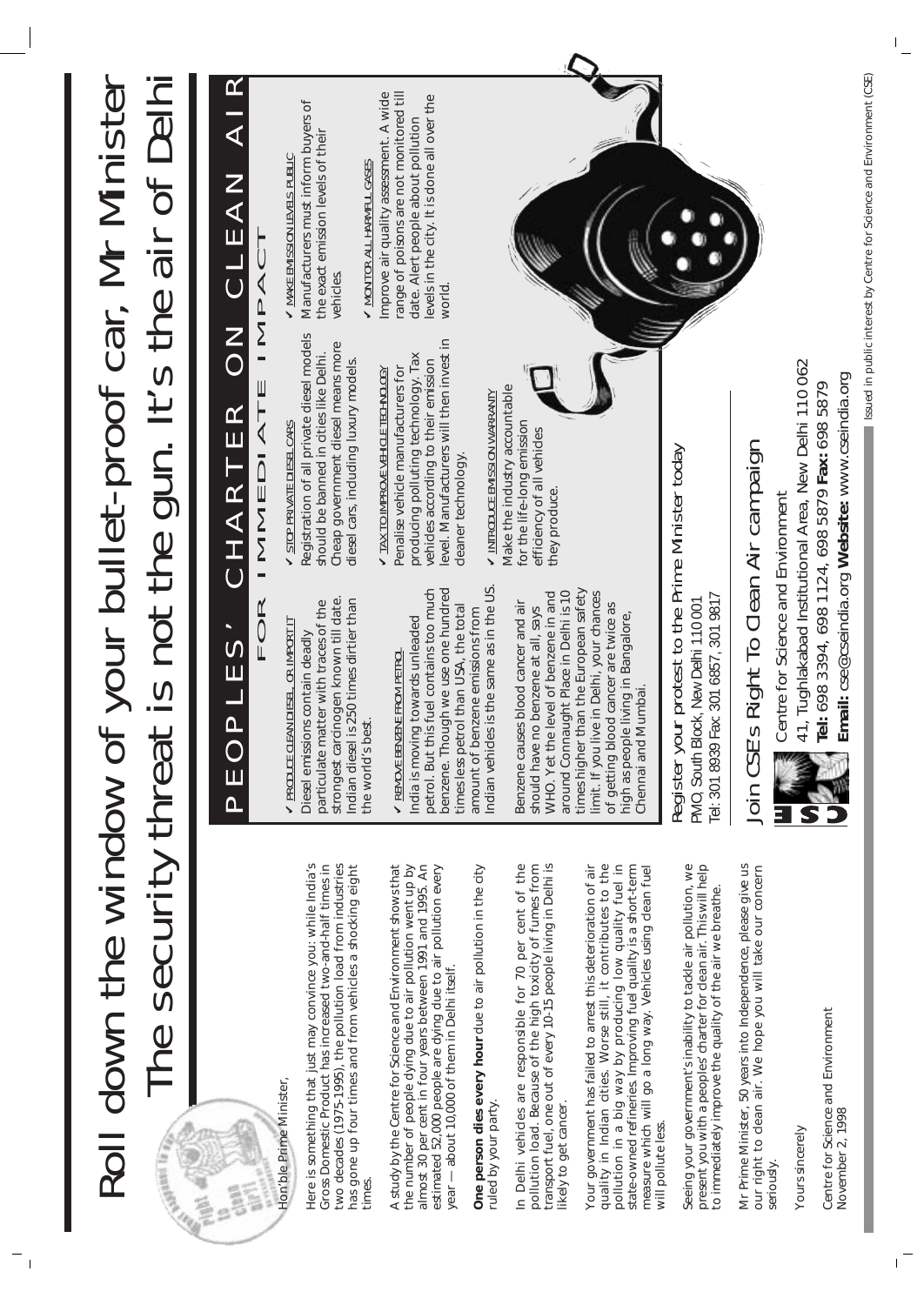# Roll down the window of your bullet-proof car, Mr Minister

## The security threat is not the gun. It's the air of Delhi

Hon'ble Prime Minister,

Here is something that just may convince you: while India's Gross Domestic Product has increased two-and-half times in two decades (1975-1995), the pollution load from industries has gone up four times and from vehicles a shocking eight times.

A study by the Centre for Science and Environment shows that the number of people dying due to air pollution went up by almost 30 per cent in four years between 1991 and 1995. An estimated 52,000 people are dying due to air pollution every year — about 10,000 of them in Delhi itself.

**One person dies every hour** due to air pollution in the city ruled by your party.

In Delhi vehicles are responsible for 70 per cent of the pollution load. Because of the high toxicity of fumes from transport fuel, one out of every 10-15 people living in Delhi is likely to get cancer.

Your government has failed to arrest this deterioration of air quality in Indian cities. Worse still, it contributes to the pollution in a big way by producing low quality fuel in state-owned refineries. Improving fuel quality is a short-term measure which will go a long way. Vehicles using clean fuel will pollute less.

Seeing your government's inability to tackle air pollution, we present you with a peoples' charter for clean air. This will help to immediately improve the quality of the air we breathe.

Mr Prime Minister, 50 years into Independence, please give us our right to clean air. We hope you will take our concern seriously.

Yours sincerely

Centre for Science and Environment
November 2, 1998

## PEOPLES' CHARTER ON CLEAN AIR

### FOR IMMEDIATE IMPACT

✔ PRODUCE CLEAN DIESEL, OR IMPORT IT

Diesel emissions contain deadly particulate matter with traces of the strongest carcinogen known till date. Indian diesel is 250 times dirtier than the world's best.

✔ REMOVE BENZENE FROM PETROL

India is moving towards unleaded petrol. But this fuel contains too much benzene. Though we use one hundred times less petrol than USA, the total amount of benzene emissions from Indian vehicles is the same as in the US.

Benzene causes blood cancer and air should have no benzene at all, says WHO. Yet the level of benzene in and around Connaught Place in Delhi is 10 times higher than the European safety limit. If you live in Delhi, your chances of getting blood cancer are twice as high as people living in Bangalore, Chennai and Mumbai.

✔ STOP PRIVATE DIESEL CARS

Registration of all private diesel models should be banned in cities like Delhi. Cheap government diesel means more diesel cars, including luxury models.

✔ TAX TO IMPROVE VEHICLE TECHNOLOGY

Penalise vehicle manufacturers for producing polluting technology. Tax vehicles according to their emission level. Manufacturers will then invest in cleaner technology.

✔ INTRODUCE EMISSION WARRANTY

Make the industry accountable for the life-long emission efficiency of all vehicles they produce.

✔ MAKE EMISSION LEVELS PUBLIC

Manufacturers must inform buyers of the exact emission levels of their vehicles.

✔ MONITOR ALL HARMFUL GASES

Improve air quality assessment. A wide range of poisons are not monitored till date. Alert people about pollution levels in the city. It is done all over the world.

Register your protest to the Prime Minister today

PMO, South Block, New Delhi 110 001
Tel: 301 8939 Fax: 301 6857, 301 9817

## Join CSE's Right To Clean Air campaign

Centre for Science and Environment
41, Tughlakabad Institutional Area, New Delhi 110 062
**Tel:** 698 3394, 698 1124, 698 5879 **Fax:** 698 5879
**Email:** cse@cseindia.org **Website:** www.cseindia.org

Issued in public interest by Centre for Science and Environment (CSE)